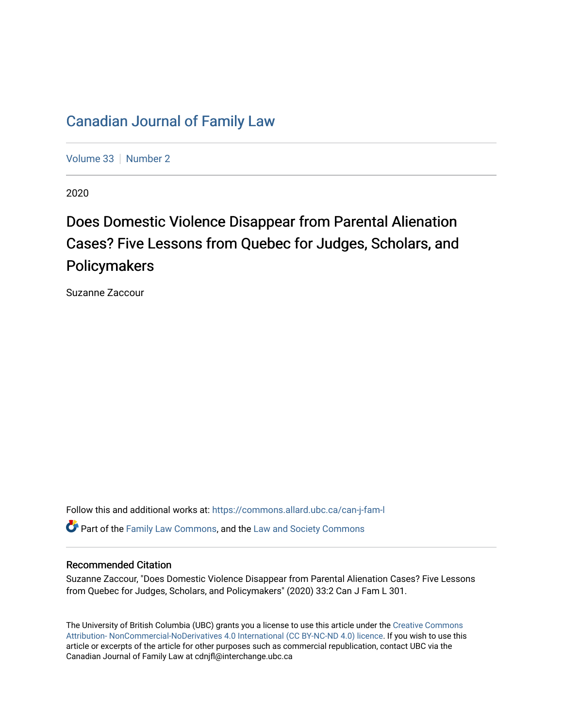# Canadian Journal of Family Law

Volume 33 | Number 2

2020

## Does Domestic Violence Disappear from Parental Alienation Cases? Five Lessons from Quebec for Judges, Scholars, and Policymakers

Suzanne Zaccour

Follow this and additional works at: https://commons.allard.ubc.ca/can-j-fam-l

Part of the Family Law Commons, and the Law and Society Commons

### Recommended Citation

Suzanne Zaccour, "Does Domestic Violence Disappear from Parental Alienation Cases? Five Lessons from Quebec for Judges, Scholars, and Policymakers" (2020) 33:2 Can J Fam L 301.

The University of British Columbia (UBC) grants you a license to use this article under the Creative Commons Attribution- NonCommercial-NoDerivatives 4.0 International (CC BY-NC-ND 4.0) licence. If you wish to use this article or excerpts of the article for other purposes such as commercial republication, contact UBC via the Canadian Journal of Family Law at cdnjfl@interchange.ubc.ca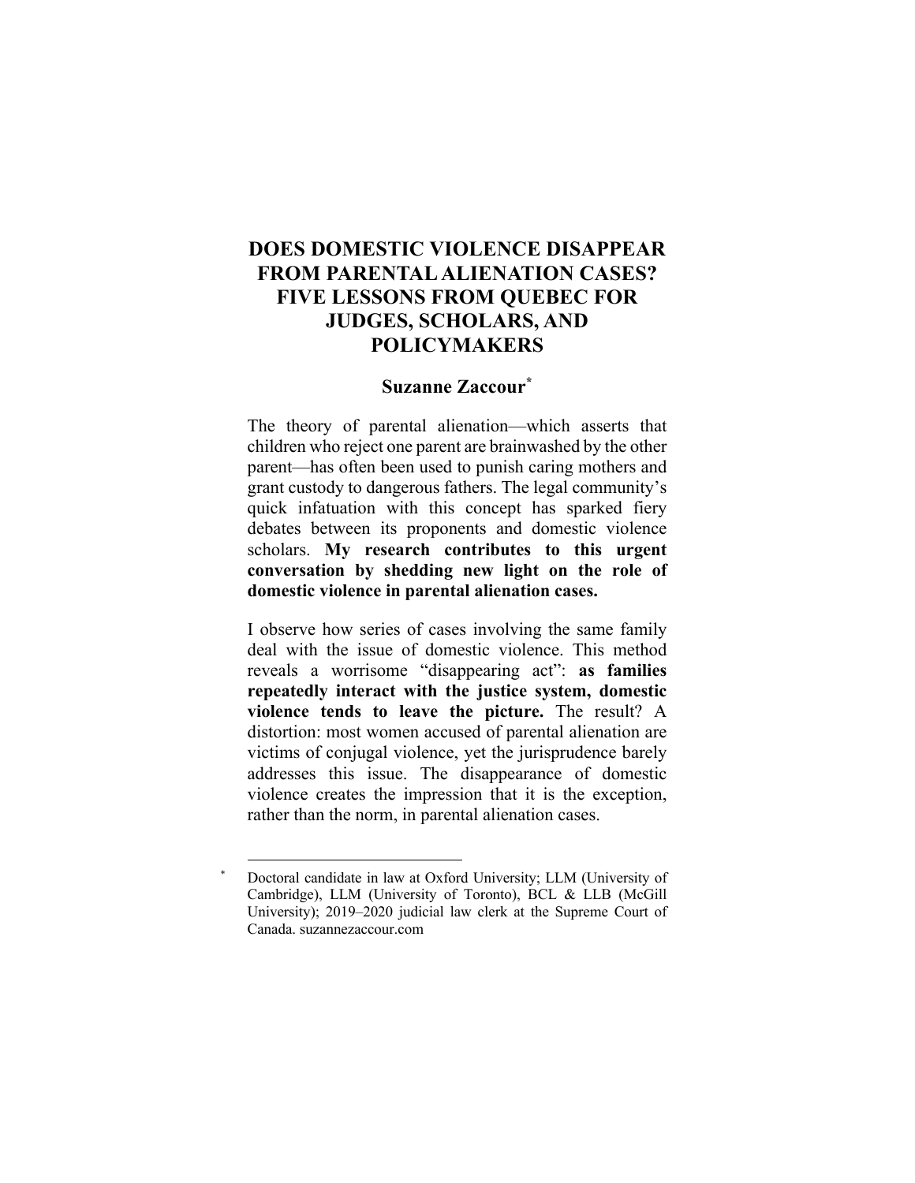# DOES DOMESTIC VIOLENCE DISAPPEAR FROM PARENTAL ALIENATION CASES? FIVE LESSONS FROM QUEBEC FOR JUDGES, SCHOLARS, AND POLICYMAKERS

**Suzanne Zaccour***

The theory of parental alienation—which asserts that children who reject one parent are brainwashed by the other parent—has often been used to punish caring mothers and grant custody to dangerous fathers. The legal community's quick infatuation with this concept has sparked fiery debates between its proponents and domestic violence scholars. **My research contributes to this urgent conversation by shedding new light on the role of domestic violence in parental alienation cases.**

I observe how series of cases involving the same family deal with the issue of domestic violence. This method reveals a worrisome "disappearing act": **as families repeatedly interact with the justice system, domestic violence tends to leave the picture.** The result? A distortion: most women accused of parental alienation are victims of conjugal violence, yet the jurisprudence barely addresses this issue. The disappearance of domestic violence creates the impression that it is the exception, rather than the norm, in parental alienation cases.

---

\* Doctoral candidate in law at Oxford University; LLM (University of Cambridge), LLM (University of Toronto), BCL & LLB (McGill University); 2019–2020 judicial law clerk at the Supreme Court of Canada. suzannezaccour.com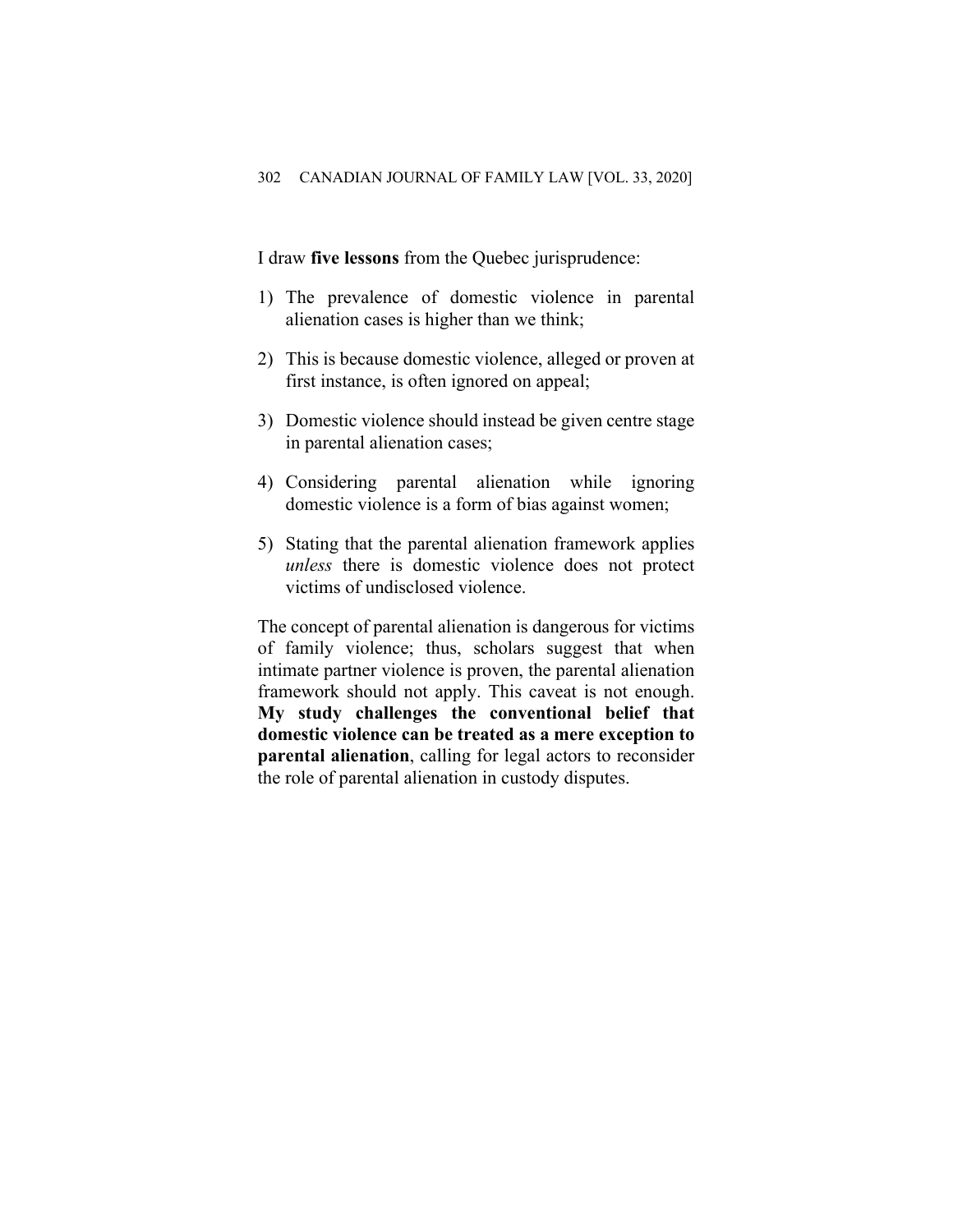I draw **five lessons** from the Quebec jurisprudence:

1) The prevalence of domestic violence in parental alienation cases is higher than we think;

2) This is because domestic violence, alleged or proven at first instance, is often ignored on appeal;

3) Domestic violence should instead be given centre stage in parental alienation cases;

4) Considering parental alienation while ignoring domestic violence is a form of bias against women;

5) Stating that the parental alienation framework applies *unless* there is domestic violence does not protect victims of undisclosed violence.

The concept of parental alienation is dangerous for victims of family violence; thus, scholars suggest that when intimate partner violence is proven, the parental alienation framework should not apply. This caveat is not enough. **My study challenges the conventional belief that domestic violence can be treated as a mere exception to parental alienation**, calling for legal actors to reconsider the role of parental alienation in custody disputes.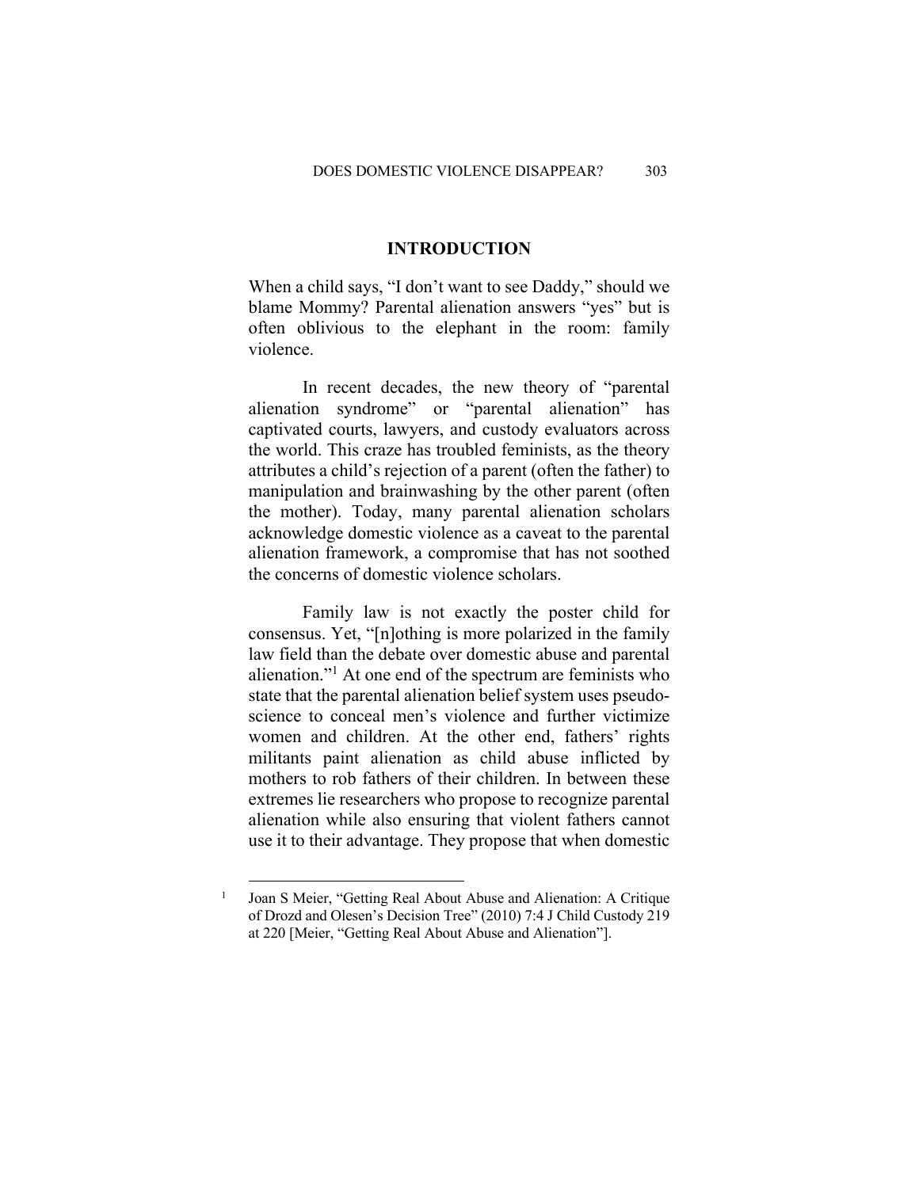## INTRODUCTION

When a child says, "I don't want to see Daddy," should we blame Mommy? Parental alienation answers "yes" but is often oblivious to the elephant in the room: family violence.

In recent decades, the new theory of "parental alienation syndrome" or "parental alienation" has captivated courts, lawyers, and custody evaluators across the world. This craze has troubled feminists, as the theory attributes a child's rejection of a parent (often the father) to manipulation and brainwashing by the other parent (often the mother). Today, many parental alienation scholars acknowledge domestic violence as a caveat to the parental alienation framework, a compromise that has not soothed the concerns of domestic violence scholars.

Family law is not exactly the poster child for consensus. Yet, "[n]othing is more polarized in the family law field than the debate over domestic abuse and parental alienation."[1] At one end of the spectrum are feminists who state that the parental alienation belief system uses pseudo-science to conceal men's violence and further victimize women and children. At the other end, fathers' rights militants paint alienation as child abuse inflicted by mothers to rob fathers of their children. In between these extremes lie researchers who propose to recognize parental alienation while also ensuring that violent fathers cannot use it to their advantage. They propose that when domestic

---

[1] Joan S Meier, "Getting Real About Abuse and Alienation: A Critique of Drozd and Olesen's Decision Tree" (2010) 7:4 J Child Custody 219 at 220 [Meier, "Getting Real About Abuse and Alienation"].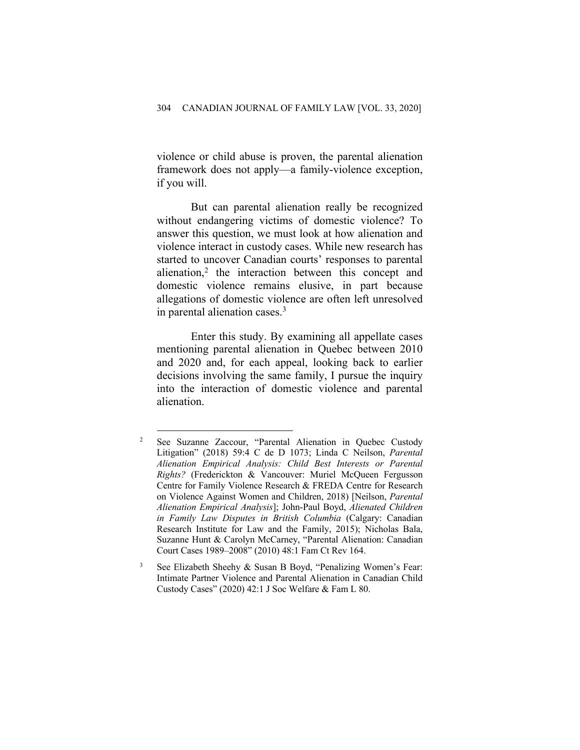violence or child abuse is proven, the parental alienation framework does not apply—a family-violence exception, if you will.

But can parental alienation really be recognized without endangering victims of domestic violence? To answer this question, we must look at how alienation and violence interact in custody cases. While new research has started to uncover Canadian courts' responses to parental alienation,[2] the interaction between this concept and domestic violence remains elusive, in part because allegations of domestic violence are often left unresolved in parental alienation cases.[3]

Enter this study. By examining all appellate cases mentioning parental alienation in Quebec between 2010 and 2020 and, for each appeal, looking back to earlier decisions involving the same family, I pursue the inquiry into the interaction of domestic violence and parental alienation.

---

[2] See Suzanne Zaccour, "Parental Alienation in Quebec Custody Litigation" (2018) 59:4 C de D 1073; Linda C Neilson, *Parental Alienation Empirical Analysis: Child Best Interests or Parental Rights?* (Frederickton & Vancouver: Muriel McQueen Fergusson Centre for Family Violence Research & FREDA Centre for Research on Violence Against Women and Children, 2018) [Neilson, *Parental Alienation Empirical Analysis*]; John-Paul Boyd, *Alienated Children in Family Law Disputes in British Columbia* (Calgary: Canadian Research Institute for Law and the Family, 2015); Nicholas Bala, Suzanne Hunt & Carolyn McCarney, "Parental Alienation: Canadian Court Cases 1989–2008" (2010) 48:1 Fam Ct Rev 164.

[3] See Elizabeth Sheehy & Susan B Boyd, "Penalizing Women's Fear: Intimate Partner Violence and Parental Alienation in Canadian Child Custody Cases" (2020) 42:1 J Soc Welfare & Fam L 80.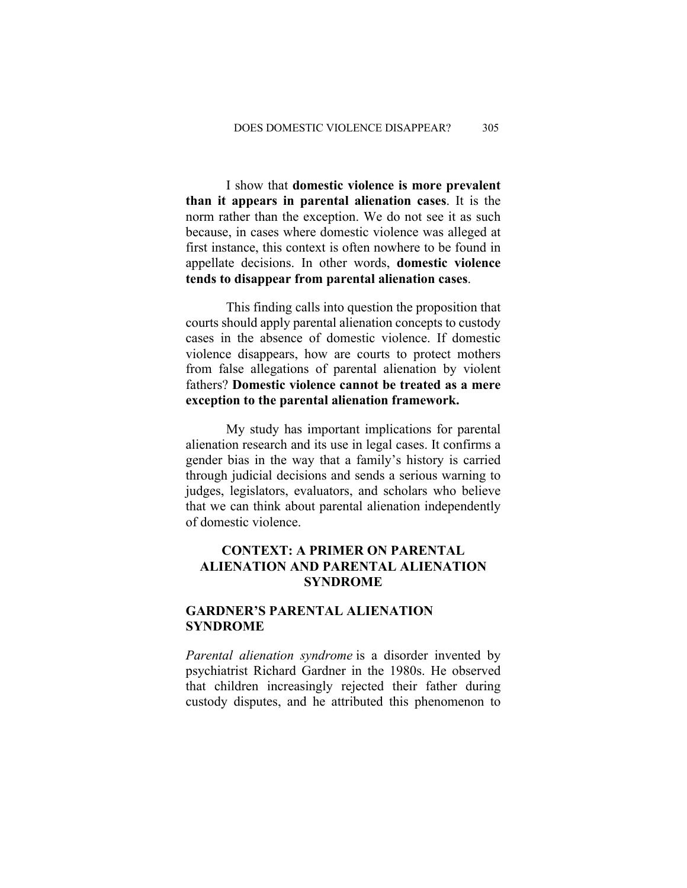I show that **domestic violence is more prevalent than it appears in parental alienation cases**. It is the norm rather than the exception. We do not see it as such because, in cases where domestic violence was alleged at first instance, this context is often nowhere to be found in appellate decisions. In other words, **domestic violence tends to disappear from parental alienation cases**.

This finding calls into question the proposition that courts should apply parental alienation concepts to custody cases in the absence of domestic violence. If domestic violence disappears, how are courts to protect mothers from false allegations of parental alienation by violent fathers? **Domestic violence cannot be treated as a mere exception to the parental alienation framework.**

My study has important implications for parental alienation research and its use in legal cases. It confirms a gender bias in the way that a family's history is carried through judicial decisions and sends a serious warning to judges, legislators, evaluators, and scholars who believe that we can think about parental alienation independently of domestic violence.

## CONTEXT: A PRIMER ON PARENTAL ALIENATION AND PARENTAL ALIENATION SYNDROME

### GARDNER'S PARENTAL ALIENATION SYNDROME

*Parental alienation syndrome* is a disorder invented by psychiatrist Richard Gardner in the 1980s. He observed that children increasingly rejected their father during custody disputes, and he attributed this phenomenon to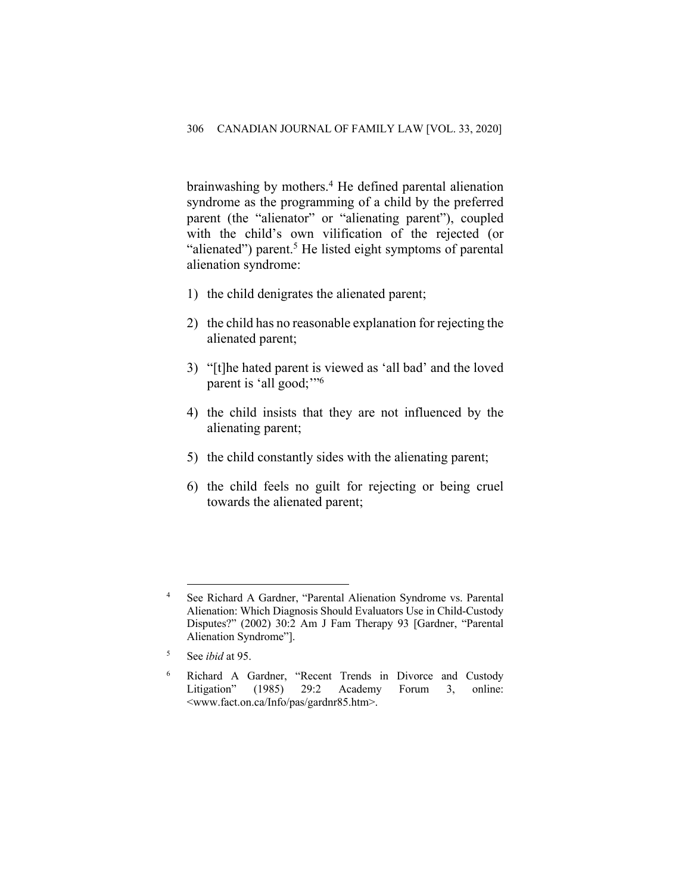brainwashing by mothers.[4] He defined parental alienation syndrome as the programming of a child by the preferred parent (the "alienator" or "alienating parent"), coupled with the child's own vilification of the rejected (or "alienated") parent.[5] He listed eight symptoms of parental alienation syndrome:

1) the child denigrates the alienated parent;

2) the child has no reasonable explanation for rejecting the alienated parent;

3) "[t]he hated parent is viewed as 'all bad' and the loved parent is 'all good;'"[6]

4) the child insists that they are not influenced by the alienating parent;

5) the child constantly sides with the alienating parent;

6) the child feels no guilt for rejecting or being cruel towards the alienated parent;

---

[4] See Richard A Gardner, "Parental Alienation Syndrome vs. Parental Alienation: Which Diagnosis Should Evaluators Use in Child-Custody Disputes?" (2002) 30:2 Am J Fam Therapy 93 [Gardner, "Parental Alienation Syndrome"].

[5] See *ibid* at 95.

[6] Richard A Gardner, "Recent Trends in Divorce and Custody Litigation" (1985) 29:2 Academy Forum 3, online: <www.fact.on.ca/Info/pas/gardnr85.htm>.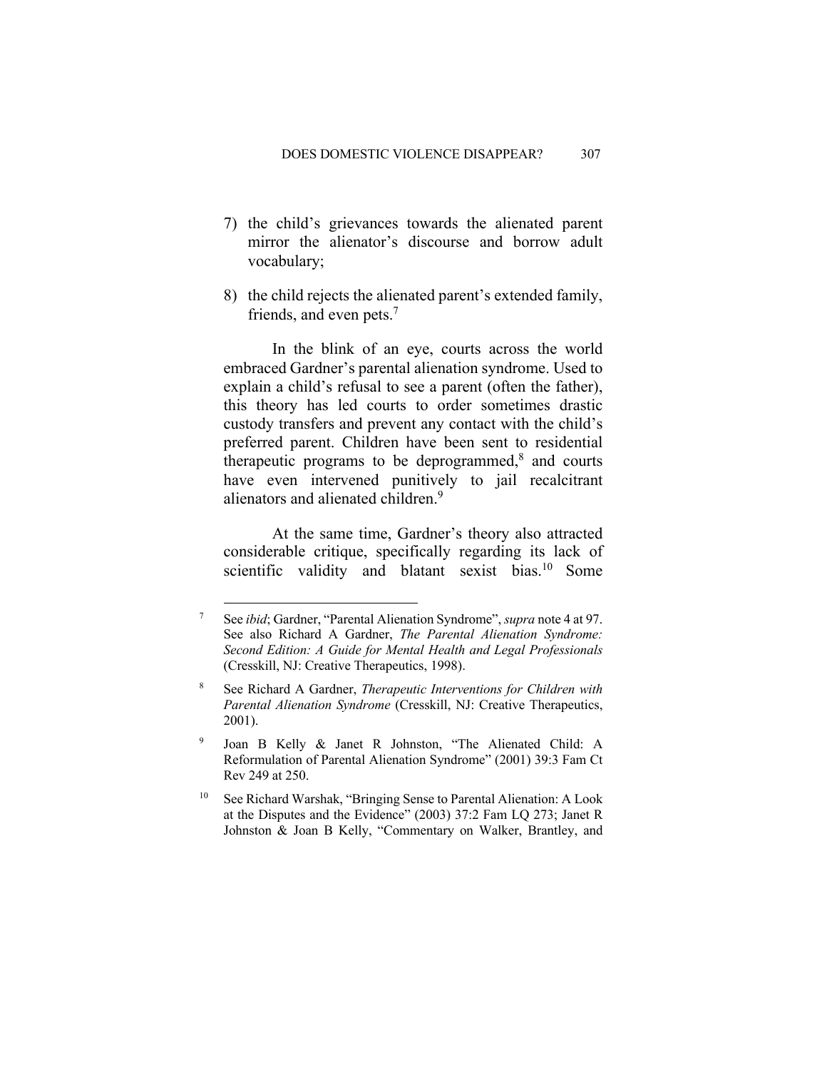7) the child's grievances towards the alienated parent mirror the alienator's discourse and borrow adult vocabulary;

8) the child rejects the alienated parent's extended family, friends, and even pets.[7]

In the blink of an eye, courts across the world embraced Gardner's parental alienation syndrome. Used to explain a child's refusal to see a parent (often the father), this theory has led courts to order sometimes drastic custody transfers and prevent any contact with the child's preferred parent. Children have been sent to residential therapeutic programs to be deprogrammed,[8] and courts have even intervened punitively to jail recalcitrant alienators and alienated children.[9]

At the same time, Gardner's theory also attracted considerable critique, specifically regarding its lack of scientific validity and blatant sexist bias.[10] Some

---

[7] See *ibid*; Gardner, "Parental Alienation Syndrome", *supra* note 4 at 97. See also Richard A Gardner, *The Parental Alienation Syndrome: Second Edition: A Guide for Mental Health and Legal Professionals* (Cresskill, NJ: Creative Therapeutics, 1998).

[8] See Richard A Gardner, *Therapeutic Interventions for Children with Parental Alienation Syndrome* (Cresskill, NJ: Creative Therapeutics, 2001).

[9] Joan B Kelly & Janet R Johnston, "The Alienated Child: A Reformulation of Parental Alienation Syndrome" (2001) 39:3 Fam Ct Rev 249 at 250.

[10] See Richard Warshak, "Bringing Sense to Parental Alienation: A Look at the Disputes and the Evidence" (2003) 37:2 Fam LQ 273; Janet R Johnston & Joan B Kelly, "Commentary on Walker, Brantley, and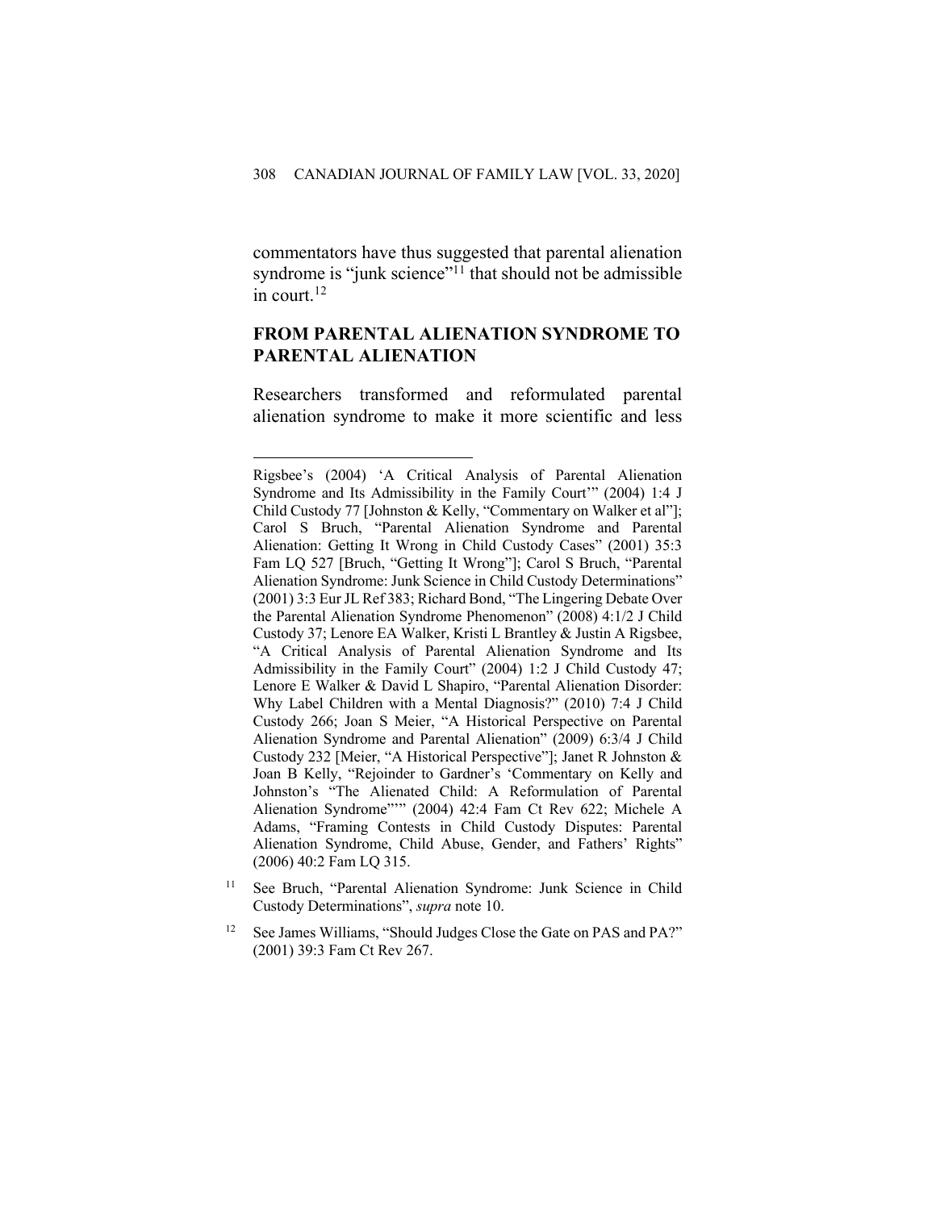commentators have thus suggested that parental alienation syndrome is "junk science"[11] that should not be admissible in court.[12]

## FROM PARENTAL ALIENATION SYNDROME TO PARENTAL ALIENATION

Researchers transformed and reformulated parental alienation syndrome to make it more scientific and less

---

Rigsbee's (2004) 'A Critical Analysis of Parental Alienation Syndrome and Its Admissibility in the Family Court'" (2004) 1:4 J Child Custody 77 [Johnston & Kelly, "Commentary on Walker et al"]; Carol S Bruch, "Parental Alienation Syndrome and Parental Alienation: Getting It Wrong in Child Custody Cases" (2001) 35:3 Fam LQ 527 [Bruch, "Getting It Wrong"]; Carol S Bruch, "Parental Alienation Syndrome: Junk Science in Child Custody Determinations" (2001) 3:3 Eur JL Ref 383; Richard Bond, "The Lingering Debate Over the Parental Alienation Syndrome Phenomenon" (2008) 4:1/2 J Child Custody 37; Lenore EA Walker, Kristi L Brantley & Justin A Rigsbee, "A Critical Analysis of Parental Alienation Syndrome and Its Admissibility in the Family Court" (2004) 1:2 J Child Custody 47; Lenore E Walker & David L Shapiro, "Parental Alienation Disorder: Why Label Children with a Mental Diagnosis?" (2010) 7:4 J Child Custody 266; Joan S Meier, "A Historical Perspective on Parental Alienation Syndrome and Parental Alienation" (2009) 6:3/4 J Child Custody 232 [Meier, "A Historical Perspective"]; Janet R Johnston & Joan B Kelly, "Rejoinder to Gardner's 'Commentary on Kelly and Johnston's "The Alienated Child: A Reformulation of Parental Alienation Syndrome"'" (2004) 42:4 Fam Ct Rev 622; Michele A Adams, "Framing Contests in Child Custody Disputes: Parental Alienation Syndrome, Child Abuse, Gender, and Fathers' Rights" (2006) 40:2 Fam LQ 315.

[11] See Bruch, "Parental Alienation Syndrome: Junk Science in Child Custody Determinations", *supra* note 10.

[12] See James Williams, "Should Judges Close the Gate on PAS and PA?" (2001) 39:3 Fam Ct Rev 267.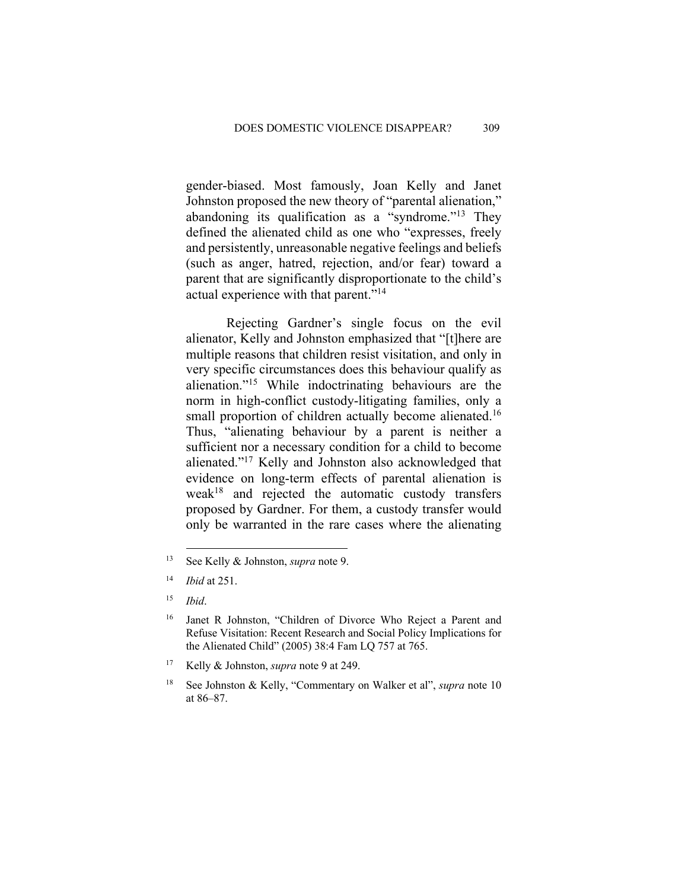gender-biased. Most famously, Joan Kelly and Janet Johnston proposed the new theory of "parental alienation," abandoning its qualification as a "syndrome."[13] They defined the alienated child as one who "expresses, freely and persistently, unreasonable negative feelings and beliefs (such as anger, hatred, rejection, and/or fear) toward a parent that are significantly disproportionate to the child's actual experience with that parent."[14]

Rejecting Gardner's single focus on the evil alienator, Kelly and Johnston emphasized that "[t]here are multiple reasons that children resist visitation, and only in very specific circumstances does this behaviour qualify as alienation."[15] While indoctrinating behaviours are the norm in high-conflict custody-litigating families, only a small proportion of children actually become alienated.[16] Thus, "alienating behaviour by a parent is neither a sufficient nor a necessary condition for a child to become alienated."[17] Kelly and Johnston also acknowledged that evidence on long-term effects of parental alienation is weak[18] and rejected the automatic custody transfers proposed by Gardner. For them, a custody transfer would only be warranted in the rare cases where the alienating

---

[13] See Kelly & Johnston, *supra* note 9.

[14] *Ibid* at 251.

[15] *Ibid*.

[16] Janet R Johnston, "Children of Divorce Who Reject a Parent and Refuse Visitation: Recent Research and Social Policy Implications for the Alienated Child" (2005) 38:4 Fam LQ 757 at 765.

[17] Kelly & Johnston, *supra* note 9 at 249.

[18] See Johnston & Kelly, "Commentary on Walker et al", *supra* note 10 at 86–87.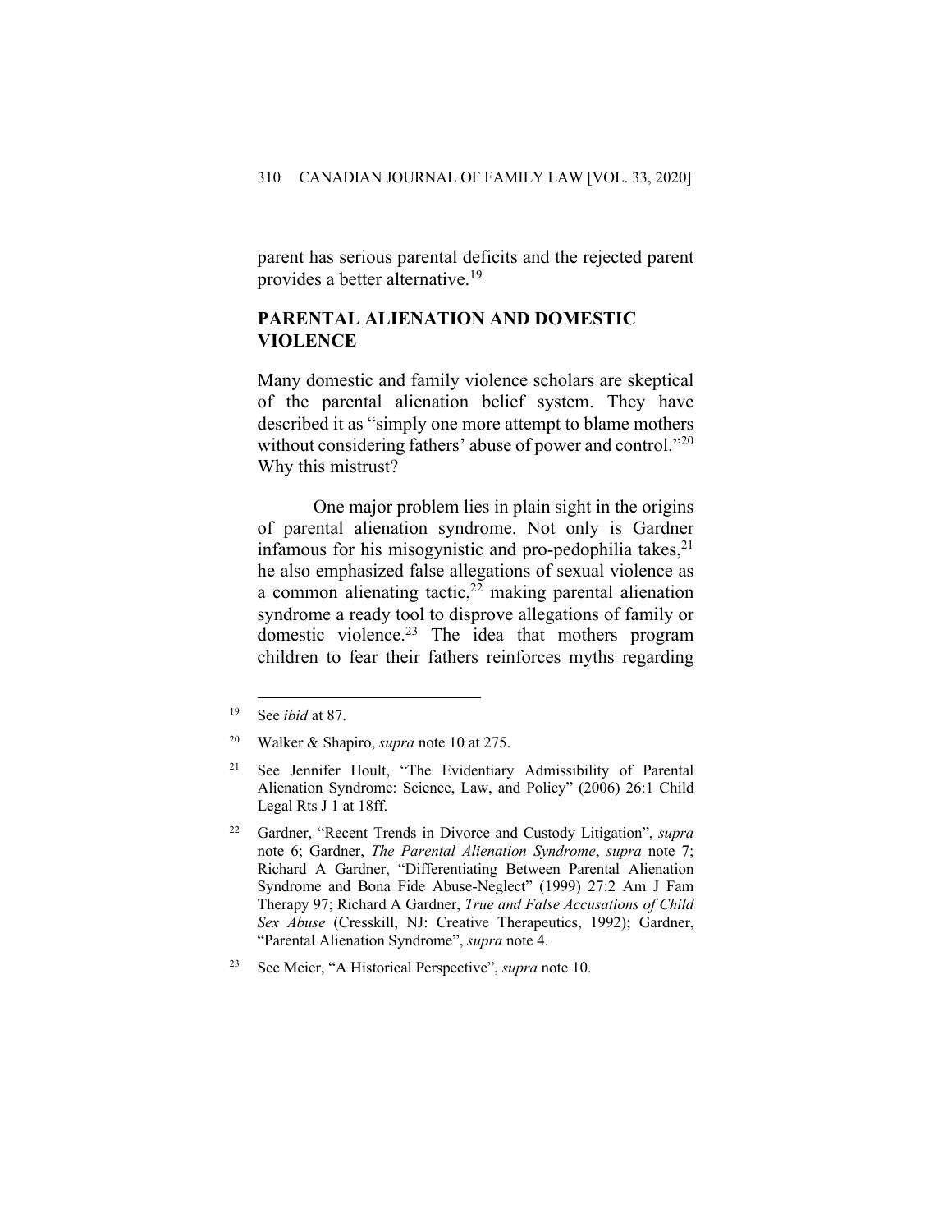parent has serious parental deficits and the rejected parent provides a better alternative.[19]

## PARENTAL ALIENATION AND DOMESTIC VIOLENCE

Many domestic and family violence scholars are skeptical of the parental alienation belief system. They have described it as "simply one more attempt to blame mothers without considering fathers' abuse of power and control."[20] Why this mistrust?

One major problem lies in plain sight in the origins of parental alienation syndrome. Not only is Gardner infamous for his misogynistic and pro-pedophilia takes,[21] he also emphasized false allegations of sexual violence as a common alienating tactic,[22] making parental alienation syndrome a ready tool to disprove allegations of family or domestic violence.[23] The idea that mothers program children to fear their fathers reinforces myths regarding

---

[19] See *ibid* at 87.

[20] Walker & Shapiro, *supra* note 10 at 275.

[21] See Jennifer Hoult, "The Evidentiary Admissibility of Parental Alienation Syndrome: Science, Law, and Policy" (2006) 26:1 Child Legal Rts J 1 at 18ff.

[22] Gardner, "Recent Trends in Divorce and Custody Litigation", *supra* note 6; Gardner, *The Parental Alienation Syndrome*, *supra* note 7; Richard A Gardner, "Differentiating Between Parental Alienation Syndrome and Bona Fide Abuse-Neglect" (1999) 27:2 Am J Fam Therapy 97; Richard A Gardner, *True and False Accusations of Child Sex Abuse* (Cresskill, NJ: Creative Therapeutics, 1992); Gardner, "Parental Alienation Syndrome", *supra* note 4.

[23] See Meier, "A Historical Perspective", *supra* note 10.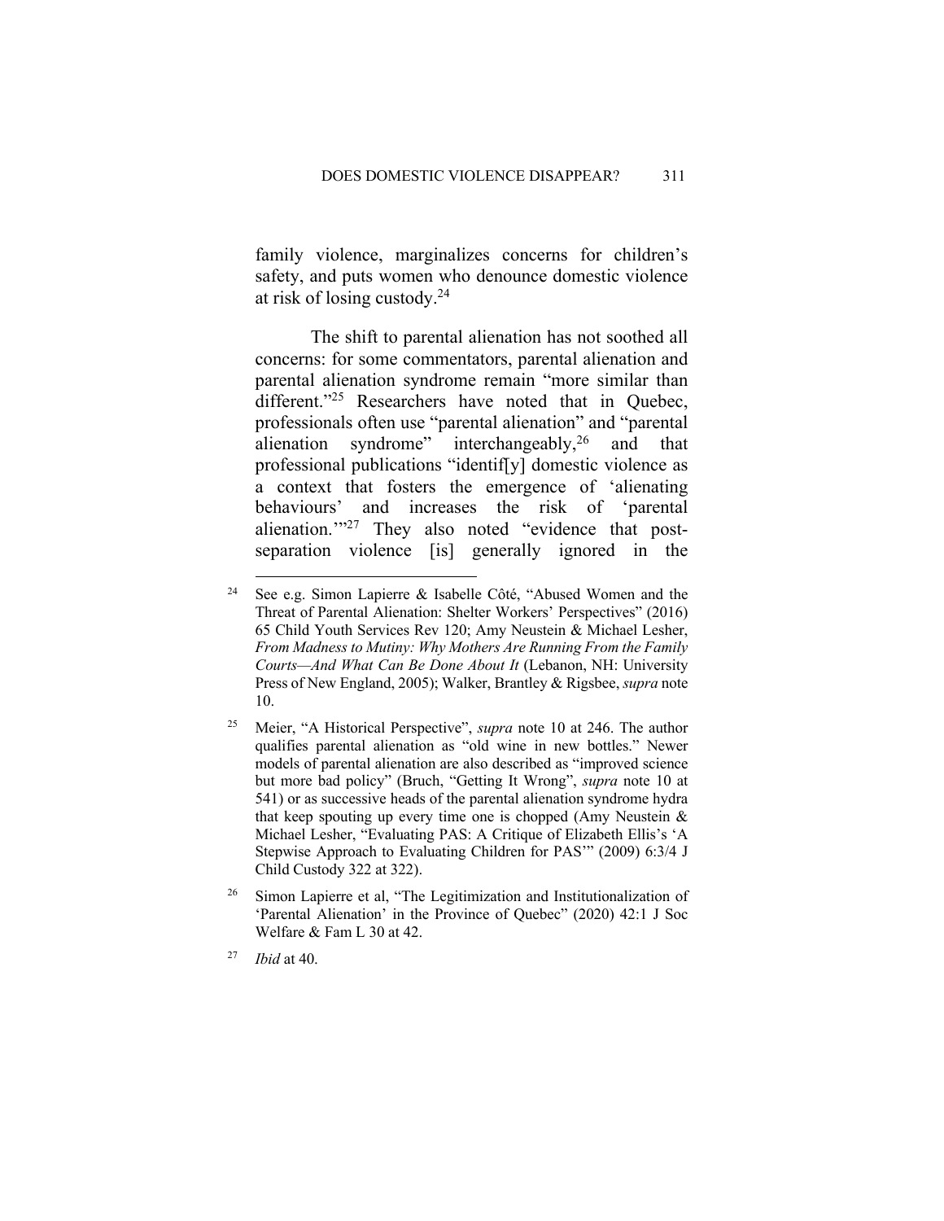family violence, marginalizes concerns for children's safety, and puts women who denounce domestic violence at risk of losing custody.[24]

The shift to parental alienation has not soothed all concerns: for some commentators, parental alienation and parental alienation syndrome remain "more similar than different."[25] Researchers have noted that in Quebec, professionals often use "parental alienation" and "parental alienation syndrome" interchangeably,[26] and that professional publications "identif[y] domestic violence as a context that fosters the emergence of 'alienating behaviours' and increases the risk of 'parental alienation.'"[27] They also noted "evidence that post-separation violence [is] generally ignored in the

---

[24] See e.g. Simon Lapierre & Isabelle Côté, "Abused Women and the Threat of Parental Alienation: Shelter Workers' Perspectives" (2016) 65 Child Youth Services Rev 120; Amy Neustein & Michael Lesher, *From Madness to Mutiny: Why Mothers Are Running From the Family Courts—And What Can Be Done About It* (Lebanon, NH: University Press of New England, 2005); Walker, Brantley & Rigsbee, *supra* note 10.

[25] Meier, "A Historical Perspective", *supra* note 10 at 246. The author qualifies parental alienation as "old wine in new bottles." Newer models of parental alienation are also described as "improved science but more bad policy" (Bruch, "Getting It Wrong", *supra* note 10 at 541) or as successive heads of the parental alienation syndrome hydra that keep spouting up every time one is chopped (Amy Neustein & Michael Lesher, "Evaluating PAS: A Critique of Elizabeth Ellis's 'A Stepwise Approach to Evaluating Children for PAS'" (2009) 6:3/4 J Child Custody 322 at 322).

[26] Simon Lapierre et al, "The Legitimization and Institutionalization of 'Parental Alienation' in the Province of Quebec" (2020) 42:1 J Soc Welfare & Fam L 30 at 42.

[27] *Ibid* at 40.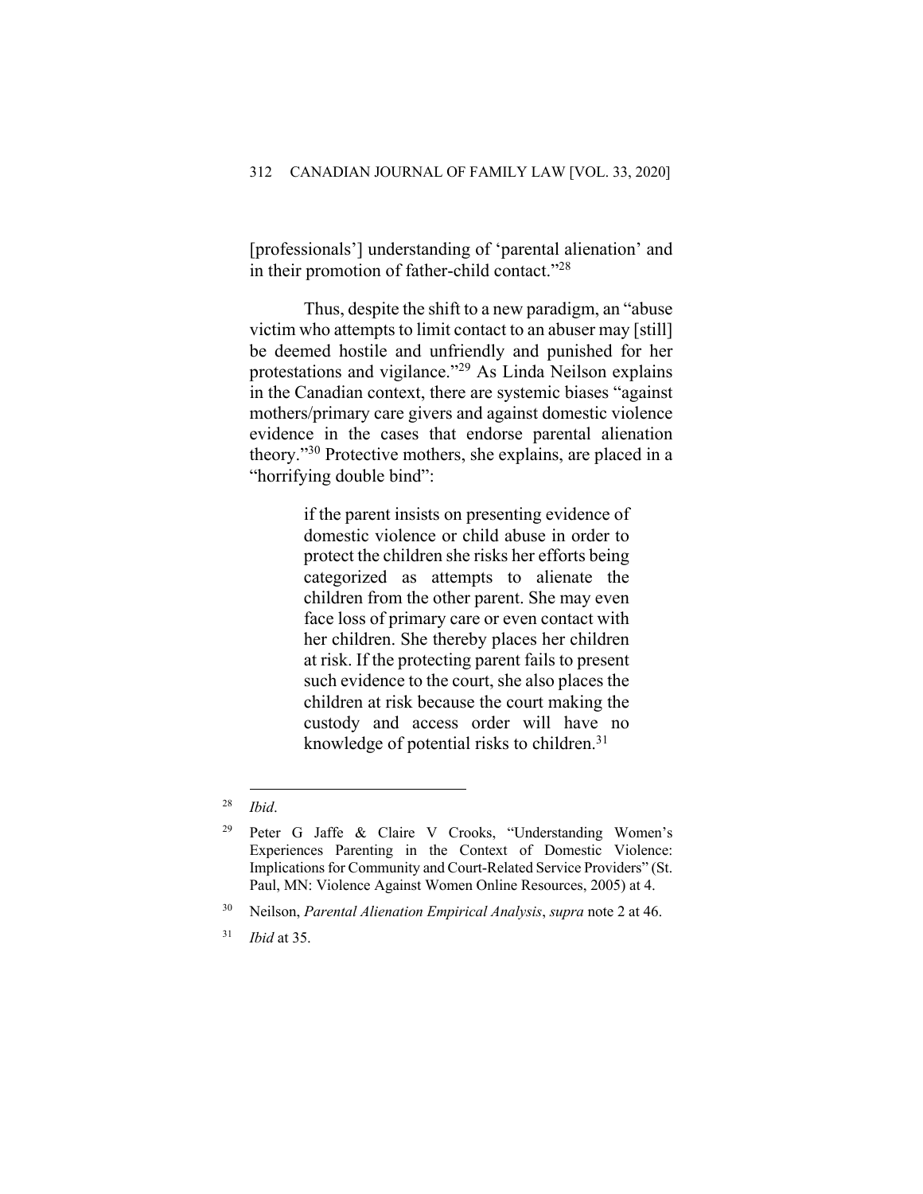[professionals'] understanding of 'parental alienation' and in their promotion of father-child contact."[28]

Thus, despite the shift to a new paradigm, an "abuse victim who attempts to limit contact to an abuser may [still] be deemed hostile and unfriendly and punished for her protestations and vigilance."[29] As Linda Neilson explains in the Canadian context, there are systemic biases "against mothers/primary care givers and against domestic violence evidence in the cases that endorse parental alienation theory."[30] Protective mothers, she explains, are placed in a "horrifying double bind":

> if the parent insists on presenting evidence of domestic violence or child abuse in order to protect the children she risks her efforts being categorized as attempts to alienate the children from the other parent. She may even face loss of primary care or even contact with her children. She thereby places her children at risk. If the protecting parent fails to present such evidence to the court, she also places the children at risk because the court making the custody and access order will have no knowledge of potential risks to children.[31]

---

[28] *Ibid*.

[29] Peter G Jaffe & Claire V Crooks, "Understanding Women's Experiences Parenting in the Context of Domestic Violence: Implications for Community and Court-Related Service Providers" (St. Paul, MN: Violence Against Women Online Resources, 2005) at 4.

[30] Neilson, *Parental Alienation Empirical Analysis*, *supra* note 2 at 46.

[31] *Ibid* at 35.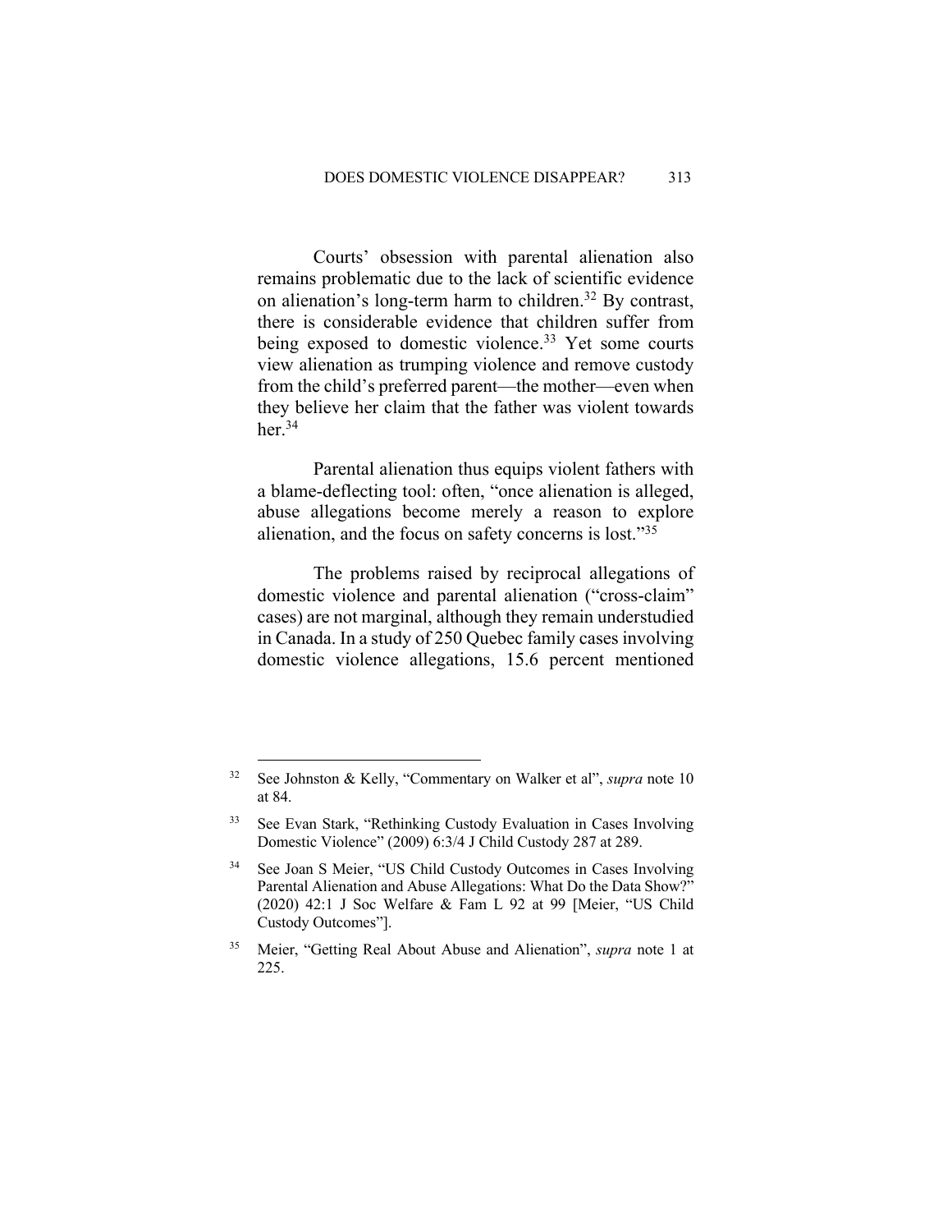Courts' obsession with parental alienation also remains problematic due to the lack of scientific evidence on alienation's long-term harm to children.[32] By contrast, there is considerable evidence that children suffer from being exposed to domestic violence.[33] Yet some courts view alienation as trumping violence and remove custody from the child's preferred parent—the mother—even when they believe her claim that the father was violent towards her.[34]

Parental alienation thus equips violent fathers with a blame-deflecting tool: often, "once alienation is alleged, abuse allegations become merely a reason to explore alienation, and the focus on safety concerns is lost."[35]

The problems raised by reciprocal allegations of domestic violence and parental alienation ("cross-claim" cases) are not marginal, although they remain understudied in Canada. In a study of 250 Quebec family cases involving domestic violence allegations, 15.6 percent mentioned

---

[32] See Johnston & Kelly, "Commentary on Walker et al", *supra* note 10 at 84.

[33] See Evan Stark, "Rethinking Custody Evaluation in Cases Involving Domestic Violence" (2009) 6:3/4 J Child Custody 287 at 289.

[34] See Joan S Meier, "US Child Custody Outcomes in Cases Involving Parental Alienation and Abuse Allegations: What Do the Data Show?" (2020) 42:1 J Soc Welfare & Fam L 92 at 99 [Meier, "US Child Custody Outcomes"].

[35] Meier, "Getting Real About Abuse and Alienation", *supra* note 1 at 225.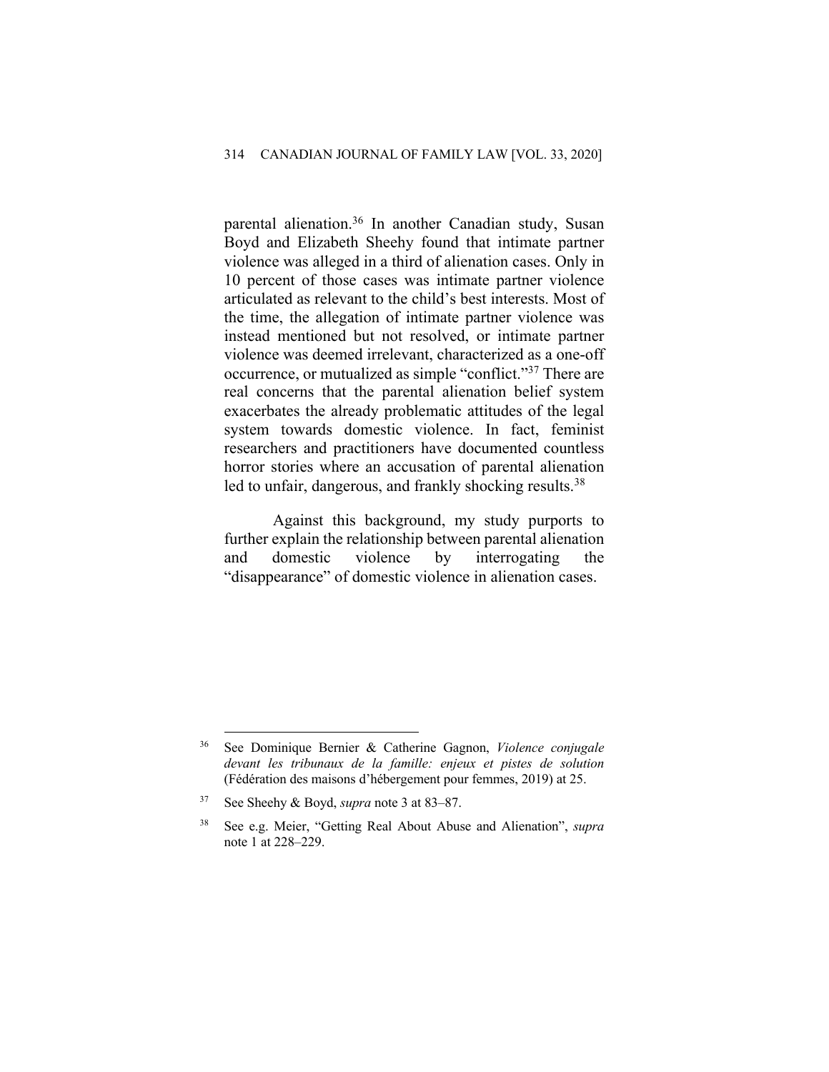parental alienation.[36] In another Canadian study, Susan Boyd and Elizabeth Sheehy found that intimate partner violence was alleged in a third of alienation cases. Only in 10 percent of those cases was intimate partner violence articulated as relevant to the child's best interests. Most of the time, the allegation of intimate partner violence was instead mentioned but not resolved, or intimate partner violence was deemed irrelevant, characterized as a one-off occurrence, or mutualized as simple "conflict."[37] There are real concerns that the parental alienation belief system exacerbates the already problematic attitudes of the legal system towards domestic violence. In fact, feminist researchers and practitioners have documented countless horror stories where an accusation of parental alienation led to unfair, dangerous, and frankly shocking results.[38]

Against this background, my study purports to further explain the relationship between parental alienation and domestic violence by interrogating the "disappearance" of domestic violence in alienation cases.

---

[36] See Dominique Bernier & Catherine Gagnon, *Violence conjugale devant les tribunaux de la famille: enjeux et pistes de solution* (Fédération des maisons d'hébergement pour femmes, 2019) at 25.

[37] See Sheehy & Boyd, *supra* note 3 at 83–87.

[38] See e.g. Meier, "Getting Real About Abuse and Alienation", *supra* note 1 at 228–229.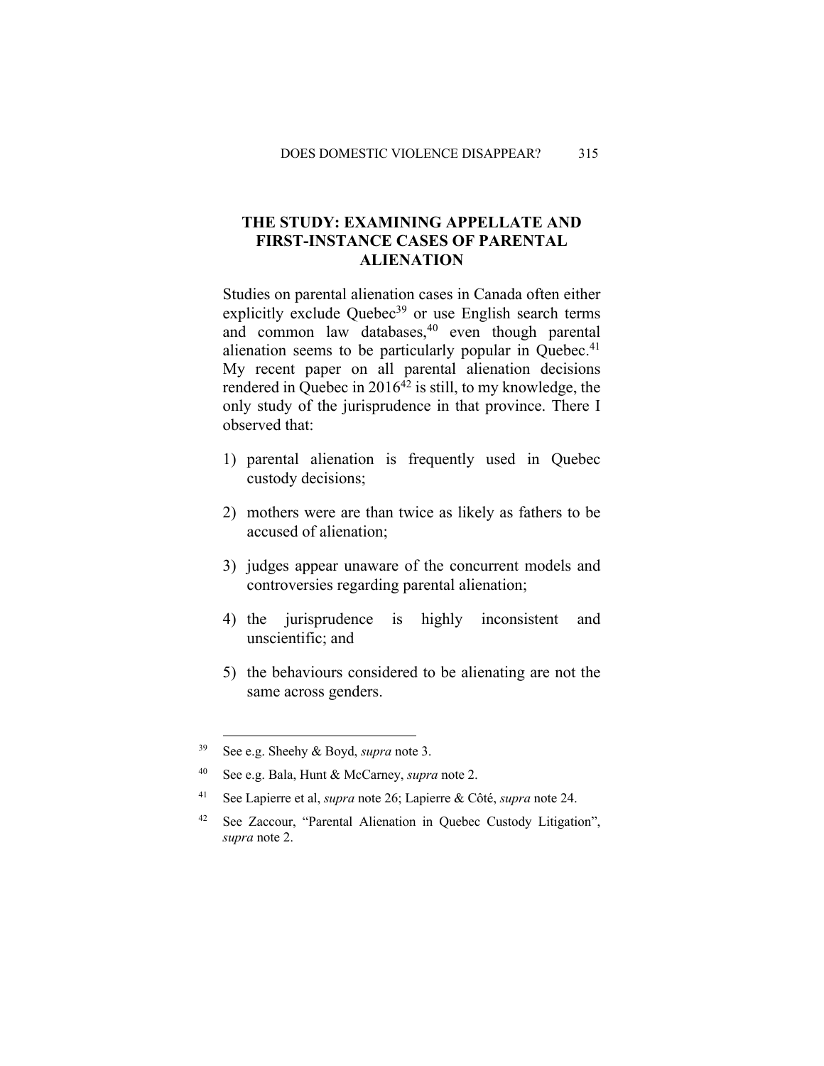## THE STUDY: EXAMINING APPELLATE AND FIRST-INSTANCE CASES OF PARENTAL ALIENATION

Studies on parental alienation cases in Canada often either explicitly exclude Quebec[39] or use English search terms and common law databases,[40] even though parental alienation seems to be particularly popular in Quebec.[41] My recent paper on all parental alienation decisions rendered in Quebec in 2016[42] is still, to my knowledge, the only study of the jurisprudence in that province. There I observed that:

1) parental alienation is frequently used in Quebec custody decisions;
2) mothers were are than twice as likely as fathers to be accused of alienation;
3) judges appear unaware of the concurrent models and controversies regarding parental alienation;
4) the jurisprudence is highly inconsistent and unscientific; and
5) the behaviours considered to be alienating are not the same across genders.

---

[39] See e.g. Sheehy & Boyd, *supra* note 3.

[40] See e.g. Bala, Hunt & McCarney, *supra* note 2.

[41] See Lapierre et al, *supra* note 26; Lapierre & Côté, *supra* note 24.

[42] See Zaccour, "Parental Alienation in Quebec Custody Litigation", *supra* note 2.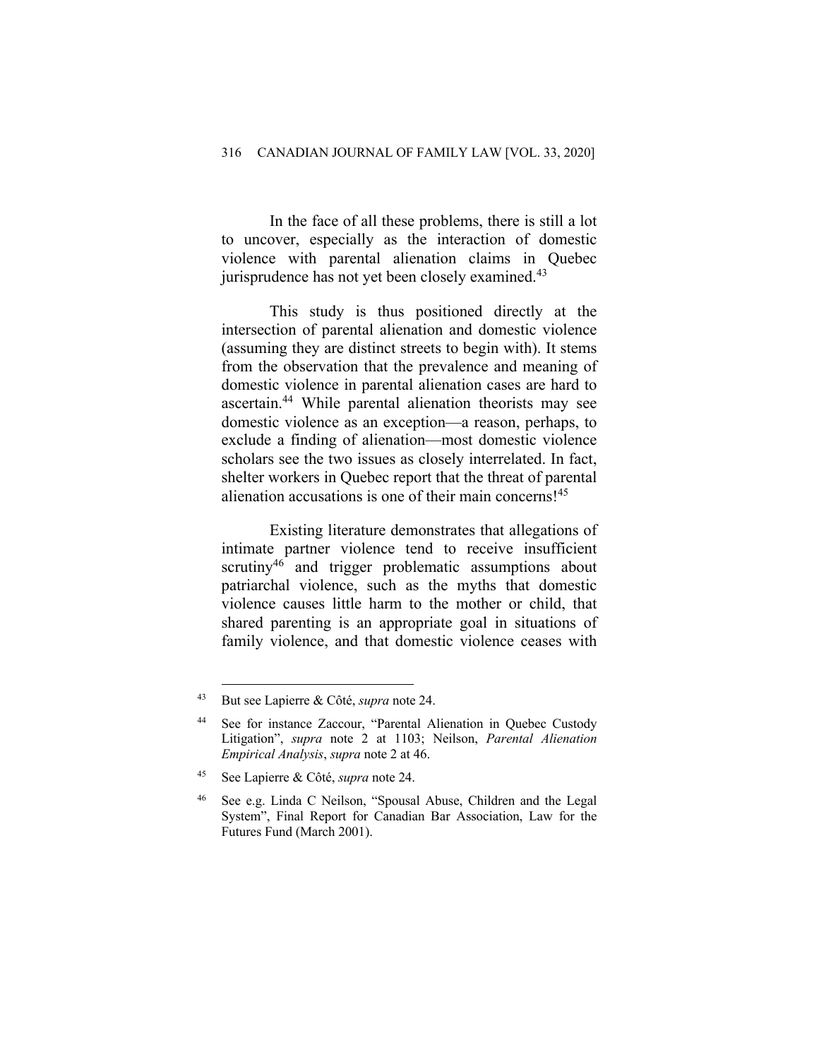In the face of all these problems, there is still a lot to uncover, especially as the interaction of domestic violence with parental alienation claims in Quebec jurisprudence has not yet been closely examined.[43]

This study is thus positioned directly at the intersection of parental alienation and domestic violence (assuming they are distinct streets to begin with). It stems from the observation that the prevalence and meaning of domestic violence in parental alienation cases are hard to ascertain.[44] While parental alienation theorists may see domestic violence as an exception—a reason, perhaps, to exclude a finding of alienation—most domestic violence scholars see the two issues as closely interrelated. In fact, shelter workers in Quebec report that the threat of parental alienation accusations is one of their main concerns![45]

Existing literature demonstrates that allegations of intimate partner violence tend to receive insufficient scrutiny[46] and trigger problematic assumptions about patriarchal violence, such as the myths that domestic violence causes little harm to the mother or child, that shared parenting is an appropriate goal in situations of family violence, and that domestic violence ceases with

---

[43] But see Lapierre & Côté, *supra* note 24.

[44] See for instance Zaccour, "Parental Alienation in Quebec Custody Litigation", *supra* note 2 at 1103; Neilson, *Parental Alienation Empirical Analysis*, *supra* note 2 at 46.

[45] See Lapierre & Côté, *supra* note 24.

[46] See e.g. Linda C Neilson, "Spousal Abuse, Children and the Legal System", Final Report for Canadian Bar Association, Law for the Futures Fund (March 2001).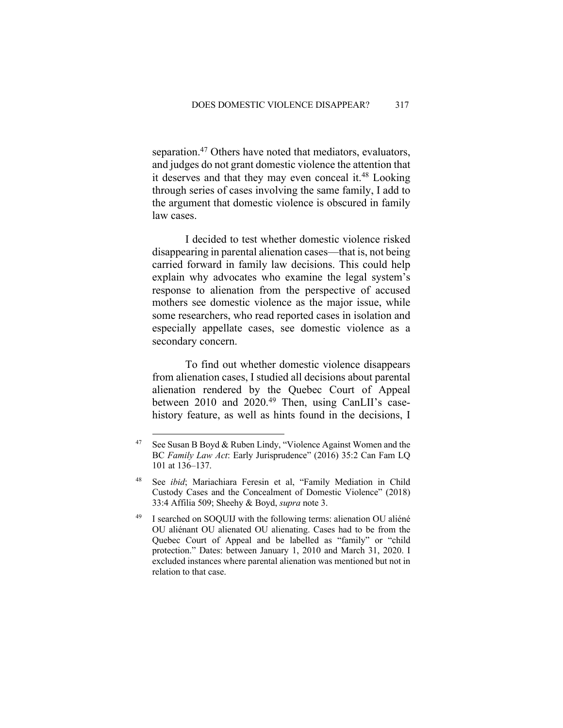separation.[47] Others have noted that mediators, evaluators, and judges do not grant domestic violence the attention that it deserves and that they may even conceal it.[48] Looking through series of cases involving the same family, I add to the argument that domestic violence is obscured in family law cases.

I decided to test whether domestic violence risked disappearing in parental alienation cases—that is, not being carried forward in family law decisions. This could help explain why advocates who examine the legal system's response to alienation from the perspective of accused mothers see domestic violence as the major issue, while some researchers, who read reported cases in isolation and especially appellate cases, see domestic violence as a secondary concern.

To find out whether domestic violence disappears from alienation cases, I studied all decisions about parental alienation rendered by the Quebec Court of Appeal between 2010 and 2020.[49] Then, using CanLII's case-history feature, as well as hints found in the decisions, I

---

[47] See Susan B Boyd & Ruben Lindy, "Violence Against Women and the BC *Family Law Act*: Early Jurisprudence" (2016) 35:2 Can Fam LQ 101 at 136–137.

[48] See *ibid*; Mariachiara Feresin et al, "Family Mediation in Child Custody Cases and the Concealment of Domestic Violence" (2018) 33:4 Affilia 509; Sheehy & Boyd, *supra* note 3.

[49] I searched on SOQUIJ with the following terms: alienation OU aliéné OU aliénant OU alienated OU alienating. Cases had to be from the Quebec Court of Appeal and be labelled as "family" or "child protection." Dates: between January 1, 2010 and March 31, 2020. I excluded instances where parental alienation was mentioned but not in relation to that case.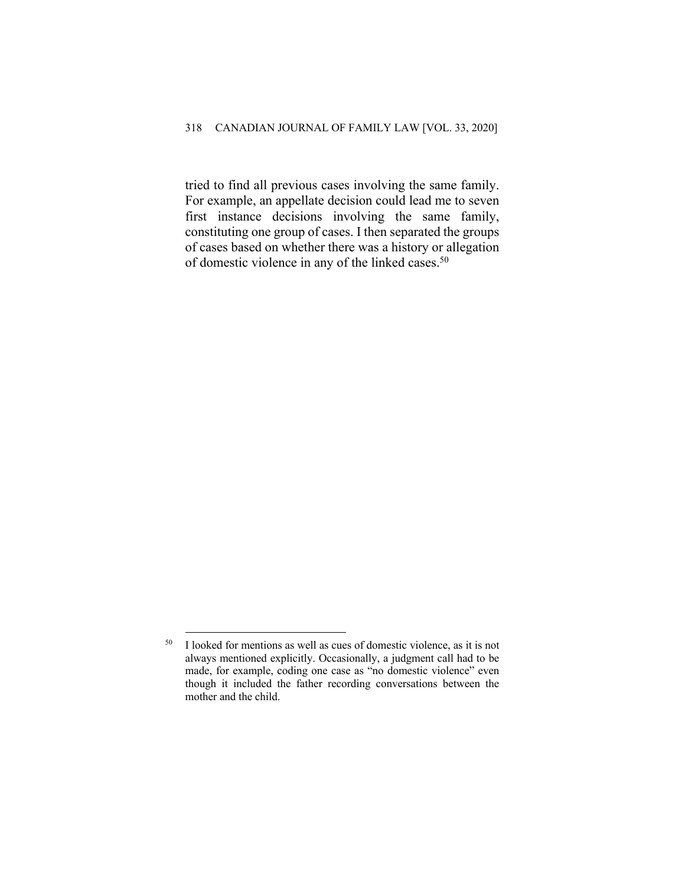tried to find all previous cases involving the same family. For example, an appellate decision could lead me to seven first instance decisions involving the same family, constituting one group of cases. I then separated the groups of cases based on whether there was a history or allegation of domestic violence in any of the linked cases.[50]

[50] I looked for mentions as well as cues of domestic violence, as it is not always mentioned explicitly. Occasionally, a judgment call had to be made, for example, coding one case as "no domestic violence" even though it included the father recording conversations between the mother and the child.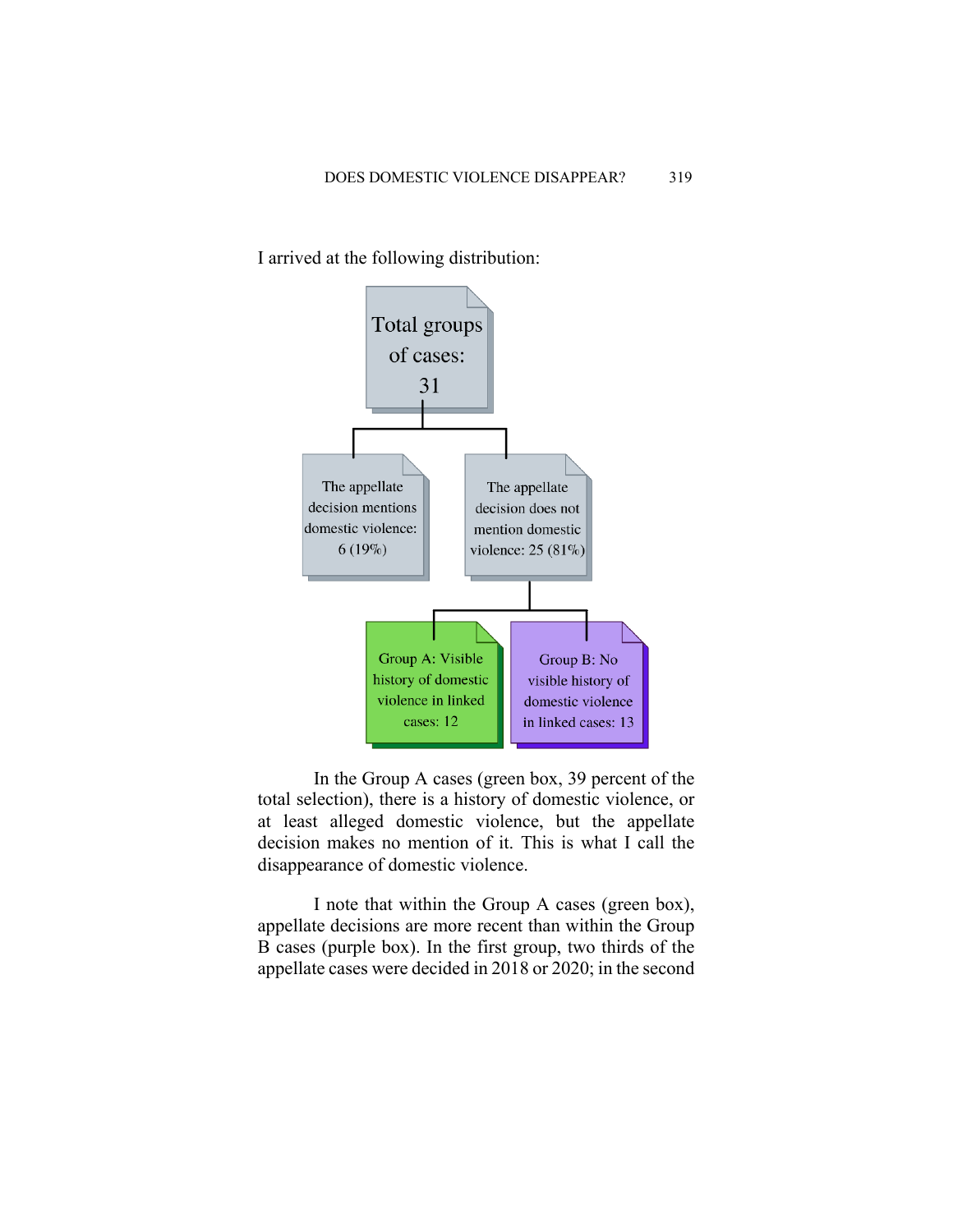I arrived at the following distribution:

Total groups of cases: 31

- The appellate decision mentions domestic violence: 6 (19%)
- The appellate decision does not mention domestic violence: 25 (81%)
  - Group A: Visible history of domestic violence in linked cases: 12
  - Group B: No visible history of domestic violence in linked cases: 13

In the Group A cases (green box, 39 percent of the total selection), there is a history of domestic violence, or at least alleged domestic violence, but the appellate decision makes no mention of it. This is what I call the disappearance of domestic violence.

I note that within the Group A cases (green box), appellate decisions are more recent than within the Group B cases (purple box). In the first group, two thirds of the appellate cases were decided in 2018 or 2020; in the second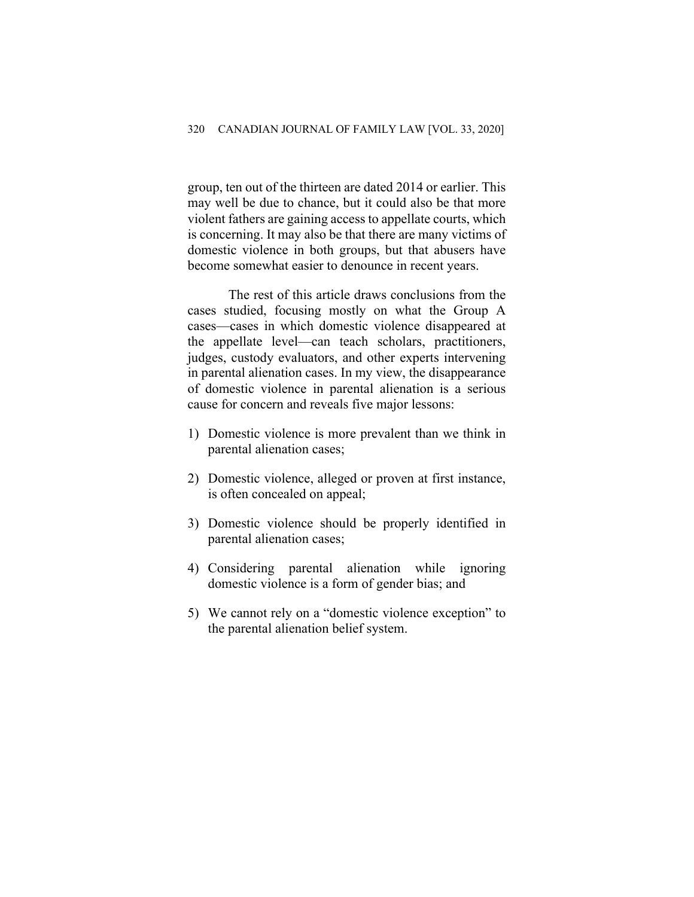group, ten out of the thirteen are dated 2014 or earlier. This may well be due to chance, but it could also be that more violent fathers are gaining access to appellate courts, which is concerning. It may also be that there are many victims of domestic violence in both groups, but that abusers have become somewhat easier to denounce in recent years.

The rest of this article draws conclusions from the cases studied, focusing mostly on what the Group A cases—cases in which domestic violence disappeared at the appellate level—can teach scholars, practitioners, judges, custody evaluators, and other experts intervening in parental alienation cases. In my view, the disappearance of domestic violence in parental alienation is a serious cause for concern and reveals five major lessons:

1) Domestic violence is more prevalent than we think in parental alienation cases;

2) Domestic violence, alleged or proven at first instance, is often concealed on appeal;

3) Domestic violence should be properly identified in parental alienation cases;

4) Considering parental alienation while ignoring domestic violence is a form of gender bias; and

5) We cannot rely on a "domestic violence exception" to the parental alienation belief system.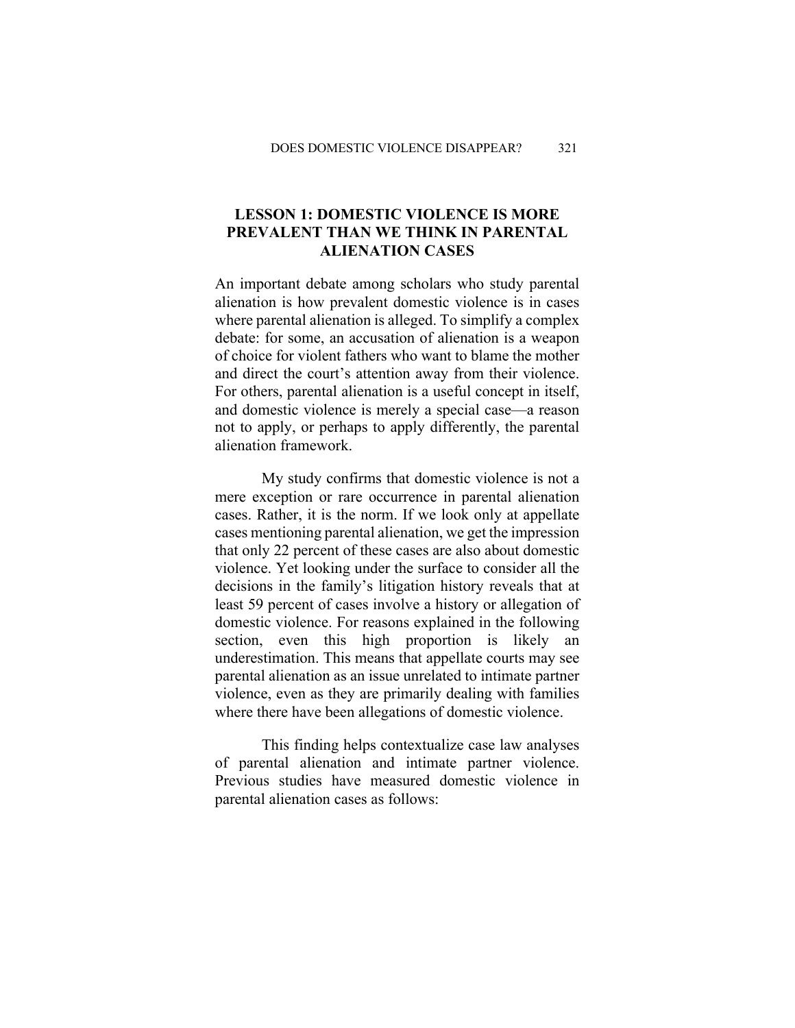## LESSON 1: DOMESTIC VIOLENCE IS MORE PREVALENT THAN WE THINK IN PARENTAL ALIENATION CASES

An important debate among scholars who study parental alienation is how prevalent domestic violence is in cases where parental alienation is alleged. To simplify a complex debate: for some, an accusation of alienation is a weapon of choice for violent fathers who want to blame the mother and direct the court's attention away from their violence. For others, parental alienation is a useful concept in itself, and domestic violence is merely a special case—a reason not to apply, or perhaps to apply differently, the parental alienation framework.

My study confirms that domestic violence is not a mere exception or rare occurrence in parental alienation cases. Rather, it is the norm. If we look only at appellate cases mentioning parental alienation, we get the impression that only 22 percent of these cases are also about domestic violence. Yet looking under the surface to consider all the decisions in the family's litigation history reveals that at least 59 percent of cases involve a history or allegation of domestic violence. For reasons explained in the following section, even this high proportion is likely an underestimation. This means that appellate courts may see parental alienation as an issue unrelated to intimate partner violence, even as they are primarily dealing with families where there have been allegations of domestic violence.

This finding helps contextualize case law analyses of parental alienation and intimate partner violence. Previous studies have measured domestic violence in parental alienation cases as follows: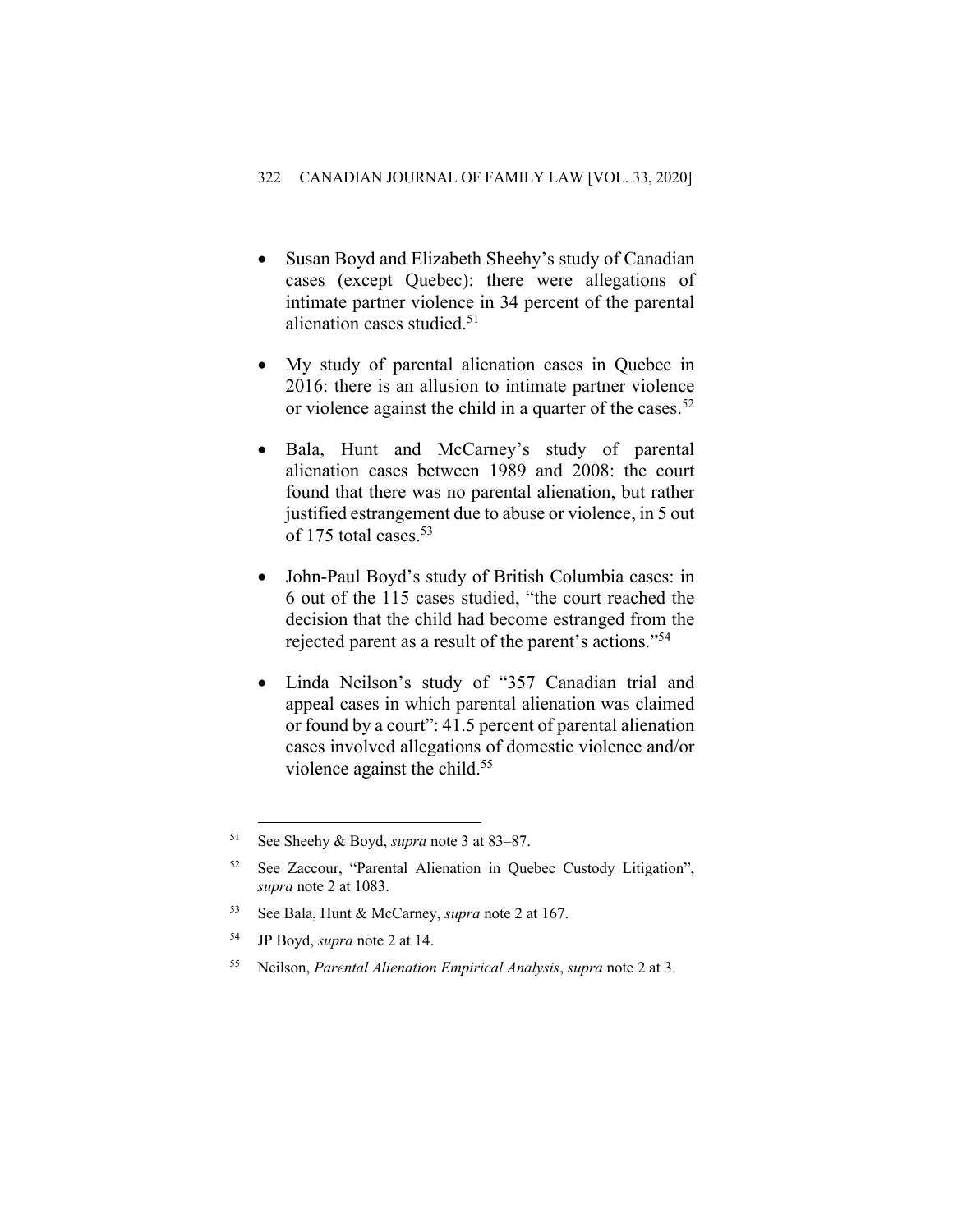- Susan Boyd and Elizabeth Sheehy's study of Canadian cases (except Quebec): there were allegations of intimate partner violence in 34 percent of the parental alienation cases studied.[51]

- My study of parental alienation cases in Quebec in 2016: there is an allusion to intimate partner violence or violence against the child in a quarter of the cases.[52]

- Bala, Hunt and McCarney's study of parental alienation cases between 1989 and 2008: the court found that there was no parental alienation, but rather justified estrangement due to abuse or violence, in 5 out of 175 total cases.[53]

- John-Paul Boyd's study of British Columbia cases: in 6 out of the 115 cases studied, "the court reached the decision that the child had become estranged from the rejected parent as a result of the parent's actions."[54]

- Linda Neilson's study of "357 Canadian trial and appeal cases in which parental alienation was claimed or found by a court": 41.5 percent of parental alienation cases involved allegations of domestic violence and/or violence against the child.[55]

---

[51] See Sheehy & Boyd, *supra* note 3 at 83–87.

[52] See Zaccour, "Parental Alienation in Quebec Custody Litigation", *supra* note 2 at 1083.

[53] See Bala, Hunt & McCarney, *supra* note 2 at 167.

[54] JP Boyd, *supra* note 2 at 14.

[55] Neilson, *Parental Alienation Empirical Analysis*, *supra* note 2 at 3.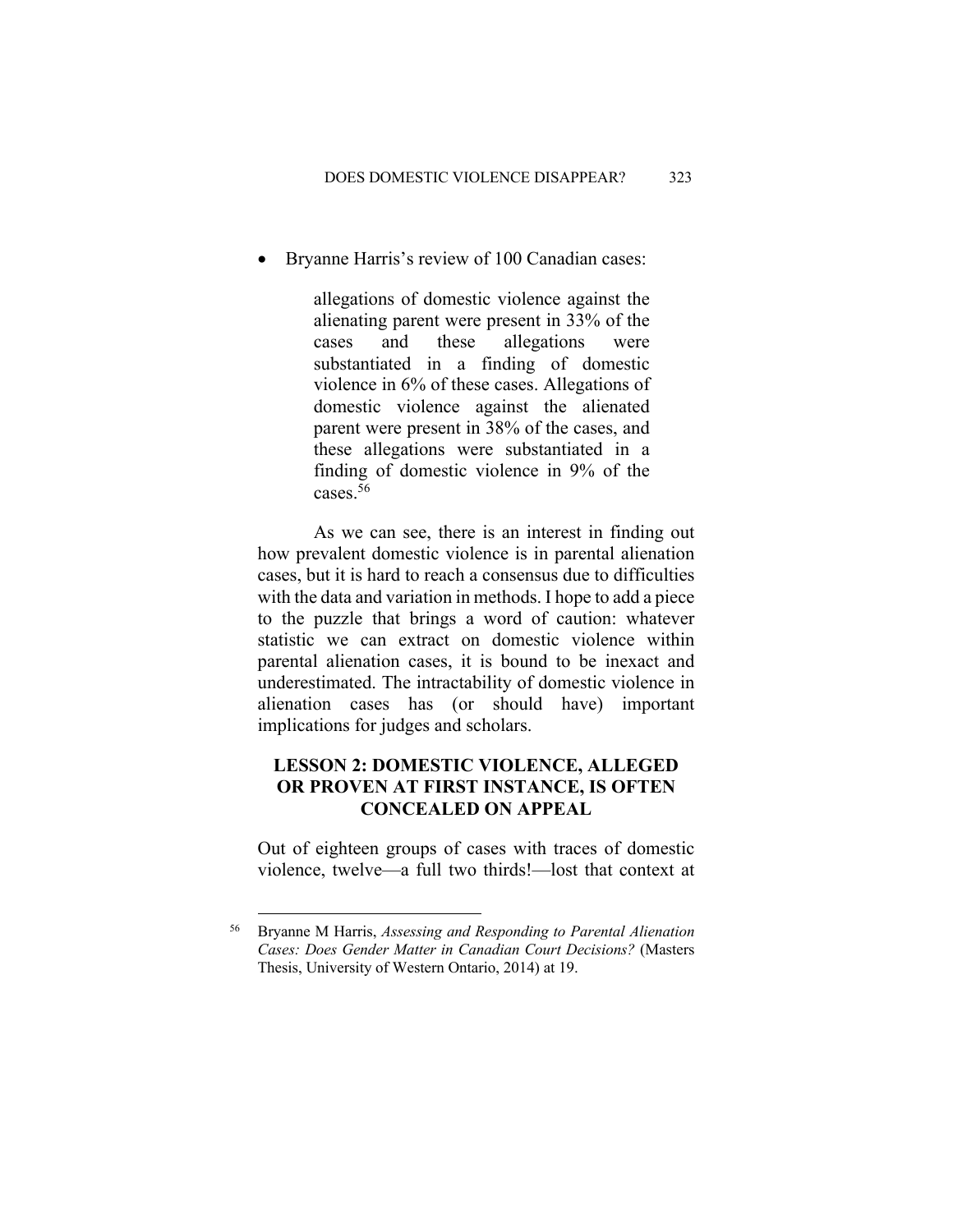- Bryanne Harris's review of 100 Canadian cases:

> allegations of domestic violence against the alienating parent were present in 33% of the cases and these allegations were substantiated in a finding of domestic violence in 6% of these cases. Allegations of domestic violence against the alienated parent were present in 38% of the cases, and these allegations were substantiated in a finding of domestic violence in 9% of the cases.[56]

As we can see, there is an interest in finding out how prevalent domestic violence is in parental alienation cases, but it is hard to reach a consensus due to difficulties with the data and variation in methods. I hope to add a piece to the puzzle that brings a word of caution: whatever statistic we can extract on domestic violence within parental alienation cases, it is bound to be inexact and underestimated. The intractability of domestic violence in alienation cases has (or should have) important implications for judges and scholars.

## LESSON 2: DOMESTIC VIOLENCE, ALLEGED OR PROVEN AT FIRST INSTANCE, IS OFTEN CONCEALED ON APPEAL

Out of eighteen groups of cases with traces of domestic violence, twelve—a full two thirds!—lost that context at

---

[56] Bryanne M Harris, *Assessing and Responding to Parental Alienation Cases: Does Gender Matter in Canadian Court Decisions?* (Masters Thesis, University of Western Ontario, 2014) at 19.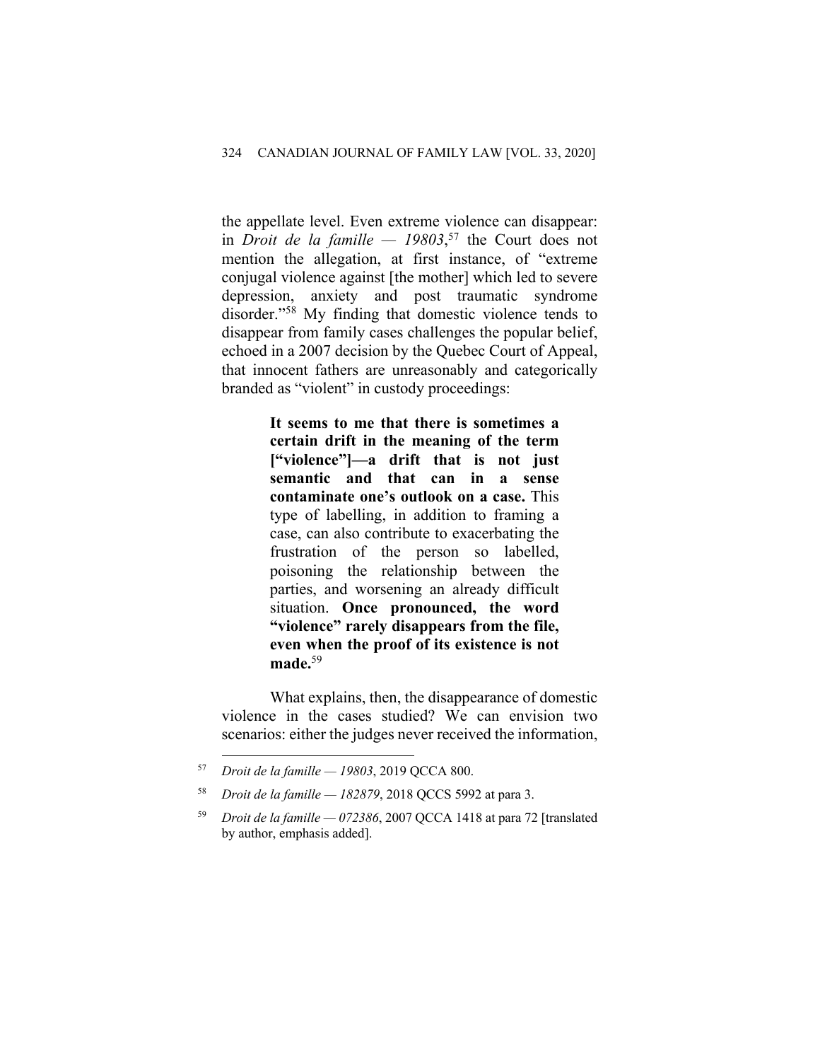the appellate level. Even extreme violence can disappear: in *Droit de la famille — 19803*,[57] the Court does not mention the allegation, at first instance, of "extreme conjugal violence against [the mother] which led to severe depression, anxiety and post traumatic syndrome disorder."[58] My finding that domestic violence tends to disappear from family cases challenges the popular belief, echoed in a 2007 decision by the Quebec Court of Appeal, that innocent fathers are unreasonably and categorically branded as "violent" in custody proceedings:

> **It seems to me that there is sometimes a certain drift in the meaning of the term ["violence"]—a drift that is not just semantic and that can in a sense contaminate one's outlook on a case.** This type of labelling, in addition to framing a case, can also contribute to exacerbating the frustration of the person so labelled, poisoning the relationship between the parties, and worsening an already difficult situation. **Once pronounced, the word "violence" rarely disappears from the file, even when the proof of its existence is not made.**[59]

What explains, then, the disappearance of domestic violence in the cases studied? We can envision two scenarios: either the judges never received the information,

---

[57] *Droit de la famille — 19803*, 2019 QCCA 800.

[58] *Droit de la famille — 182879*, 2018 QCCS 5992 at para 3.

[59] *Droit de la famille — 072386*, 2007 QCCA 1418 at para 72 [translated by author, emphasis added].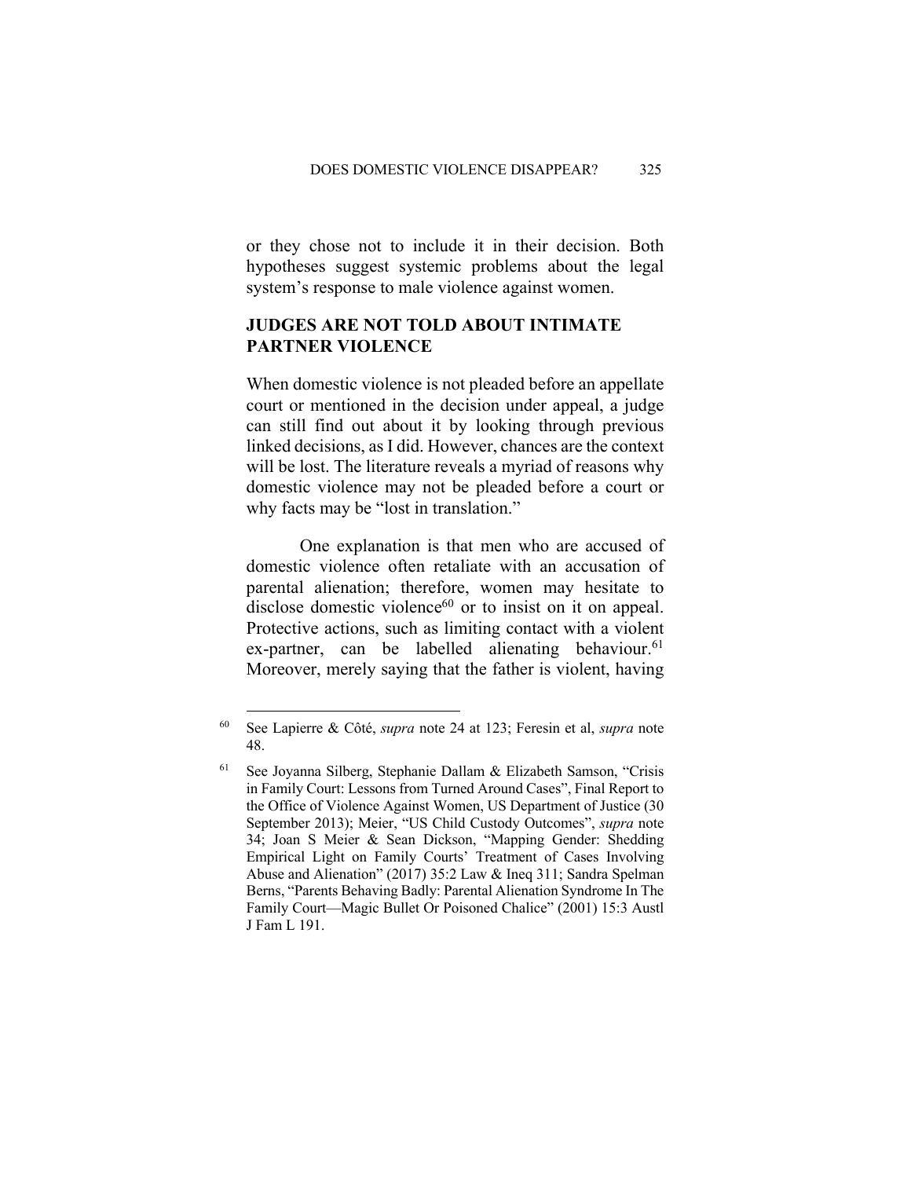or they chose not to include it in their decision. Both hypotheses suggest systemic problems about the legal system's response to male violence against women.

## JUDGES ARE NOT TOLD ABOUT INTIMATE PARTNER VIOLENCE

When domestic violence is not pleaded before an appellate court or mentioned in the decision under appeal, a judge can still find out about it by looking through previous linked decisions, as I did. However, chances are the context will be lost. The literature reveals a myriad of reasons why domestic violence may not be pleaded before a court or why facts may be "lost in translation."

One explanation is that men who are accused of domestic violence often retaliate with an accusation of parental alienation; therefore, women may hesitate to disclose domestic violence[60] or to insist on it on appeal. Protective actions, such as limiting contact with a violent ex-partner, can be labelled alienating behaviour.[61] Moreover, merely saying that the father is violent, having

---

[60] See Lapierre & Côté, *supra* note 24 at 123; Feresin et al, *supra* note 48.

[61] See Joyanna Silberg, Stephanie Dallam & Elizabeth Samson, "Crisis in Family Court: Lessons from Turned Around Cases", Final Report to the Office of Violence Against Women, US Department of Justice (30 September 2013); Meier, "US Child Custody Outcomes", *supra* note 34; Joan S Meier & Sean Dickson, "Mapping Gender: Shedding Empirical Light on Family Courts' Treatment of Cases Involving Abuse and Alienation" (2017) 35:2 Law & Ineq 311; Sandra Spelman Berns, "Parents Behaving Badly: Parental Alienation Syndrome In The Family Court—Magic Bullet Or Poisoned Chalice" (2001) 15:3 Austl J Fam L 191.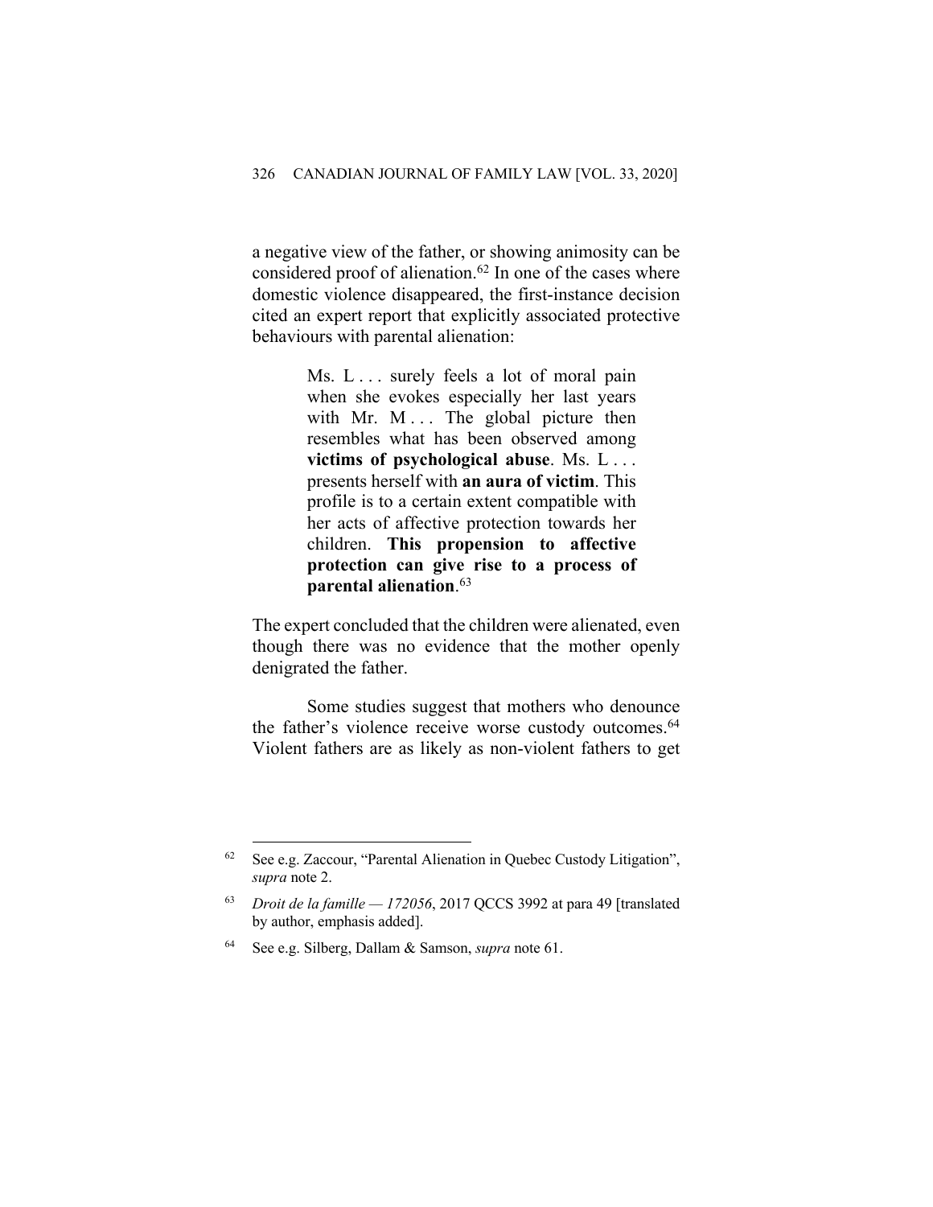a negative view of the father, or showing animosity can be considered proof of alienation.[62] In one of the cases where domestic violence disappeared, the first-instance decision cited an expert report that explicitly associated protective behaviours with parental alienation:

> Ms. L . . . surely feels a lot of moral pain when she evokes especially her last years with Mr. M . . . The global picture then resembles what has been observed among **victims of psychological abuse**. Ms. L . . . presents herself with **an aura of victim**. This profile is to a certain extent compatible with her acts of affective protection towards her children. **This propension to affective protection can give rise to a process of parental alienation**.[63]

The expert concluded that the children were alienated, even though there was no evidence that the mother openly denigrated the father.

Some studies suggest that mothers who denounce the father's violence receive worse custody outcomes.[64] Violent fathers are as likely as non-violent fathers to get

---

[62] See e.g. Zaccour, "Parental Alienation in Quebec Custody Litigation", *supra* note 2.

[63] *Droit de la famille — 172056*, 2017 QCCS 3992 at para 49 [translated by author, emphasis added].

[64] See e.g. Silberg, Dallam & Samson, *supra* note 61.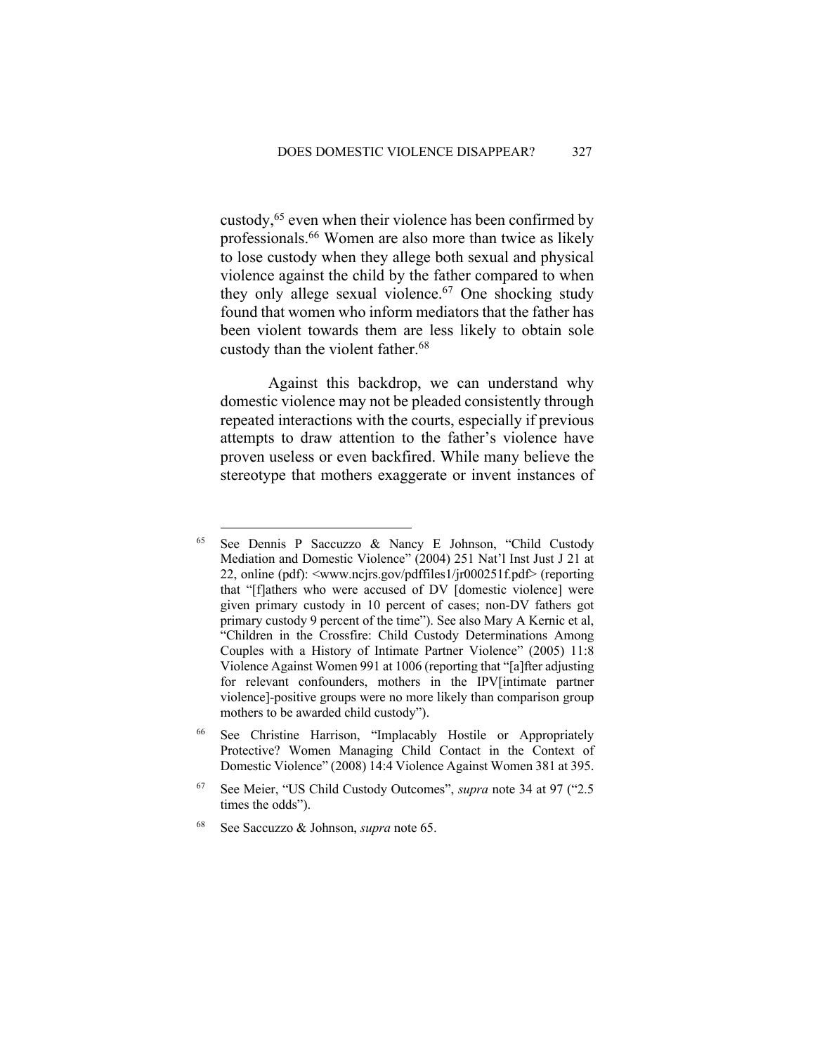custody,[65] even when their violence has been confirmed by professionals.[66] Women are also more than twice as likely to lose custody when they allege both sexual and physical violence against the child by the father compared to when they only allege sexual violence.[67] One shocking study found that women who inform mediators that the father has been violent towards them are less likely to obtain sole custody than the violent father.[68]

Against this backdrop, we can understand why domestic violence may not be pleaded consistently through repeated interactions with the courts, especially if previous attempts to draw attention to the father's violence have proven useless or even backfired. While many believe the stereotype that mothers exaggerate or invent instances of

---

[65] See Dennis P Saccuzzo & Nancy E Johnson, "Child Custody Mediation and Domestic Violence" (2004) 251 Nat'l Inst Just J 21 at 22, online (pdf): <www.ncjrs.gov/pdffiles1/jr000251f.pdf> (reporting that "[f]athers who were accused of DV [domestic violence] were given primary custody in 10 percent of cases; non-DV fathers got primary custody 9 percent of the time"). See also Mary A Kernic et al, "Children in the Crossfire: Child Custody Determinations Among Couples with a History of Intimate Partner Violence" (2005) 11:8 Violence Against Women 991 at 1006 (reporting that "[a]fter adjusting for relevant confounders, mothers in the IPV[intimate partner violence]-positive groups were no more likely than comparison group mothers to be awarded child custody").

[66] See Christine Harrison, "Implacably Hostile or Appropriately Protective? Women Managing Child Contact in the Context of Domestic Violence" (2008) 14:4 Violence Against Women 381 at 395.

[67] See Meier, "US Child Custody Outcomes", *supra* note 34 at 97 ("2.5 times the odds").

[68] See Saccuzzo & Johnson, *supra* note 65.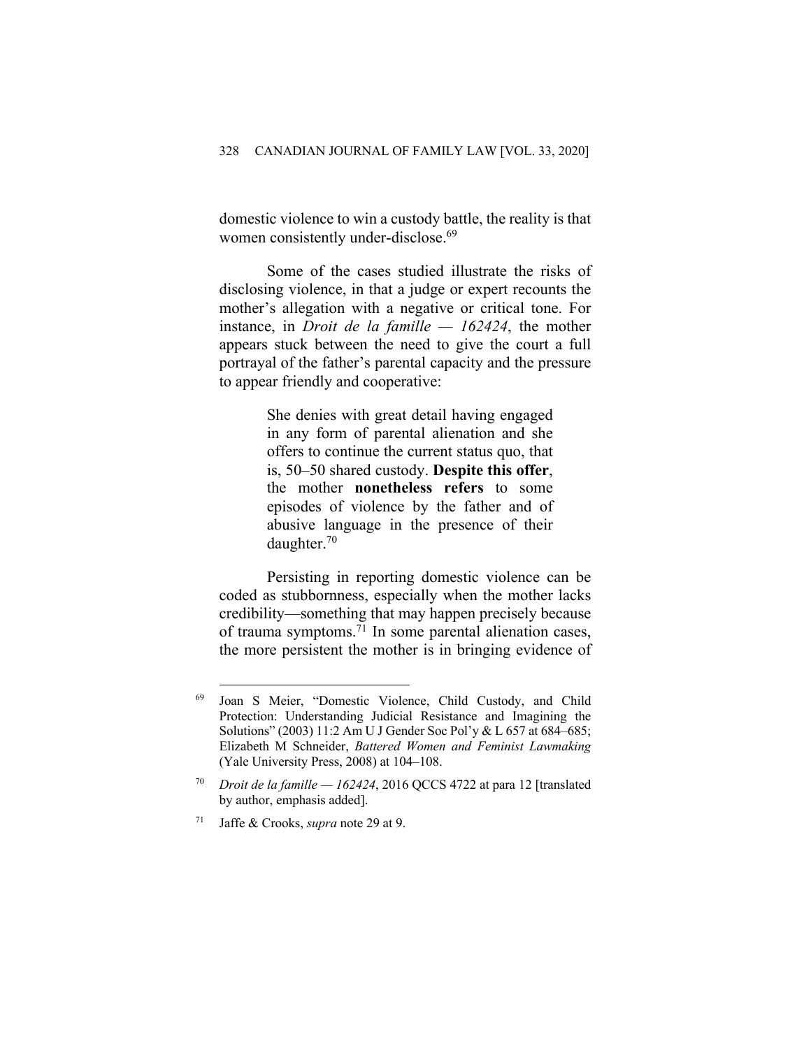domestic violence to win a custody battle, the reality is that women consistently under-disclose.[69]

Some of the cases studied illustrate the risks of disclosing violence, in that a judge or expert recounts the mother's allegation with a negative or critical tone. For instance, in *Droit de la famille — 162424*, the mother appears stuck between the need to give the court a full portrayal of the father's parental capacity and the pressure to appear friendly and cooperative:

> She denies with great detail having engaged in any form of parental alienation and she offers to continue the current status quo, that is, 50–50 shared custody. **Despite this offer**, the mother **nonetheless refers** to some episodes of violence by the father and of abusive language in the presence of their daughter.[70]

Persisting in reporting domestic violence can be coded as stubbornness, especially when the mother lacks credibility—something that may happen precisely because of trauma symptoms.[71] In some parental alienation cases, the more persistent the mother is in bringing evidence of

---

[69] Joan S Meier, "Domestic Violence, Child Custody, and Child Protection: Understanding Judicial Resistance and Imagining the Solutions" (2003) 11:2 Am U J Gender Soc Pol'y & L 657 at 684–685; Elizabeth M Schneider, *Battered Women and Feminist Lawmaking* (Yale University Press, 2008) at 104–108.

[70] *Droit de la famille — 162424*, 2016 QCCS 4722 at para 12 [translated by author, emphasis added].

[71] Jaffe & Crooks, *supra* note 29 at 9.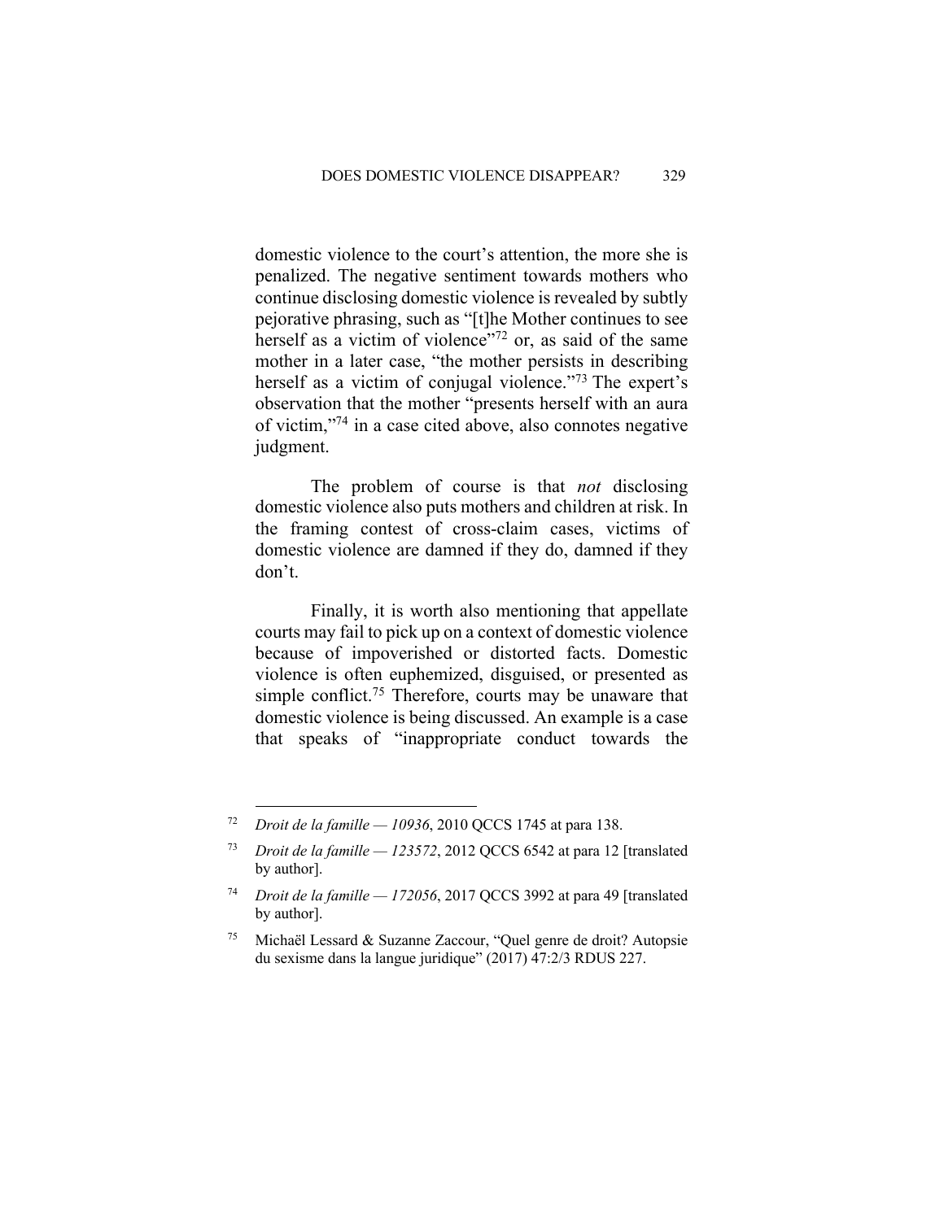domestic violence to the court's attention, the more she is penalized. The negative sentiment towards mothers who continue disclosing domestic violence is revealed by subtly pejorative phrasing, such as "[t]he Mother continues to see herself as a victim of violence"[72] or, as said of the same mother in a later case, "the mother persists in describing herself as a victim of conjugal violence."[73] The expert's observation that the mother "presents herself with an aura of victim,"[74] in a case cited above, also connotes negative judgment.

The problem of course is that *not* disclosing domestic violence also puts mothers and children at risk. In the framing contest of cross-claim cases, victims of domestic violence are damned if they do, damned if they don't.

Finally, it is worth also mentioning that appellate courts may fail to pick up on a context of domestic violence because of impoverished or distorted facts. Domestic violence is often euphemized, disguised, or presented as simple conflict.[75] Therefore, courts may be unaware that domestic violence is being discussed. An example is a case that speaks of "inappropriate conduct towards the

---

[72] *Droit de la famille — 10936*, 2010 QCCS 1745 at para 138.

[73] *Droit de la famille — 123572*, 2012 QCCS 6542 at para 12 [translated by author].

[74] *Droit de la famille — 172056*, 2017 QCCS 3992 at para 49 [translated by author].

[75] Michaël Lessard & Suzanne Zaccour, "Quel genre de droit? Autopsie du sexisme dans la langue juridique" (2017) 47:2/3 RDUS 227.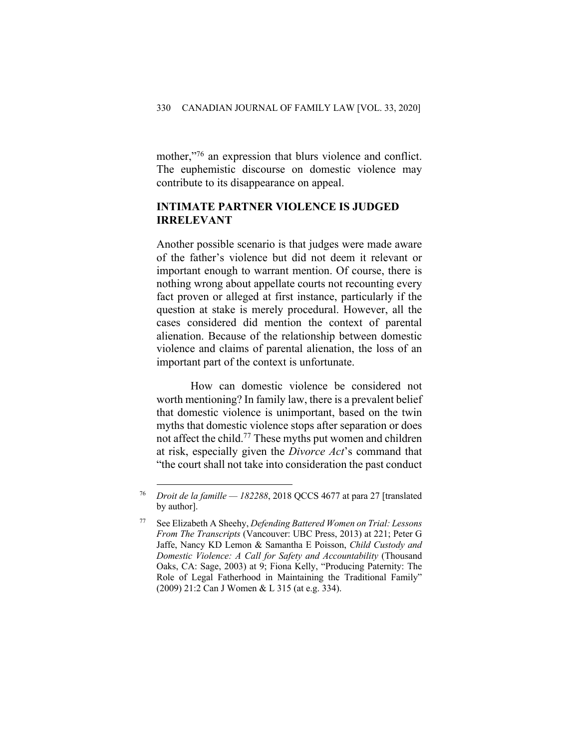mother,"[76] an expression that blurs violence and conflict. The euphemistic discourse on domestic violence may contribute to its disappearance on appeal.

## INTIMATE PARTNER VIOLENCE IS JUDGED IRRELEVANT

Another possible scenario is that judges were made aware of the father's violence but did not deem it relevant or important enough to warrant mention. Of course, there is nothing wrong about appellate courts not recounting every fact proven or alleged at first instance, particularly if the question at stake is merely procedural. However, all the cases considered did mention the context of parental alienation. Because of the relationship between domestic violence and claims of parental alienation, the loss of an important part of the context is unfortunate.

How can domestic violence be considered not worth mentioning? In family law, there is a prevalent belief that domestic violence is unimportant, based on the twin myths that domestic violence stops after separation or does not affect the child.[77] These myths put women and children at risk, especially given the *Divorce Act*'s command that "the court shall not take into consideration the past conduct

---

[76] *Droit de la famille — 182288*, 2018 QCCS 4677 at para 27 [translated by author].

[77] See Elizabeth A Sheehy, *Defending Battered Women on Trial: Lessons From The Transcripts* (Vancouver: UBC Press, 2013) at 221; Peter G Jaffe, Nancy KD Lemon & Samantha E Poisson, *Child Custody and Domestic Violence: A Call for Safety and Accountability* (Thousand Oaks, CA: Sage, 2003) at 9; Fiona Kelly, "Producing Paternity: The Role of Legal Fatherhood in Maintaining the Traditional Family" (2009) 21:2 Can J Women & L 315 (at e.g. 334).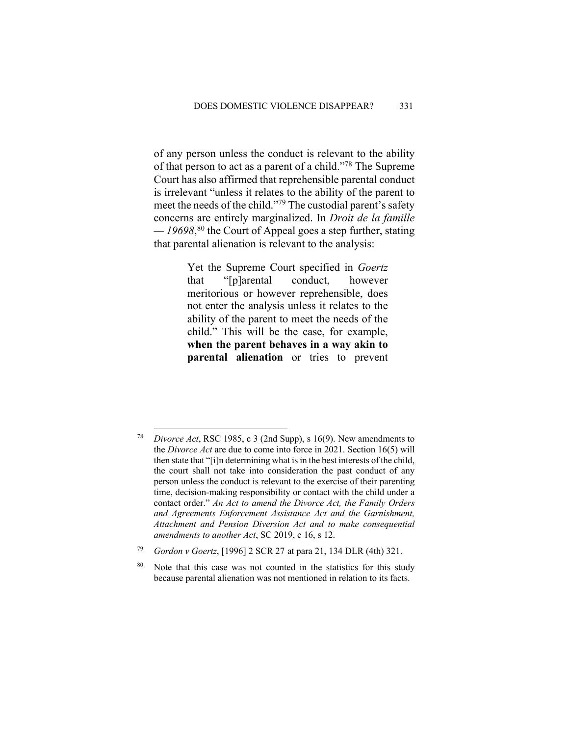of any person unless the conduct is relevant to the ability of that person to act as a parent of a child."[78] The Supreme Court has also affirmed that reprehensible parental conduct is irrelevant "unless it relates to the ability of the parent to meet the needs of the child."[79] The custodial parent's safety concerns are entirely marginalized. In *Droit de la famille — 19698*,[80] the Court of Appeal goes a step further, stating that parental alienation is relevant to the analysis:

> Yet the Supreme Court specified in *Goertz* that "[p]arental conduct, however meritorious or however reprehensible, does not enter the analysis unless it relates to the ability of the parent to meet the needs of the child." This will be the case, for example, **when the parent behaves in a way akin to parental alienation** or tries to prevent

---

[78] *Divorce Act*, RSC 1985, c 3 (2nd Supp), s 16(9). New amendments to the *Divorce Act* are due to come into force in 2021. Section 16(5) will then state that "[i]n determining what is in the best interests of the child, the court shall not take into consideration the past conduct of any person unless the conduct is relevant to the exercise of their parenting time, decision-making responsibility or contact with the child under a contact order." *An Act to amend the Divorce Act, the Family Orders and Agreements Enforcement Assistance Act and the Garnishment, Attachment and Pension Diversion Act and to make consequential amendments to another Act*, SC 2019, c 16, s 12.

[79] *Gordon v Goertz*, [1996] 2 SCR 27 at para 21, 134 DLR (4th) 321.

[80] Note that this case was not counted in the statistics for this study because parental alienation was not mentioned in relation to its facts.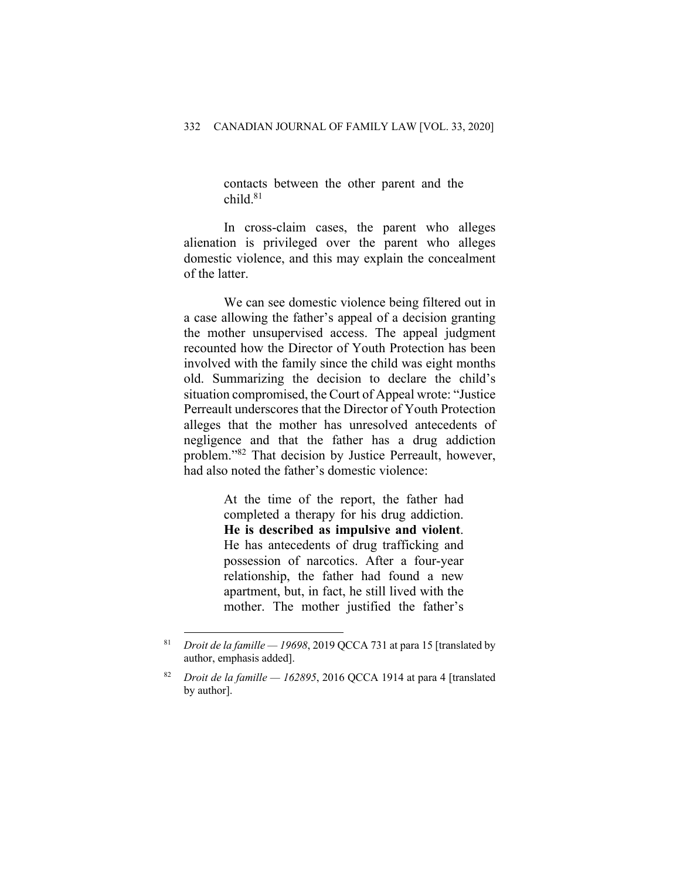> contacts between the other parent and the child.[81]

In cross-claim cases, the parent who alleges alienation is privileged over the parent who alleges domestic violence, and this may explain the concealment of the latter.

We can see domestic violence being filtered out in a case allowing the father's appeal of a decision granting the mother unsupervised access. The appeal judgment recounted how the Director of Youth Protection has been involved with the family since the child was eight months old. Summarizing the decision to declare the child's situation compromised, the Court of Appeal wrote: "Justice Perreault underscores that the Director of Youth Protection alleges that the mother has unresolved antecedents of negligence and that the father has a drug addiction problem."[82] That decision by Justice Perreault, however, had also noted the father's domestic violence:

> At the time of the report, the father had completed a therapy for his drug addiction. **He is described as impulsive and violent**. He has antecedents of drug trafficking and possession of narcotics. After a four-year relationship, the father had found a new apartment, but, in fact, he still lived with the mother. The mother justified the father's

---

[81] *Droit de la famille — 19698*, 2019 QCCA 731 at para 15 [translated by author, emphasis added].

[82] *Droit de la famille — 162895*, 2016 QCCA 1914 at para 4 [translated by author].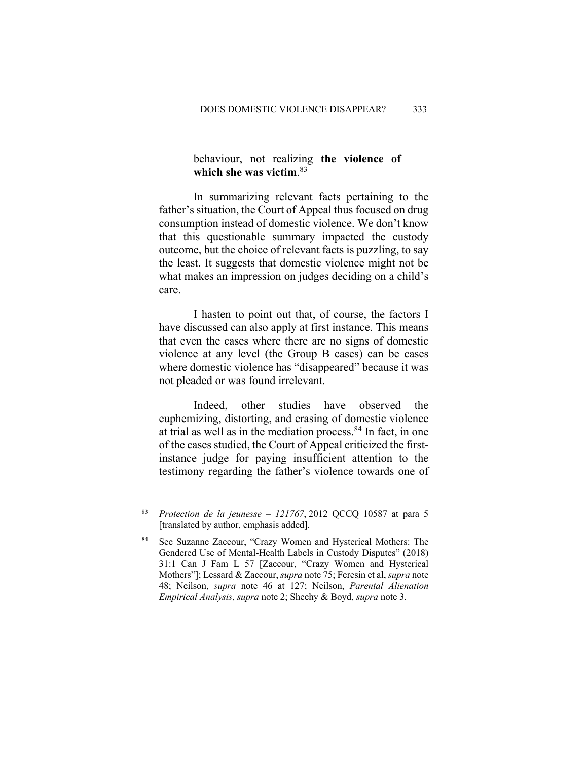> behaviour, not realizing **the violence of which she was victim**.[83]

In summarizing relevant facts pertaining to the father's situation, the Court of Appeal thus focused on drug consumption instead of domestic violence. We don't know that this questionable summary impacted the custody outcome, but the choice of relevant facts is puzzling, to say the least. It suggests that domestic violence might not be what makes an impression on judges deciding on a child's care.

I hasten to point out that, of course, the factors I have discussed can also apply at first instance. This means that even the cases where there are no signs of domestic violence at any level (the Group B cases) can be cases where domestic violence has "disappeared" because it was not pleaded or was found irrelevant.

Indeed, other studies have observed the euphemizing, distorting, and erasing of domestic violence at trial as well as in the mediation process.[84] In fact, in one of the cases studied, the Court of Appeal criticized the first-instance judge for paying insufficient attention to the testimony regarding the father's violence towards one of

---

[83] *Protection de la jeunesse – 121767*, 2012 QCCQ 10587 at para 5 [translated by author, emphasis added].

[84] See Suzanne Zaccour, "Crazy Women and Hysterical Mothers: The Gendered Use of Mental-Health Labels in Custody Disputes" (2018) 31:1 Can J Fam L 57 [Zaccour, "Crazy Women and Hysterical Mothers"]; Lessard & Zaccour, *supra* note 75; Feresin et al, *supra* note 48; Neilson, *supra* note 46 at 127; Neilson, *Parental Alienation Empirical Analysis*, *supra* note 2; Sheehy & Boyd, *supra* note 3.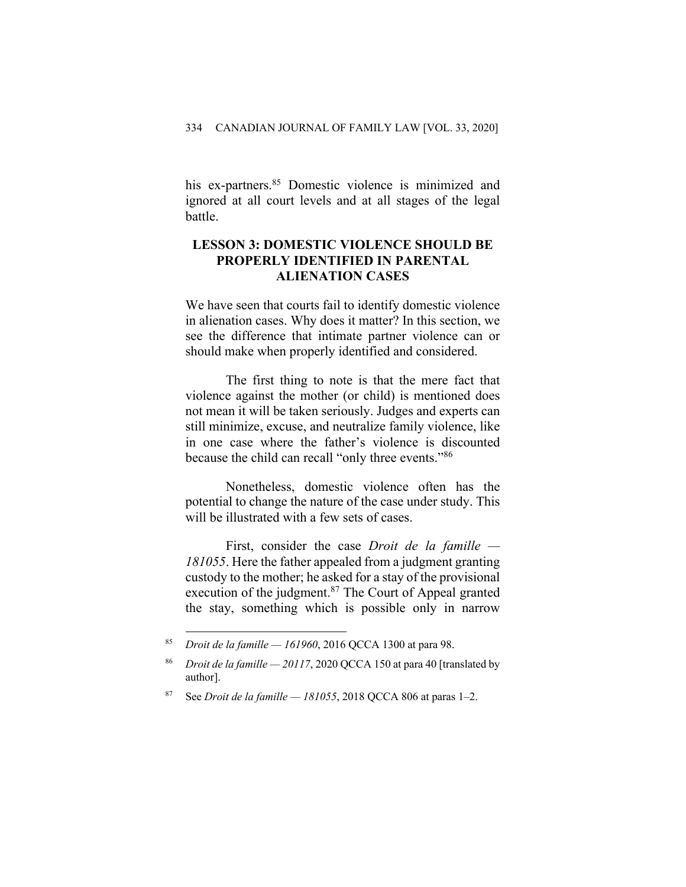his ex-partners.[85] Domestic violence is minimized and ignored at all court levels and at all stages of the legal battle.

## LESSON 3: DOMESTIC VIOLENCE SHOULD BE PROPERLY IDENTIFIED IN PARENTAL ALIENATION CASES

We have seen that courts fail to identify domestic violence in alienation cases. Why does it matter? In this section, we see the difference that intimate partner violence can or should make when properly identified and considered.

The first thing to note is that the mere fact that violence against the mother (or child) is mentioned does not mean it will be taken seriously. Judges and experts can still minimize, excuse, and neutralize family violence, like in one case where the father's violence is discounted because the child can recall "only three events."[86]

Nonetheless, domestic violence often has the potential to change the nature of the case under study. This will be illustrated with a few sets of cases.

First, consider the case *Droit de la famille — 181055*. Here the father appealed from a judgment granting custody to the mother; he asked for a stay of the provisional execution of the judgment.[87] The Court of Appeal granted the stay, something which is possible only in narrow

---

[85] *Droit de la famille — 161960*, 2016 QCCA 1300 at para 98.

[86] *Droit de la famille — 20117*, 2020 QCCA 150 at para 40 [translated by author].

[87] See *Droit de la famille — 181055*, 2018 QCCA 806 at paras 1–2.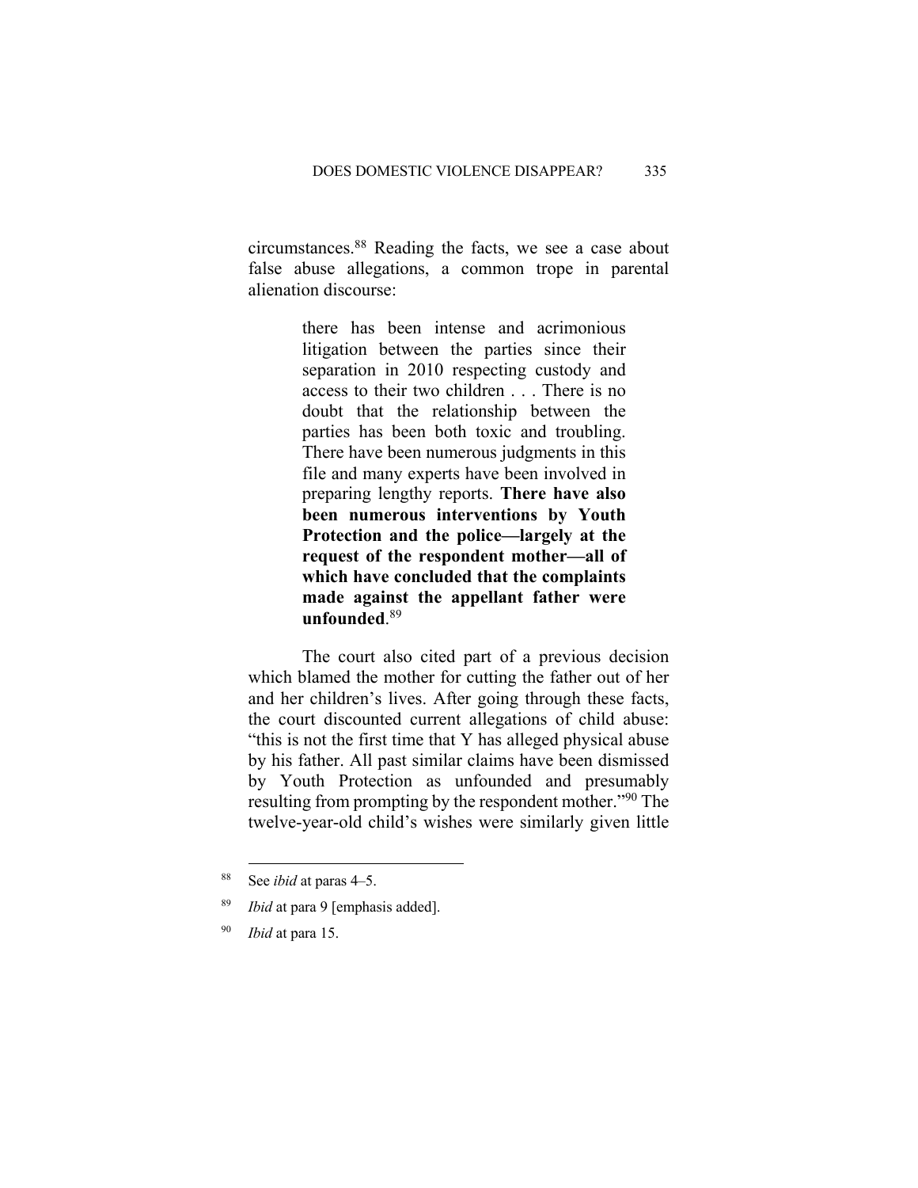circumstances.[88] Reading the facts, we see a case about false abuse allegations, a common trope in parental alienation discourse:

> there has been intense and acrimonious litigation between the parties since their separation in 2010 respecting custody and access to their two children . . . There is no doubt that the relationship between the parties has been both toxic and troubling. There have been numerous judgments in this file and many experts have been involved in preparing lengthy reports. **There have also been numerous interventions by Youth Protection and the police—largely at the request of the respondent mother—all of which have concluded that the complaints made against the appellant father were unfounded**.[89]

The court also cited part of a previous decision which blamed the mother for cutting the father out of her and her children's lives. After going through these facts, the court discounted current allegations of child abuse: "this is not the first time that Y has alleged physical abuse by his father. All past similar claims have been dismissed by Youth Protection as unfounded and presumably resulting from prompting by the respondent mother."[90] The twelve-year-old child's wishes were similarly given little

---

[88] See *ibid* at paras 4–5.

[89] *Ibid* at para 9 [emphasis added].

[90] *Ibid* at para 15.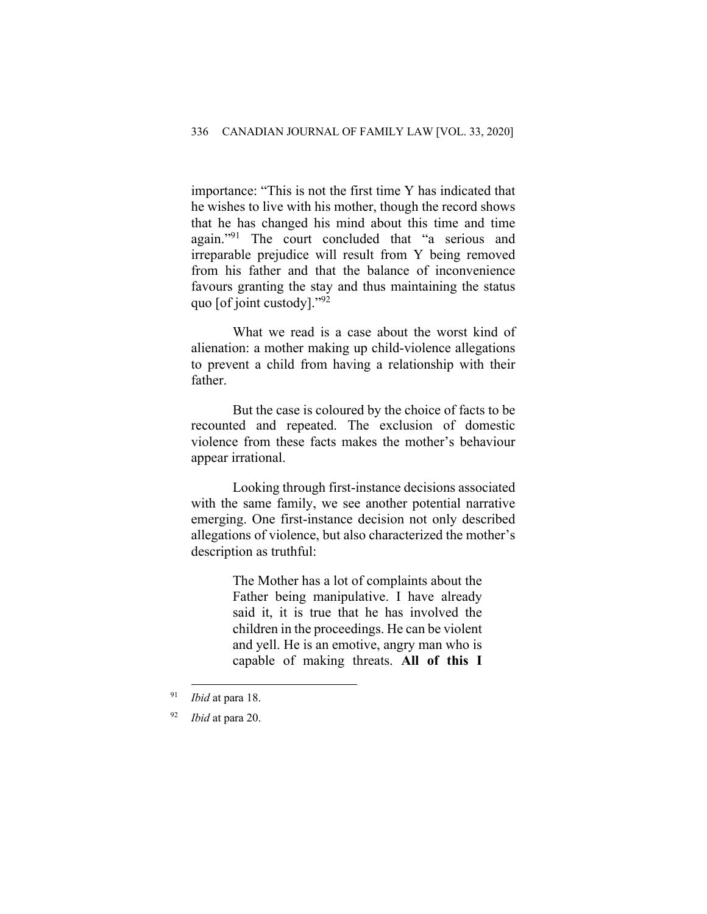importance: "This is not the first time Y has indicated that he wishes to live with his mother, though the record shows that he has changed his mind about this time and time again."[91] The court concluded that "a serious and irreparable prejudice will result from Y being removed from his father and that the balance of inconvenience favours granting the stay and thus maintaining the status quo [of joint custody]."[92]

What we read is a case about the worst kind of alienation: a mother making up child-violence allegations to prevent a child from having a relationship with their father.

But the case is coloured by the choice of facts to be recounted and repeated. The exclusion of domestic violence from these facts makes the mother's behaviour appear irrational.

Looking through first-instance decisions associated with the same family, we see another potential narrative emerging. One first-instance decision not only described allegations of violence, but also characterized the mother's description as truthful:

> The Mother has a lot of complaints about the Father being manipulative. I have already said it, it is true that he has involved the children in the proceedings. He can be violent and yell. He is an emotive, angry man who is capable of making threats. **All of this I**

---

[91] *Ibid* at para 18.

[92] *Ibid* at para 20.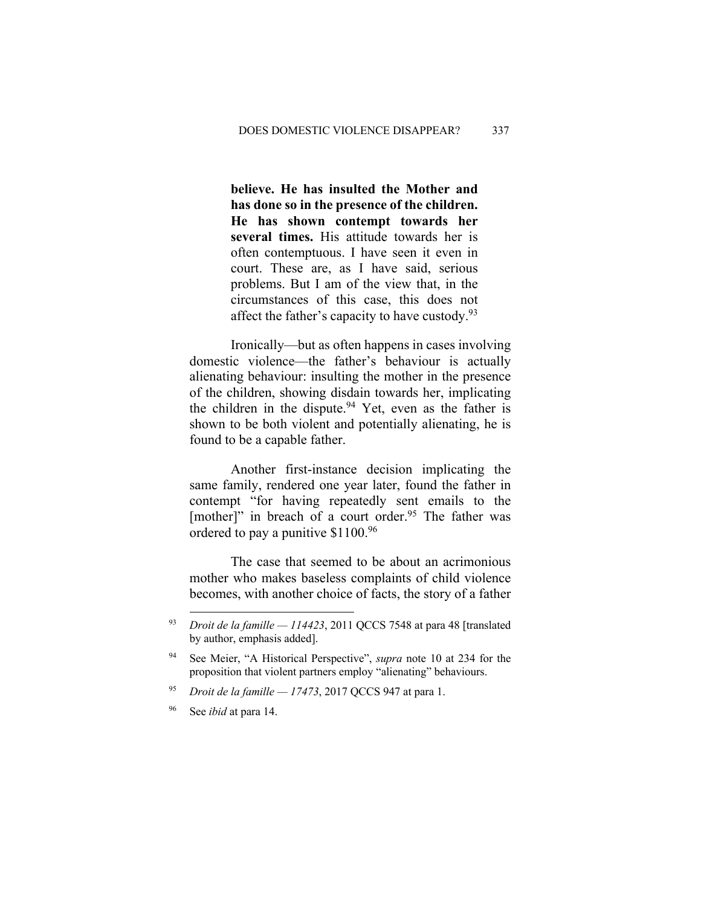> **believe. He has insulted the Mother and has done so in the presence of the children. He has shown contempt towards her several times.** His attitude towards her is often contemptuous. I have seen it even in court. These are, as I have said, serious problems. But I am of the view that, in the circumstances of this case, this does not affect the father's capacity to have custody.[93]

Ironically—but as often happens in cases involving domestic violence—the father's behaviour is actually alienating behaviour: insulting the mother in the presence of the children, showing disdain towards her, implicating the children in the dispute.[94] Yet, even as the father is shown to be both violent and potentially alienating, he is found to be a capable father.

Another first-instance decision implicating the same family, rendered one year later, found the father in contempt "for having repeatedly sent emails to the [mother]" in breach of a court order.[95] The father was ordered to pay a punitive $1100.[96]

The case that seemed to be about an acrimonious mother who makes baseless complaints of child violence becomes, with another choice of facts, the story of a father

---

[93] *Droit de la famille — 114423*, 2011 QCCS 7548 at para 48 [translated by author, emphasis added].

[94] See Meier, "A Historical Perspective", *supra* note 10 at 234 for the proposition that violent partners employ "alienating" behaviours.

[95] *Droit de la famille — 17473*, 2017 QCCS 947 at para 1.

[96] See *ibid* at para 14.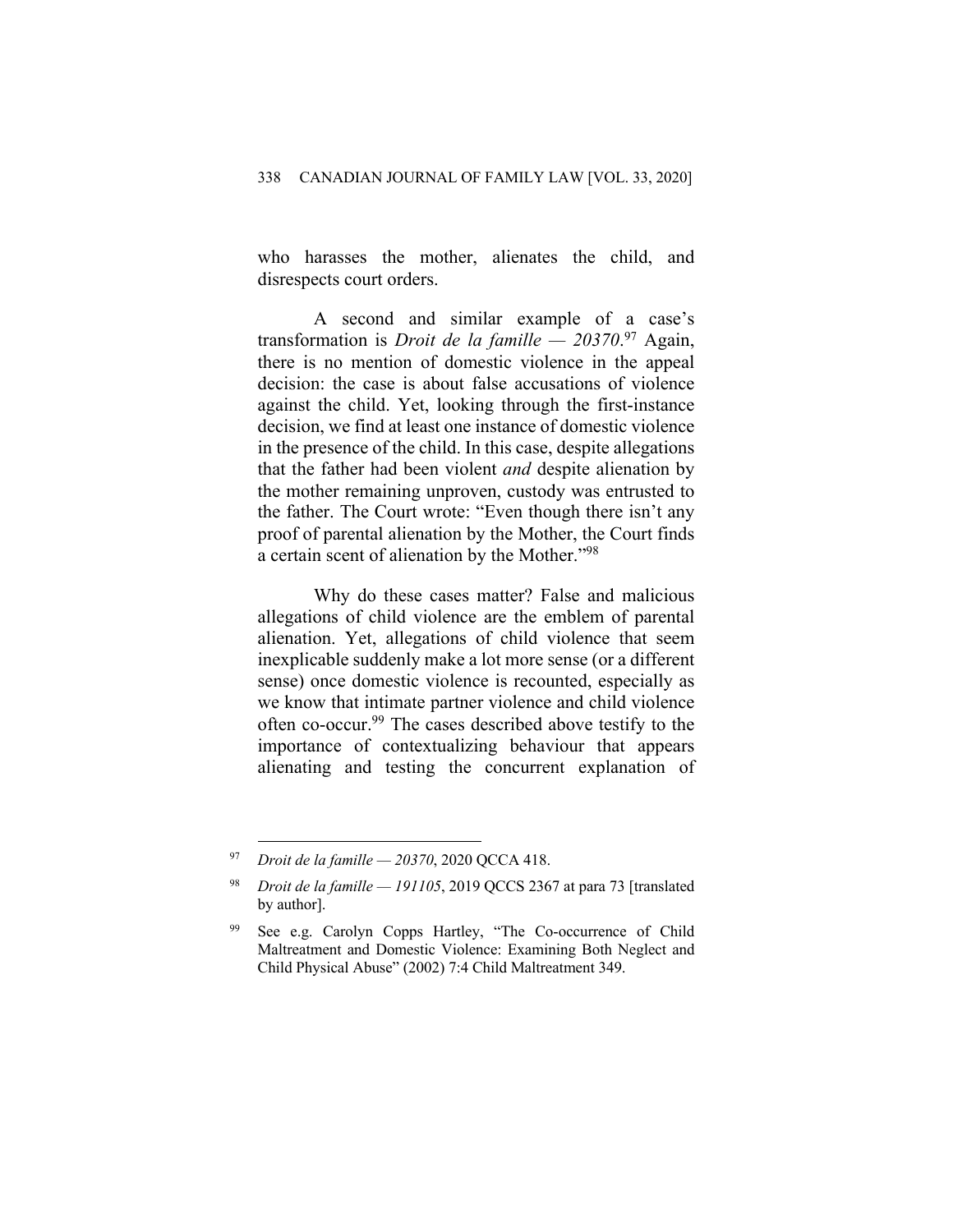who harasses the mother, alienates the child, and disrespects court orders.

A second and similar example of a case's transformation is *Droit de la famille — 20370*.[97] Again, there is no mention of domestic violence in the appeal decision: the case is about false accusations of violence against the child. Yet, looking through the first-instance decision, we find at least one instance of domestic violence in the presence of the child. In this case, despite allegations that the father had been violent *and* despite alienation by the mother remaining unproven, custody was entrusted to the father. The Court wrote: "Even though there isn't any proof of parental alienation by the Mother, the Court finds a certain scent of alienation by the Mother."[98]

Why do these cases matter? False and malicious allegations of child violence are the emblem of parental alienation. Yet, allegations of child violence that seem inexplicable suddenly make a lot more sense (or a different sense) once domestic violence is recounted, especially as we know that intimate partner violence and child violence often co-occur.[99] The cases described above testify to the importance of contextualizing behaviour that appears alienating and testing the concurrent explanation of

---

[97] *Droit de la famille — 20370*, 2020 QCCA 418.

[98] *Droit de la famille — 191105*, 2019 QCCS 2367 at para 73 [translated by author].

[99] See e.g. Carolyn Copps Hartley, "The Co-occurrence of Child Maltreatment and Domestic Violence: Examining Both Neglect and Child Physical Abuse" (2002) 7:4 Child Maltreatment 349.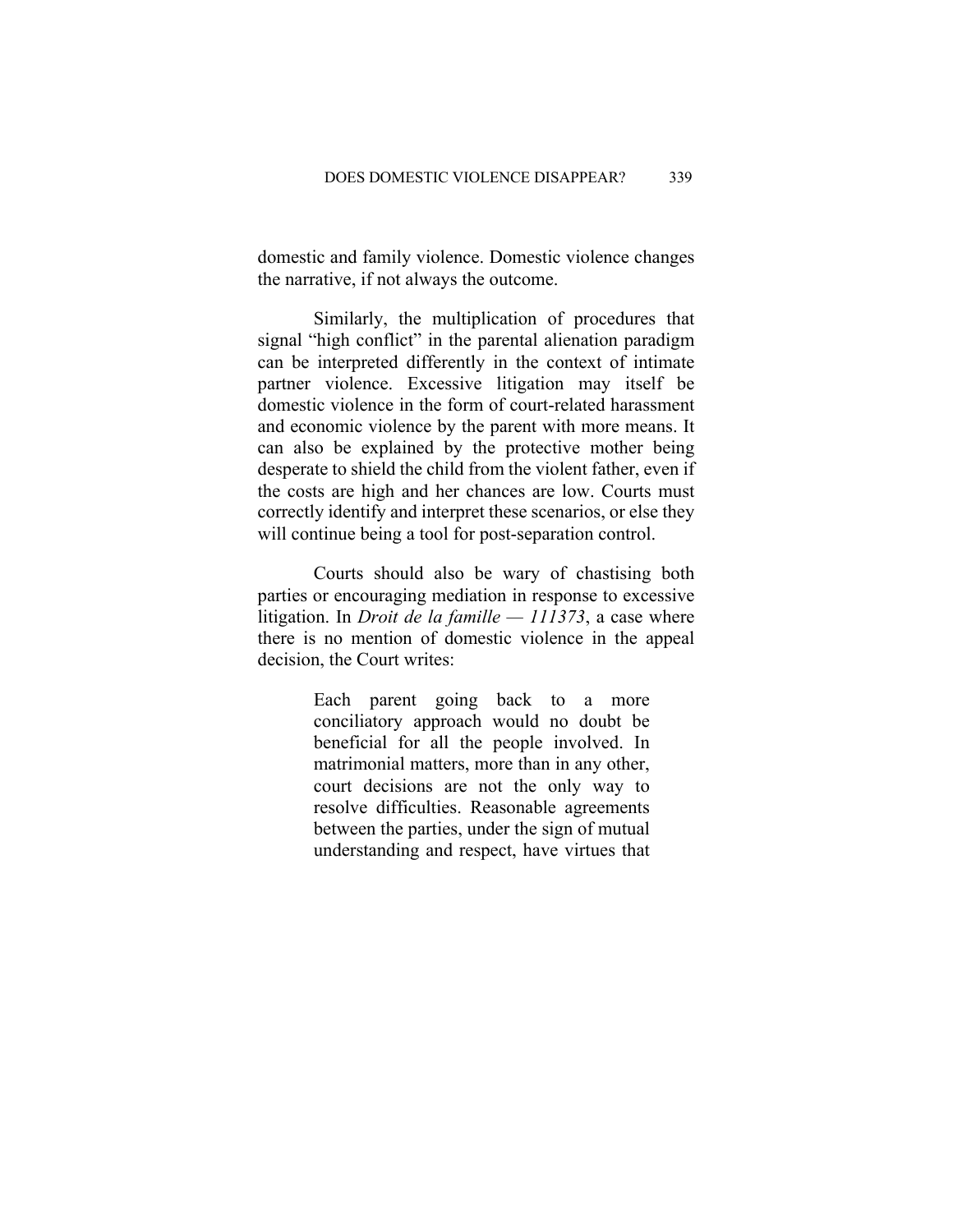domestic and family violence. Domestic violence changes the narrative, if not always the outcome.

Similarly, the multiplication of procedures that signal "high conflict" in the parental alienation paradigm can be interpreted differently in the context of intimate partner violence. Excessive litigation may itself be domestic violence in the form of court-related harassment and economic violence by the parent with more means. It can also be explained by the protective mother being desperate to shield the child from the violent father, even if the costs are high and her chances are low. Courts must correctly identify and interpret these scenarios, or else they will continue being a tool for post-separation control.

Courts should also be wary of chastising both parties or encouraging mediation in response to excessive litigation. In *Droit de la famille — 111373*, a case where there is no mention of domestic violence in the appeal decision, the Court writes:

> Each parent going back to a more conciliatory approach would no doubt be beneficial for all the people involved. In matrimonial matters, more than in any other, court decisions are not the only way to resolve difficulties. Reasonable agreements between the parties, under the sign of mutual understanding and respect, have virtues that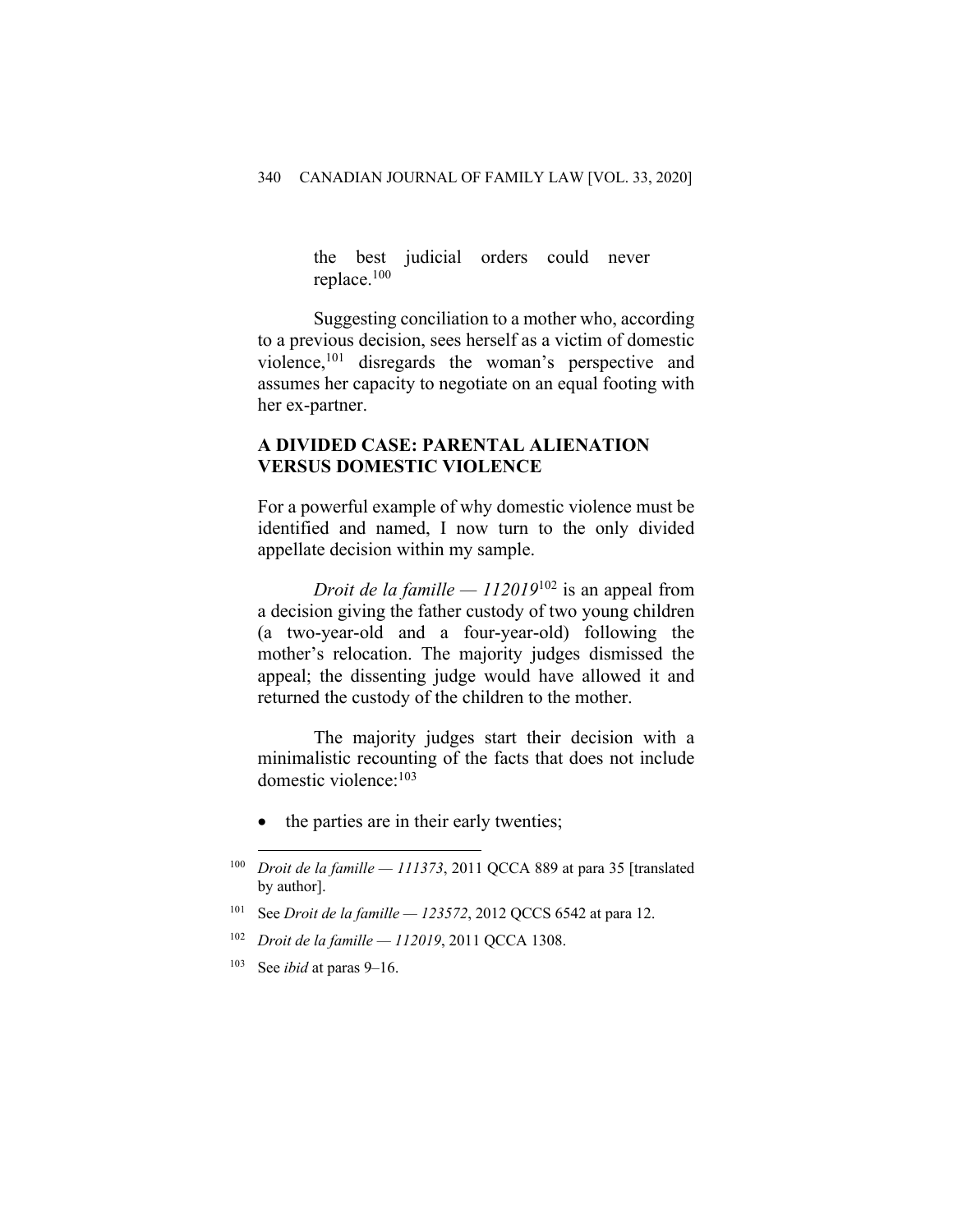the best judicial orders could never replace.[100]

Suggesting conciliation to a mother who, according to a previous decision, sees herself as a victim of domestic violence,[101] disregards the woman's perspective and assumes her capacity to negotiate on an equal footing with her ex-partner.

## A DIVIDED CASE: PARENTAL ALIENATION VERSUS DOMESTIC VIOLENCE

For a powerful example of why domestic violence must be identified and named, I now turn to the only divided appellate decision within my sample.

*Droit de la famille — 112019*[102] is an appeal from a decision giving the father custody of two young children (a two-year-old and a four-year-old) following the mother's relocation. The majority judges dismissed the appeal; the dissenting judge would have allowed it and returned the custody of the children to the mother.

The majority judges start their decision with a minimalistic recounting of the facts that does not include domestic violence:[103]

- the parties are in their early twenties;

---

[100] *Droit de la famille — 111373*, 2011 QCCA 889 at para 35 [translated by author].

[101] See *Droit de la famille — 123572*, 2012 QCCS 6542 at para 12.

[102] *Droit de la famille — 112019*, 2011 QCCA 1308.

[103] See *ibid* at paras 9–16.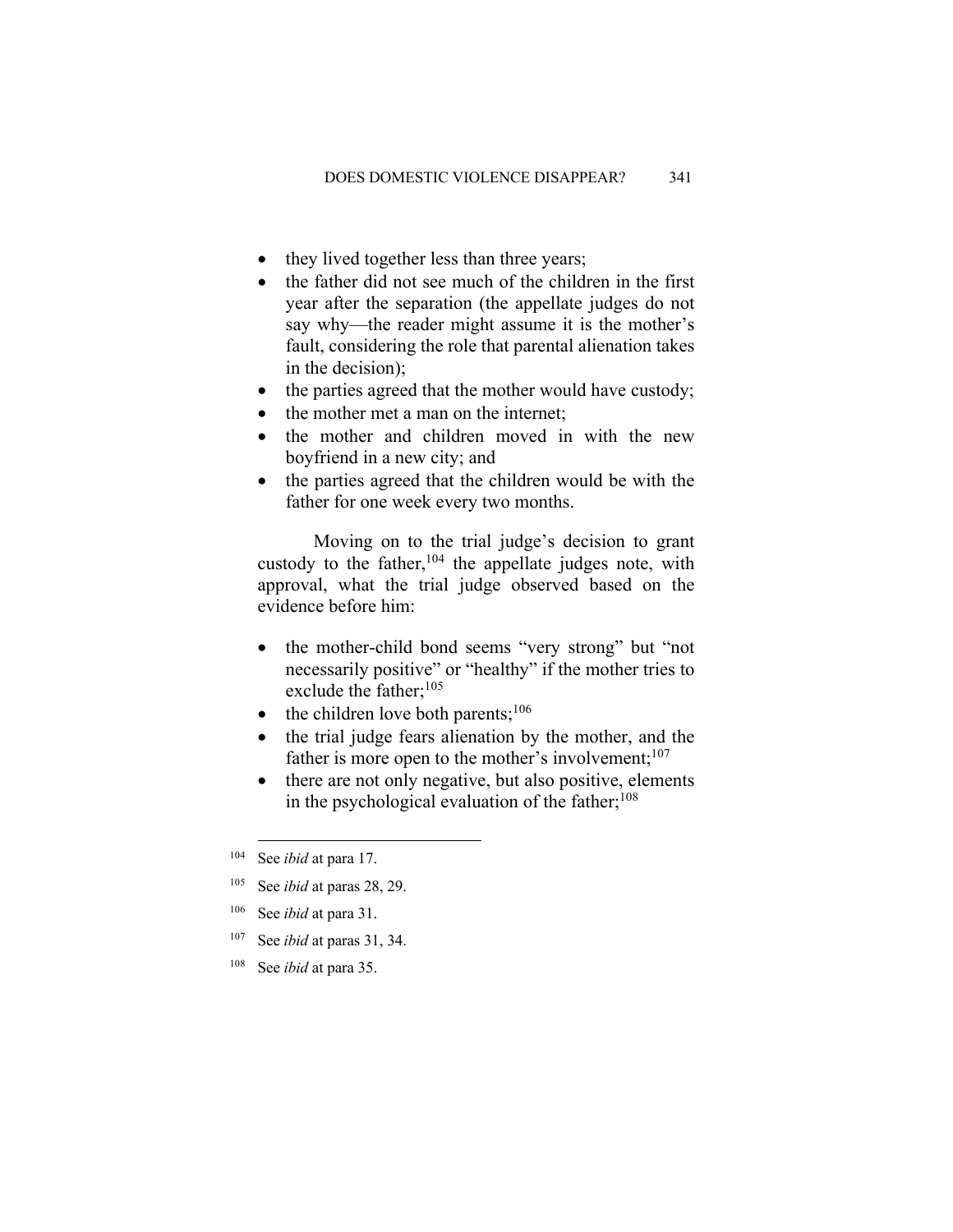- they lived together less than three years;
- the father did not see much of the children in the first year after the separation (the appellate judges do not say why—the reader might assume it is the mother's fault, considering the role that parental alienation takes in the decision);
- the parties agreed that the mother would have custody;
- the mother met a man on the internet;
- the mother and children moved in with the new boyfriend in a new city; and
- the parties agreed that the children would be with the father for one week every two months.

Moving on to the trial judge's decision to grant custody to the father,[104] the appellate judges note, with approval, what the trial judge observed based on the evidence before him:

- the mother-child bond seems "very strong" but "not necessarily positive" or "healthy" if the mother tries to exclude the father;[105]
- the children love both parents;[106]
- the trial judge fears alienation by the mother, and the father is more open to the mother's involvement;[107]
- there are not only negative, but also positive, elements in the psychological evaluation of the father;[108]

---

[104] See *ibid* at para 17.

[105] See *ibid* at paras 28, 29.

[106] See *ibid* at para 31.

[107] See *ibid* at paras 31, 34.

[108] See *ibid* at para 35.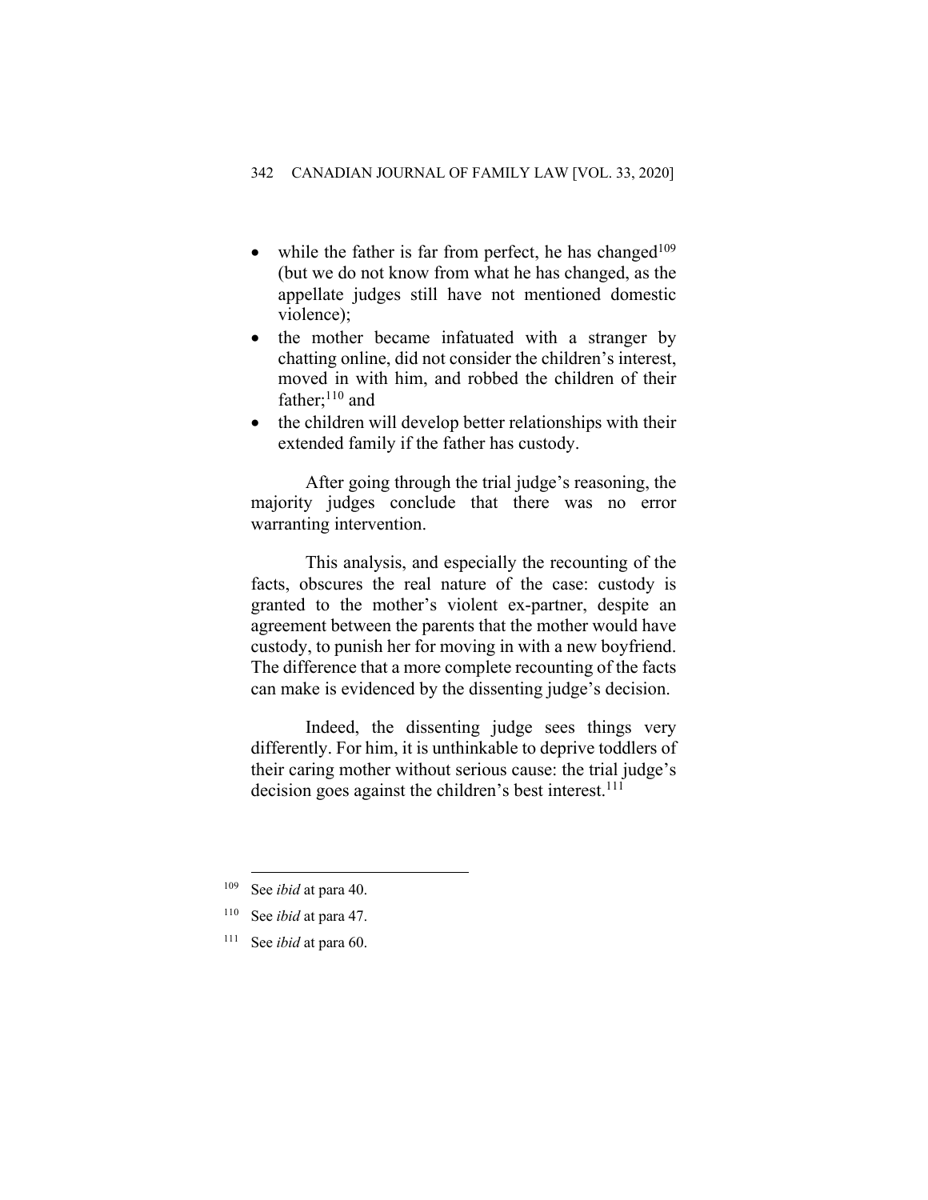- while the father is far from perfect, he has changed[109] (but we do not know from what he has changed, as the appellate judges still have not mentioned domestic violence);
- the mother became infatuated with a stranger by chatting online, did not consider the children's interest, moved in with him, and robbed the children of their father;[110] and
- the children will develop better relationships with their extended family if the father has custody.

After going through the trial judge's reasoning, the majority judges conclude that there was no error warranting intervention.

This analysis, and especially the recounting of the facts, obscures the real nature of the case: custody is granted to the mother's violent ex-partner, despite an agreement between the parents that the mother would have custody, to punish her for moving in with a new boyfriend. The difference that a more complete recounting of the facts can make is evidenced by the dissenting judge's decision.

Indeed, the dissenting judge sees things very differently. For him, it is unthinkable to deprive toddlers of their caring mother without serious cause: the trial judge's decision goes against the children's best interest.[111]

---

[109] See *ibid* at para 40.

[110] See *ibid* at para 47.

[111] See *ibid* at para 60.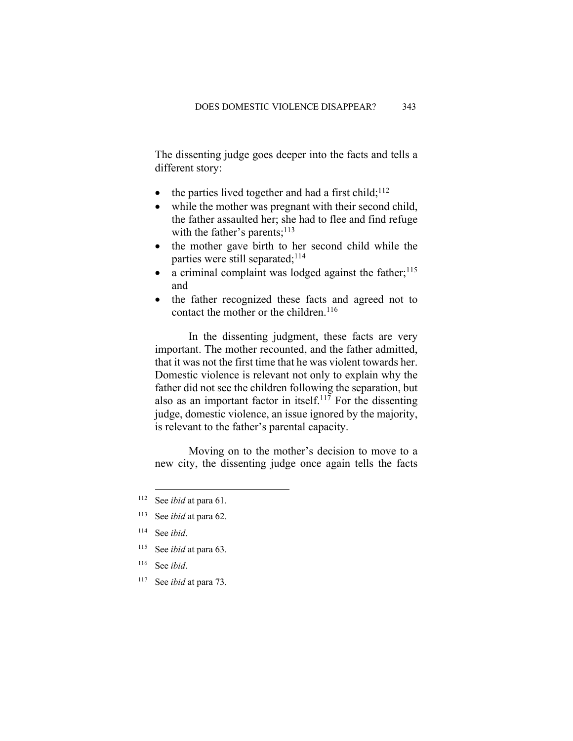The dissenting judge goes deeper into the facts and tells a different story:

- the parties lived together and had a first child;[112]
- while the mother was pregnant with their second child, the father assaulted her; she had to flee and find refuge with the father's parents;[113]
- the mother gave birth to her second child while the parties were still separated;[114]
- a criminal complaint was lodged against the father;[115] and
- the father recognized these facts and agreed not to contact the mother or the children.[116]

In the dissenting judgment, these facts are very important. The mother recounted, and the father admitted, that it was not the first time that he was violent towards her. Domestic violence is relevant not only to explain why the father did not see the children following the separation, but also as an important factor in itself.[117] For the dissenting judge, domestic violence, an issue ignored by the majority, is relevant to the father's parental capacity.

Moving on to the mother's decision to move to a new city, the dissenting judge once again tells the facts

---

[112] See *ibid* at para 61.

[113] See *ibid* at para 62.

[114] See *ibid*.

[115] See *ibid* at para 63.

[116] See *ibid*.

[117] See *ibid* at para 73.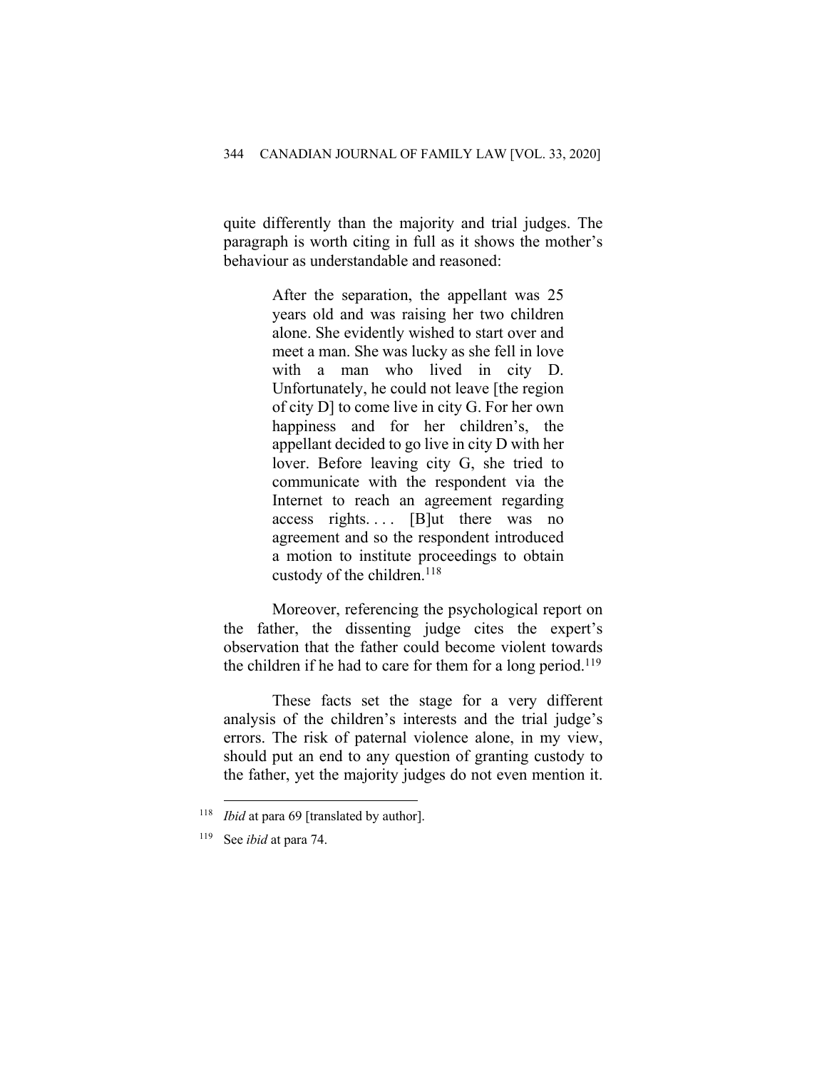quite differently than the majority and trial judges. The paragraph is worth citing in full as it shows the mother's behaviour as understandable and reasoned:

> After the separation, the appellant was 25 years old and was raising her two children alone. She evidently wished to start over and meet a man. She was lucky as she fell in love with a man who lived in city D. Unfortunately, he could not leave [the region of city D] to come live in city G. For her own happiness and for her children's, the appellant decided to go live in city D with her lover. Before leaving city G, she tried to communicate with the respondent via the Internet to reach an agreement regarding access rights. . . . [B]ut there was no agreement and so the respondent introduced a motion to institute proceedings to obtain custody of the children.[118]

Moreover, referencing the psychological report on the father, the dissenting judge cites the expert's observation that the father could become violent towards the children if he had to care for them for a long period.[119]

These facts set the stage for a very different analysis of the children's interests and the trial judge's errors. The risk of paternal violence alone, in my view, should put an end to any question of granting custody to the father, yet the majority judges do not even mention it.

---

[118] *Ibid* at para 69 [translated by author].

[119] See *ibid* at para 74.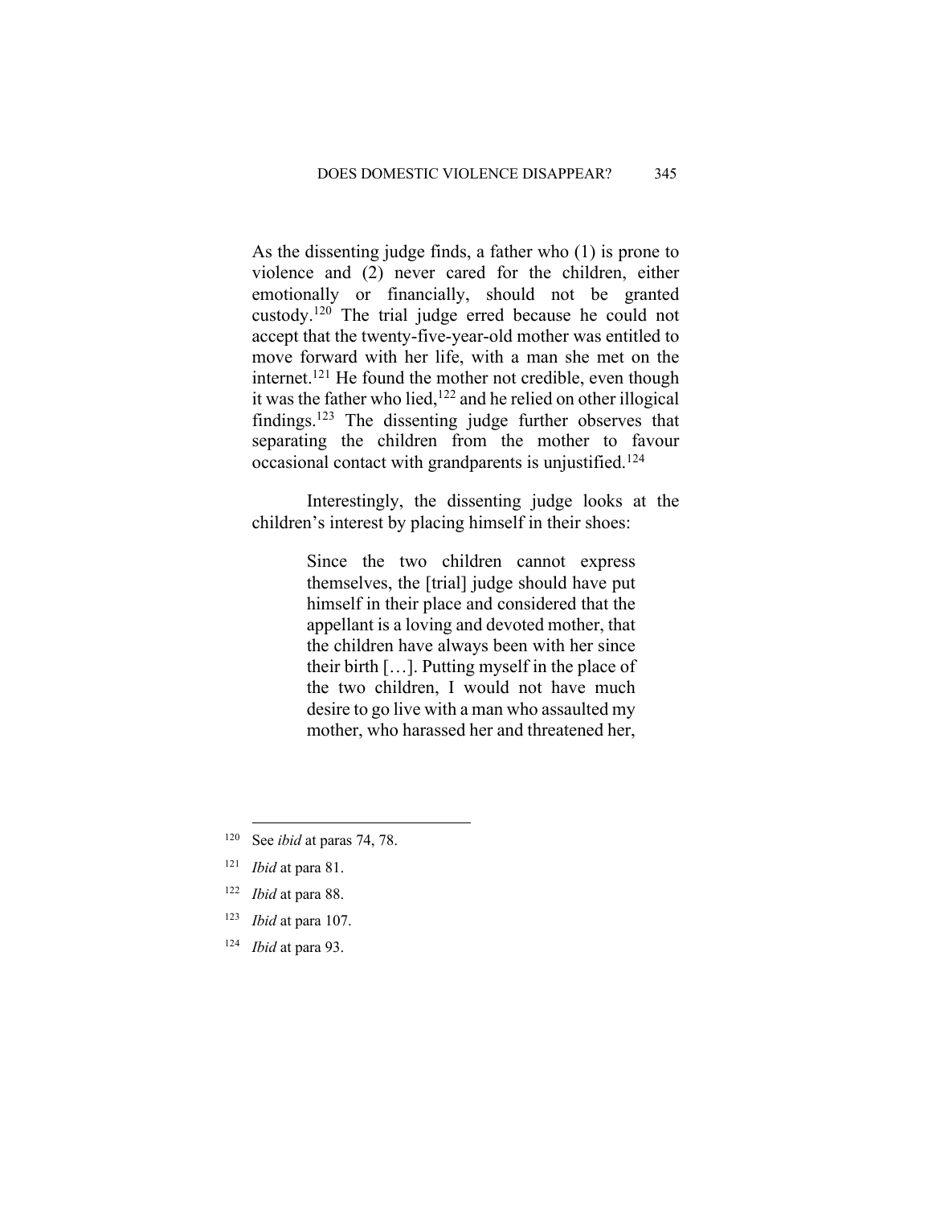As the dissenting judge finds, a father who (1) is prone to violence and (2) never cared for the children, either emotionally or financially, should not be granted custody.[120] The trial judge erred because he could not accept that the twenty-five-year-old mother was entitled to move forward with her life, with a man she met on the internet.[121] He found the mother not credible, even though it was the father who lied,[122] and he relied on other illogical findings.[123] The dissenting judge further observes that separating the children from the mother to favour occasional contact with grandparents is unjustified.[124]

Interestingly, the dissenting judge looks at the children's interest by placing himself in their shoes:

> Since the two children cannot express themselves, the [trial] judge should have put himself in their place and considered that the appellant is a loving and devoted mother, that the children have always been with her since their birth […]. Putting myself in the place of the two children, I would not have much desire to go live with a man who assaulted my mother, who harassed her and threatened her,

---

[120] See *ibid* at paras 74, 78.

[121] *Ibid* at para 81.

[122] *Ibid* at para 88.

[123] *Ibid* at para 107.

[124] *Ibid* at para 93.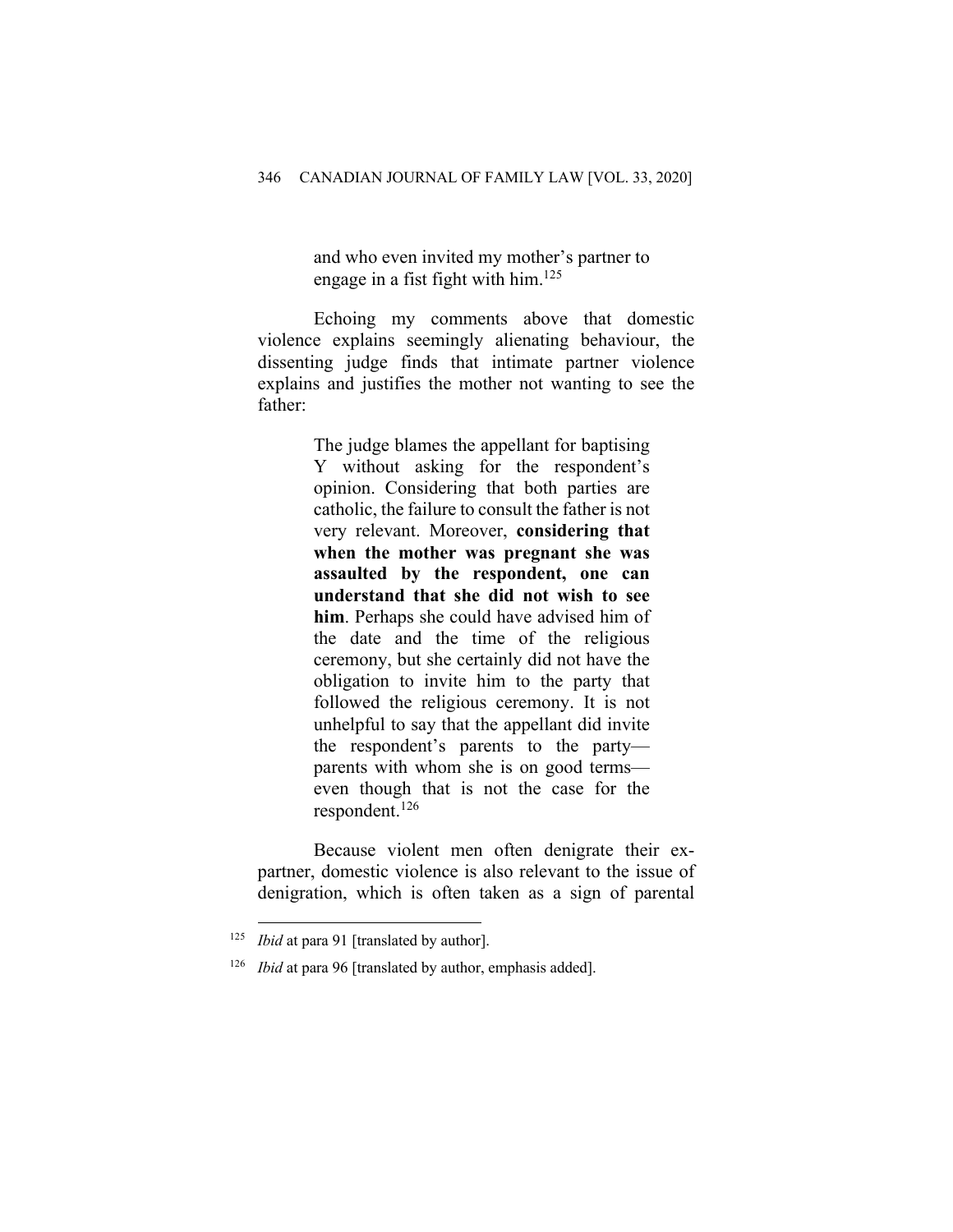> and who even invited my mother's partner to engage in a fist fight with him.[125]

Echoing my comments above that domestic violence explains seemingly alienating behaviour, the dissenting judge finds that intimate partner violence explains and justifies the mother not wanting to see the father:

> The judge blames the appellant for baptising Y without asking for the respondent's opinion. Considering that both parties are catholic, the failure to consult the father is not very relevant. Moreover, **considering that when the mother was pregnant she was assaulted by the respondent, one can understand that she did not wish to see him**. Perhaps she could have advised him of the date and the time of the religious ceremony, but she certainly did not have the obligation to invite him to the party that followed the religious ceremony. It is not unhelpful to say that the appellant did invite the respondent's parents to the party—parents with whom she is on good terms—even though that is not the case for the respondent.[126]

Because violent men often denigrate their ex-partner, domestic violence is also relevant to the issue of denigration, which is often taken as a sign of parental

---

[125] *Ibid* at para 91 [translated by author].

[126] *Ibid* at para 96 [translated by author, emphasis added].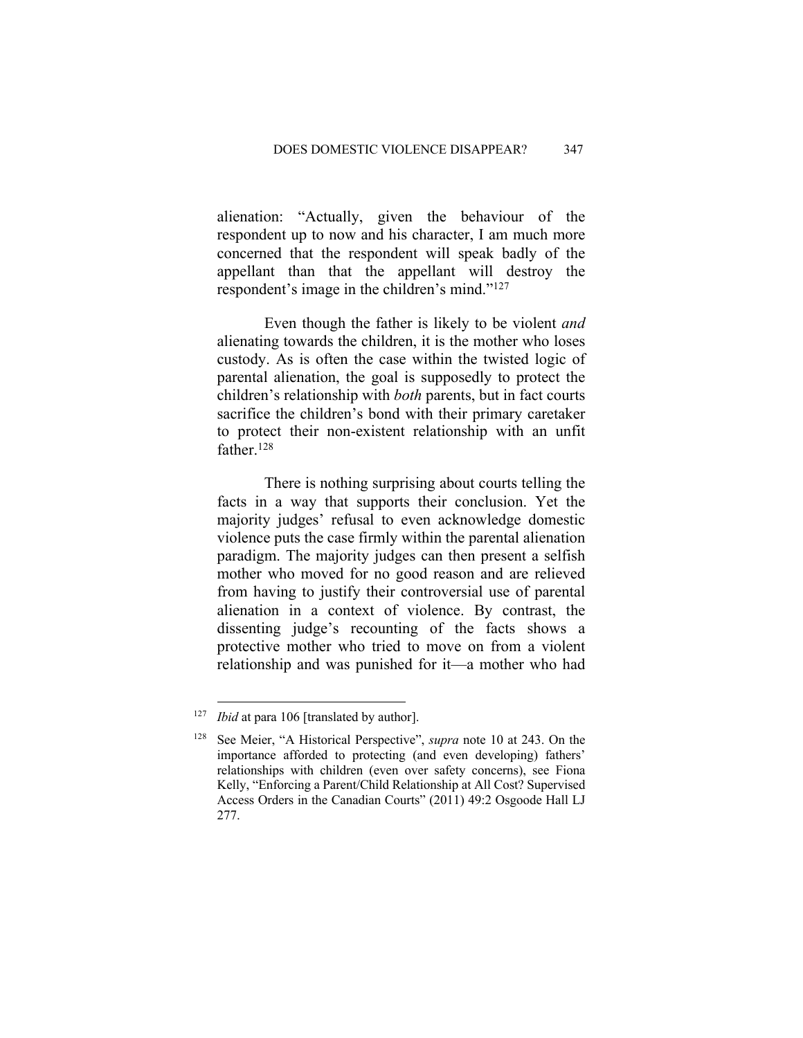alienation: "Actually, given the behaviour of the respondent up to now and his character, I am much more concerned that the respondent will speak badly of the appellant than that the appellant will destroy the respondent's image in the children's mind."[127]

Even though the father is likely to be violent *and* alienating towards the children, it is the mother who loses custody. As is often the case within the twisted logic of parental alienation, the goal is supposedly to protect the children's relationship with *both* parents, but in fact courts sacrifice the children's bond with their primary caretaker to protect their non-existent relationship with an unfit father.[128]

There is nothing surprising about courts telling the facts in a way that supports their conclusion. Yet the majority judges' refusal to even acknowledge domestic violence puts the case firmly within the parental alienation paradigm. The majority judges can then present a selfish mother who moved for no good reason and are relieved from having to justify their controversial use of parental alienation in a context of violence. By contrast, the dissenting judge's recounting of the facts shows a protective mother who tried to move on from a violent relationship and was punished for it—a mother who had

---

[127] *Ibid* at para 106 [translated by author].

[128] See Meier, "A Historical Perspective", *supra* note 10 at 243. On the importance afforded to protecting (and even developing) fathers' relationships with children (even over safety concerns), see Fiona Kelly, "Enforcing a Parent/Child Relationship at All Cost? Supervised Access Orders in the Canadian Courts" (2011) 49:2 Osgoode Hall LJ 277.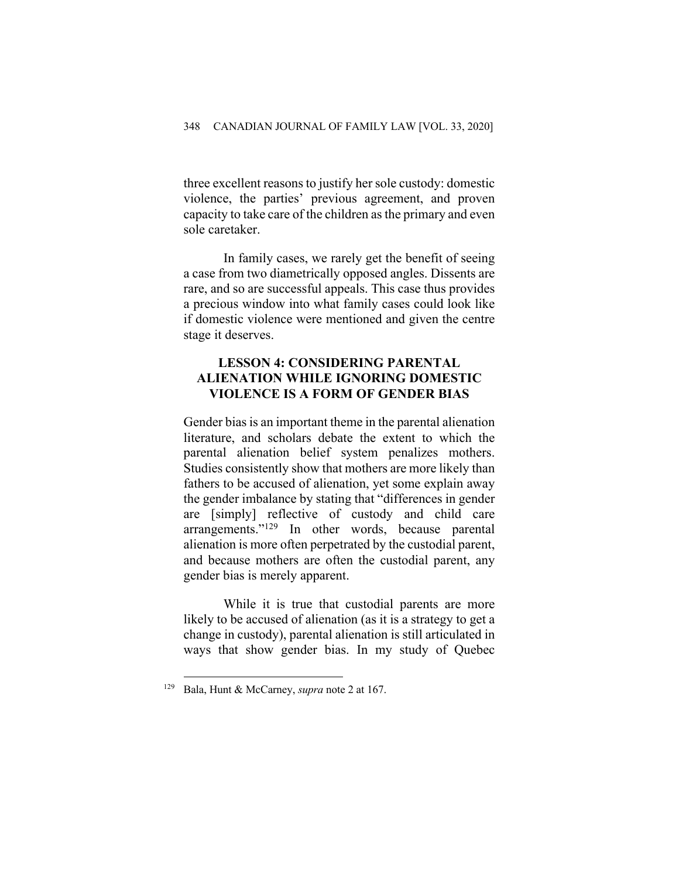three excellent reasons to justify her sole custody: domestic violence, the parties' previous agreement, and proven capacity to take care of the children as the primary and even sole caretaker.

In family cases, we rarely get the benefit of seeing a case from two diametrically opposed angles. Dissents are rare, and so are successful appeals. This case thus provides a precious window into what family cases could look like if domestic violence were mentioned and given the centre stage it deserves.

## LESSON 4: CONSIDERING PARENTAL ALIENATION WHILE IGNORING DOMESTIC VIOLENCE IS A FORM OF GENDER BIAS

Gender bias is an important theme in the parental alienation literature, and scholars debate the extent to which the parental alienation belief system penalizes mothers. Studies consistently show that mothers are more likely than fathers to be accused of alienation, yet some explain away the gender imbalance by stating that "differences in gender are [simply] reflective of custody and child care arrangements."[129] In other words, because parental alienation is more often perpetrated by the custodial parent, and because mothers are often the custodial parent, any gender bias is merely apparent.

While it is true that custodial parents are more likely to be accused of alienation (as it is a strategy to get a change in custody), parental alienation is still articulated in ways that show gender bias. In my study of Quebec

[129] Bala, Hunt & McCarney, *supra* note 2 at 167.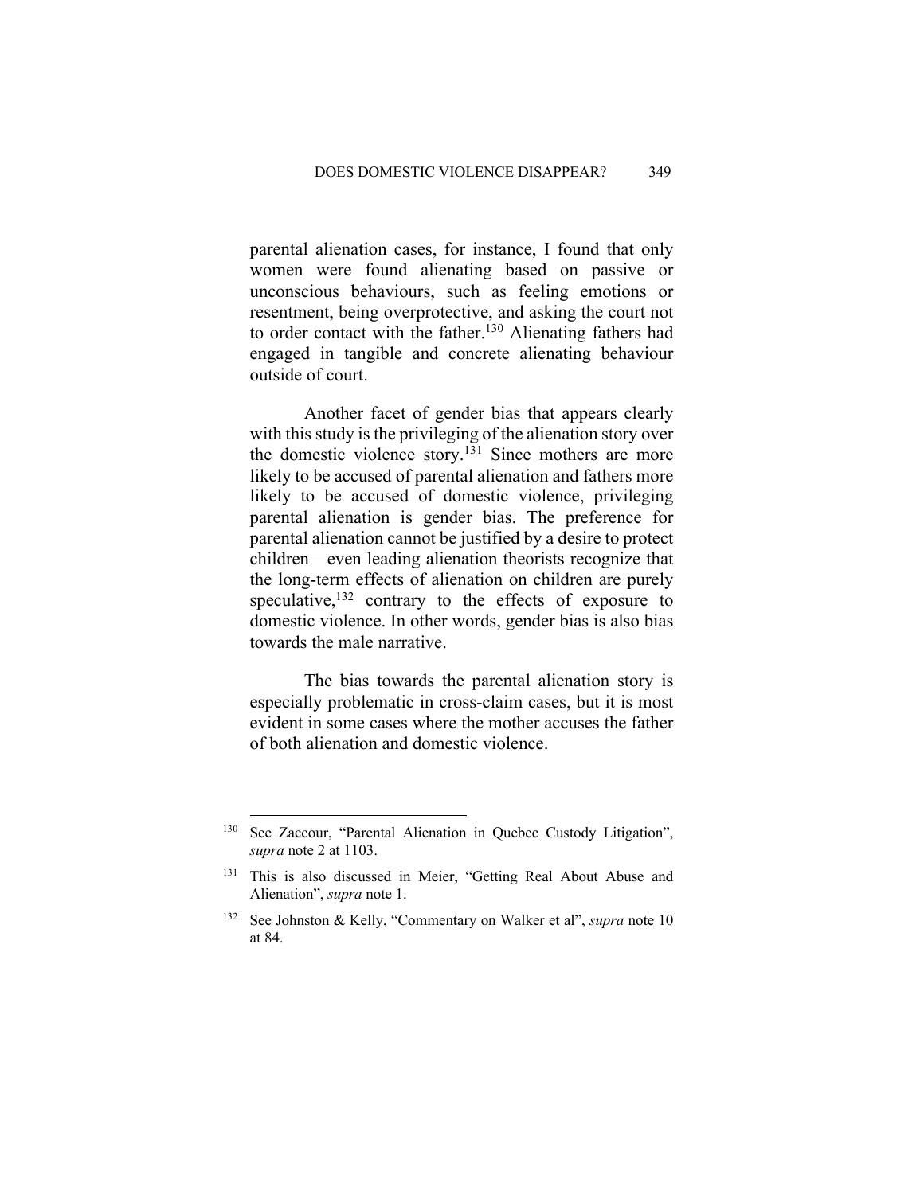parental alienation cases, for instance, I found that only women were found alienating based on passive or unconscious behaviours, such as feeling emotions or resentment, being overprotective, and asking the court not to order contact with the father.[130] Alienating fathers had engaged in tangible and concrete alienating behaviour outside of court.

Another facet of gender bias that appears clearly with this study is the privileging of the alienation story over the domestic violence story.[131] Since mothers are more likely to be accused of parental alienation and fathers more likely to be accused of domestic violence, privileging parental alienation is gender bias. The preference for parental alienation cannot be justified by a desire to protect children—even leading alienation theorists recognize that the long-term effects of alienation on children are purely speculative,[132] contrary to the effects of exposure to domestic violence. In other words, gender bias is also bias towards the male narrative.

The bias towards the parental alienation story is especially problematic in cross-claim cases, but it is most evident in some cases where the mother accuses the father of both alienation and domestic violence.

---

[130] See Zaccour, "Parental Alienation in Quebec Custody Litigation", *supra* note 2 at 1103.

[131] This is also discussed in Meier, "Getting Real About Abuse and Alienation", *supra* note 1.

[132] See Johnston & Kelly, "Commentary on Walker et al", *supra* note 10 at 84.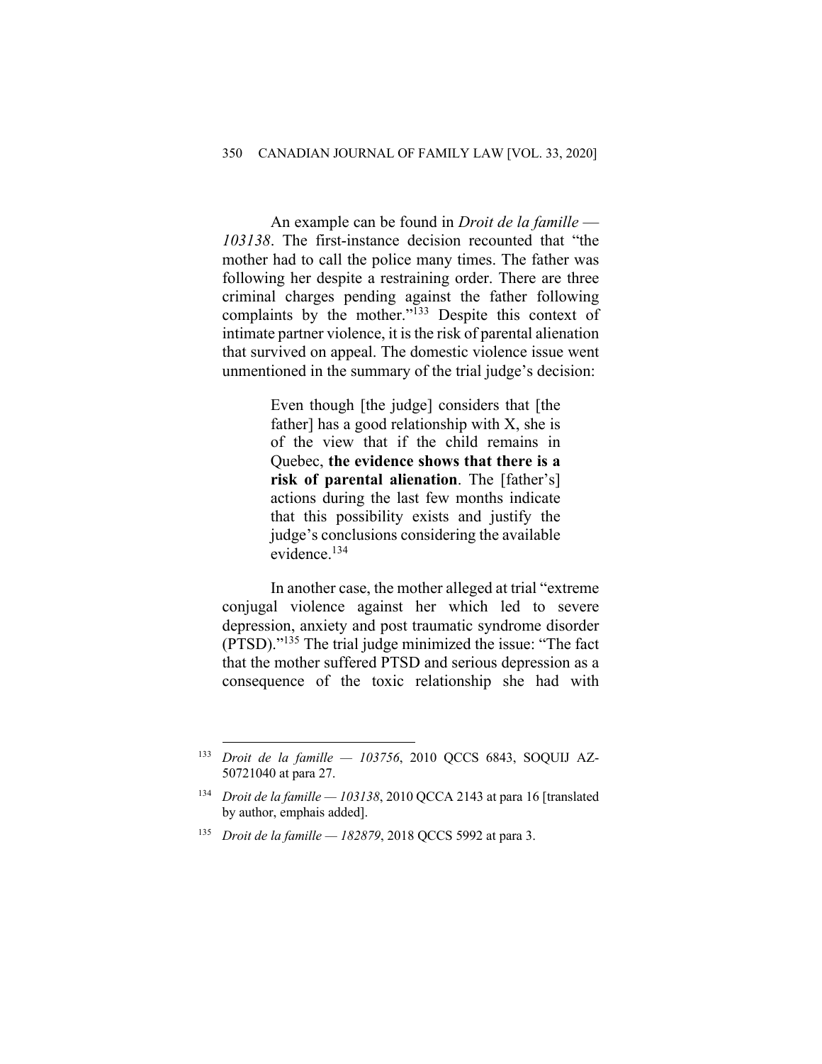An example can be found in *Droit de la famille — 103138*. The first-instance decision recounted that "the mother had to call the police many times. The father was following her despite a restraining order. There are three criminal charges pending against the father following complaints by the mother."[133] Despite this context of intimate partner violence, it is the risk of parental alienation that survived on appeal. The domestic violence issue went unmentioned in the summary of the trial judge's decision:

> Even though [the judge] considers that [the father] has a good relationship with X, she is of the view that if the child remains in Quebec, **the evidence shows that there is a risk of parental alienation**. The [father's] actions during the last few months indicate that this possibility exists and justify the judge's conclusions considering the available evidence.[134]

In another case, the mother alleged at trial "extreme conjugal violence against her which led to severe depression, anxiety and post traumatic syndrome disorder (PTSD)."[135] The trial judge minimized the issue: "The fact that the mother suffered PTSD and serious depression as a consequence of the toxic relationship she had with

---

[133] *Droit de la famille — 103756*, 2010 QCCS 6843, SOQUIJ AZ-50721040 at para 27.

[134] *Droit de la famille — 103138*, 2010 QCCA 2143 at para 16 [translated by author, emphais added].

[135] *Droit de la famille — 182879*, 2018 QCCS 5992 at para 3.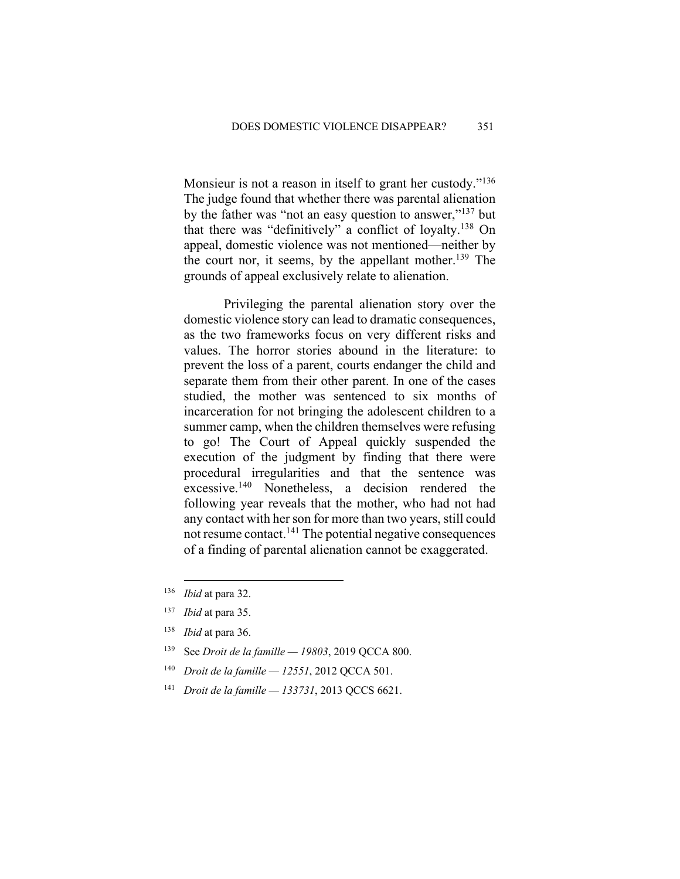Monsieur is not a reason in itself to grant her custody."[136] The judge found that whether there was parental alienation by the father was "not an easy question to answer,"[137] but that there was "definitively" a conflict of loyalty.[138] On appeal, domestic violence was not mentioned—neither by the court nor, it seems, by the appellant mother.[139] The grounds of appeal exclusively relate to alienation.

Privileging the parental alienation story over the domestic violence story can lead to dramatic consequences, as the two frameworks focus on very different risks and values. The horror stories abound in the literature: to prevent the loss of a parent, courts endanger the child and separate them from their other parent. In one of the cases studied, the mother was sentenced to six months of incarceration for not bringing the adolescent children to a summer camp, when the children themselves were refusing to go! The Court of Appeal quickly suspended the execution of the judgment by finding that there were procedural irregularities and that the sentence was excessive.[140] Nonetheless, a decision rendered the following year reveals that the mother, who had not had any contact with her son for more than two years, still could not resume contact.[141] The potential negative consequences of a finding of parental alienation cannot be exaggerated.

---

[136] *Ibid* at para 32.

[137] *Ibid* at para 35.

[138] *Ibid* at para 36.

[139] See *Droit de la famille — 19803*, 2019 QCCA 800.

[140] *Droit de la famille — 12551*, 2012 QCCA 501.

[141] *Droit de la famille — 133731*, 2013 QCCS 6621.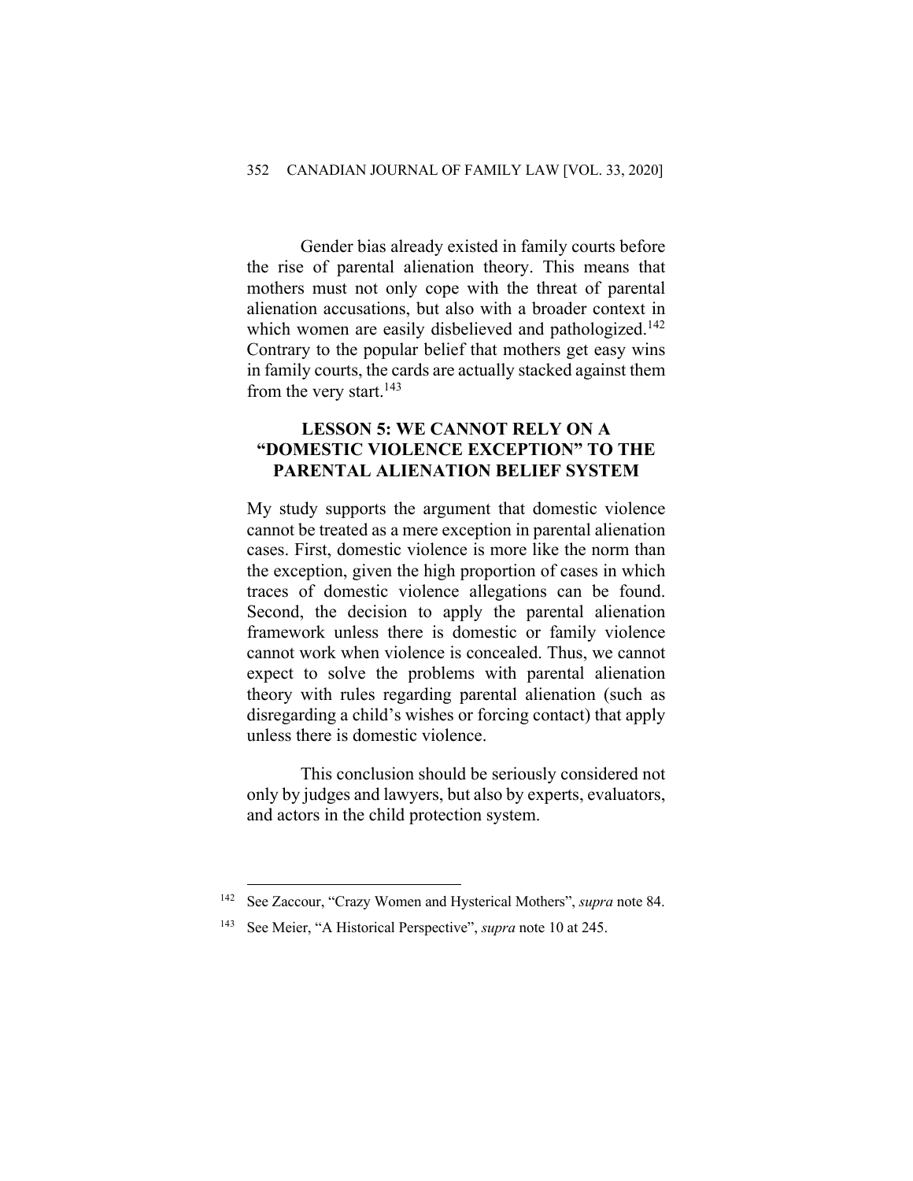Gender bias already existed in family courts before the rise of parental alienation theory. This means that mothers must not only cope with the threat of parental alienation accusations, but also with a broader context in which women are easily disbelieved and pathologized.[142] Contrary to the popular belief that mothers get easy wins in family courts, the cards are actually stacked against them from the very start.[143]

## LESSON 5: WE CANNOT RELY ON A "DOMESTIC VIOLENCE EXCEPTION" TO THE PARENTAL ALIENATION BELIEF SYSTEM

My study supports the argument that domestic violence cannot be treated as a mere exception in parental alienation cases. First, domestic violence is more like the norm than the exception, given the high proportion of cases in which traces of domestic violence allegations can be found. Second, the decision to apply the parental alienation framework unless there is domestic or family violence cannot work when violence is concealed. Thus, we cannot expect to solve the problems with parental alienation theory with rules regarding parental alienation (such as disregarding a child's wishes or forcing contact) that apply unless there is domestic violence.

This conclusion should be seriously considered not only by judges and lawyers, but also by experts, evaluators, and actors in the child protection system.

---

[142] See Zaccour, "Crazy Women and Hysterical Mothers", *supra* note 84.

[143] See Meier, "A Historical Perspective", *supra* note 10 at 245.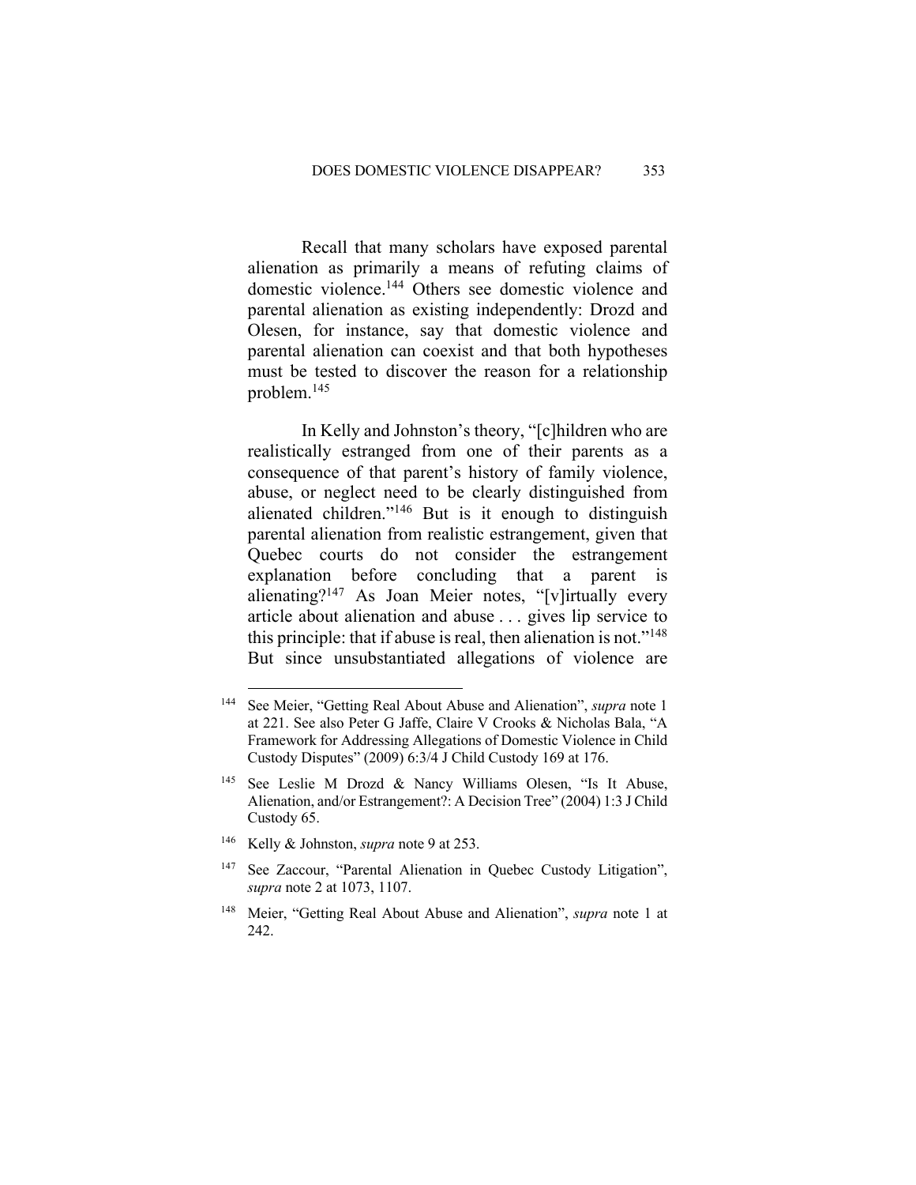Recall that many scholars have exposed parental alienation as primarily a means of refuting claims of domestic violence.[144] Others see domestic violence and parental alienation as existing independently: Drozd and Olesen, for instance, say that domestic violence and parental alienation can coexist and that both hypotheses must be tested to discover the reason for a relationship problem.[145]

In Kelly and Johnston's theory, "[c]hildren who are realistically estranged from one of their parents as a consequence of that parent's history of family violence, abuse, or neglect need to be clearly distinguished from alienated children."[146] But is it enough to distinguish parental alienation from realistic estrangement, given that Quebec courts do not consider the estrangement explanation before concluding that a parent is alienating?[147] As Joan Meier notes, "[v]irtually every article about alienation and abuse . . . gives lip service to this principle: that if abuse is real, then alienation is not."[148] But since unsubstantiated allegations of violence are

---

[144] See Meier, "Getting Real About Abuse and Alienation", *supra* note 1 at 221. See also Peter G Jaffe, Claire V Crooks & Nicholas Bala, "A Framework for Addressing Allegations of Domestic Violence in Child Custody Disputes" (2009) 6:3/4 J Child Custody 169 at 176.

[145] See Leslie M Drozd & Nancy Williams Olesen, "Is It Abuse, Alienation, and/or Estrangement?: A Decision Tree" (2004) 1:3 J Child Custody 65.

[146] Kelly & Johnston, *supra* note 9 at 253.

[147] See Zaccour, "Parental Alienation in Quebec Custody Litigation", *supra* note 2 at 1073, 1107.

[148] Meier, "Getting Real About Abuse and Alienation", *supra* note 1 at 242.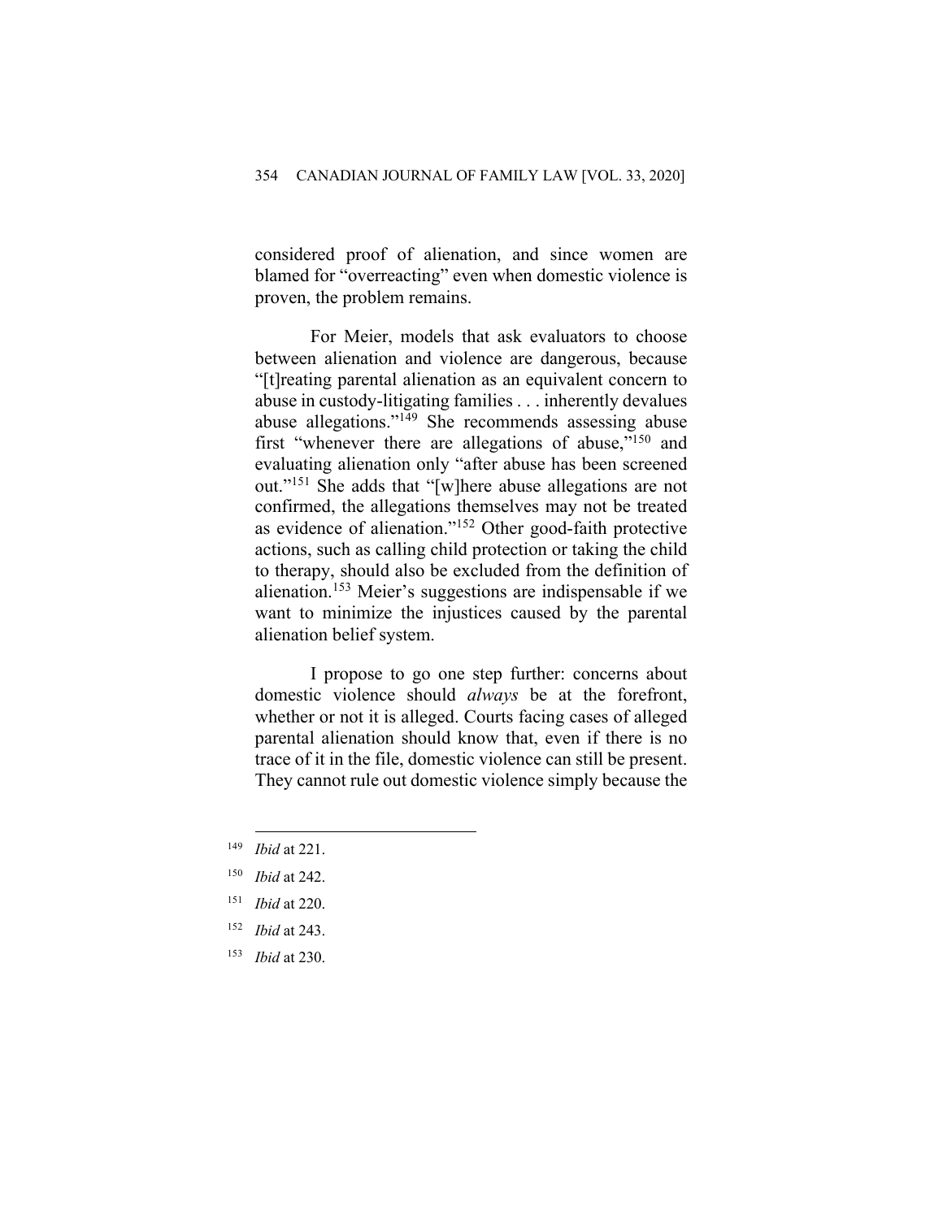considered proof of alienation, and since women are blamed for "overreacting" even when domestic violence is proven, the problem remains.

For Meier, models that ask evaluators to choose between alienation and violence are dangerous, because "[t]reating parental alienation as an equivalent concern to abuse in custody-litigating families . . . inherently devalues abuse allegations."[149] She recommends assessing abuse first "whenever there are allegations of abuse,"[150] and evaluating alienation only "after abuse has been screened out."[151] She adds that "[w]here abuse allegations are not confirmed, the allegations themselves may not be treated as evidence of alienation."[152] Other good-faith protective actions, such as calling child protection or taking the child to therapy, should also be excluded from the definition of alienation.[153] Meier's suggestions are indispensable if we want to minimize the injustices caused by the parental alienation belief system.

I propose to go one step further: concerns about domestic violence should *always* be at the forefront, whether or not it is alleged. Courts facing cases of alleged parental alienation should know that, even if there is no trace of it in the file, domestic violence can still be present. They cannot rule out domestic violence simply because the

---

[149] *Ibid* at 221.

[150] *Ibid* at 242.

[151] *Ibid* at 220.

[152] *Ibid* at 243.

[153] *Ibid* at 230.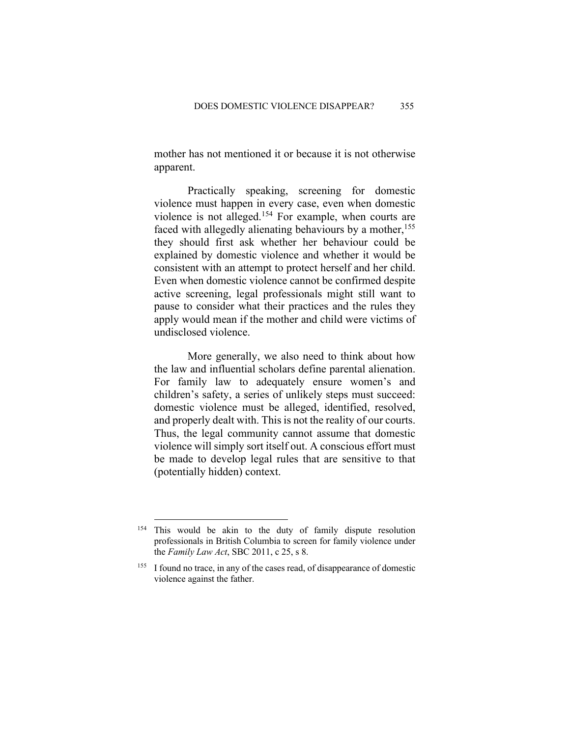mother has not mentioned it or because it is not otherwise apparent.

Practically speaking, screening for domestic violence must happen in every case, even when domestic violence is not alleged.[154] For example, when courts are faced with allegedly alienating behaviours by a mother,[155] they should first ask whether her behaviour could be explained by domestic violence and whether it would be consistent with an attempt to protect herself and her child. Even when domestic violence cannot be confirmed despite active screening, legal professionals might still want to pause to consider what their practices and the rules they apply would mean if the mother and child were victims of undisclosed violence.

More generally, we also need to think about how the law and influential scholars define parental alienation. For family law to adequately ensure women's and children's safety, a series of unlikely steps must succeed: domestic violence must be alleged, identified, resolved, and properly dealt with. This is not the reality of our courts. Thus, the legal community cannot assume that domestic violence will simply sort itself out. A conscious effort must be made to develop legal rules that are sensitive to that (potentially hidden) context.

---

[154] This would be akin to the duty of family dispute resolution professionals in British Columbia to screen for family violence under the *Family Law Act*, SBC 2011, c 25, s 8.

[155] I found no trace, in any of the cases read, of disappearance of domestic violence against the father.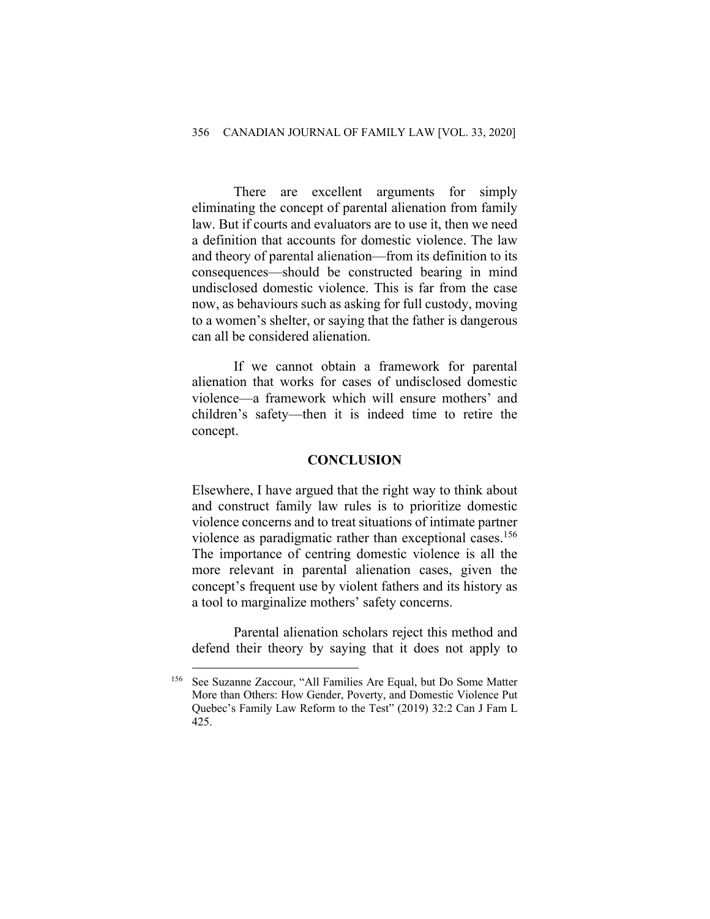There are excellent arguments for simply eliminating the concept of parental alienation from family law. But if courts and evaluators are to use it, then we need a definition that accounts for domestic violence. The law and theory of parental alienation—from its definition to its consequences—should be constructed bearing in mind undisclosed domestic violence. This is far from the case now, as behaviours such as asking for full custody, moving to a women's shelter, or saying that the father is dangerous can all be considered alienation.

If we cannot obtain a framework for parental alienation that works for cases of undisclosed domestic violence—a framework which will ensure mothers' and children's safety—then it is indeed time to retire the concept.

## CONCLUSION

Elsewhere, I have argued that the right way to think about and construct family law rules is to prioritize domestic violence concerns and to treat situations of intimate partner violence as paradigmatic rather than exceptional cases.[156] The importance of centring domestic violence is all the more relevant in parental alienation cases, given the concept's frequent use by violent fathers and its history as a tool to marginalize mothers' safety concerns.

Parental alienation scholars reject this method and defend their theory by saying that it does not apply to

---

[156] See Suzanne Zaccour, "All Families Are Equal, but Do Some Matter More than Others: How Gender, Poverty, and Domestic Violence Put Quebec's Family Law Reform to the Test" (2019) 32:2 Can J Fam L 425.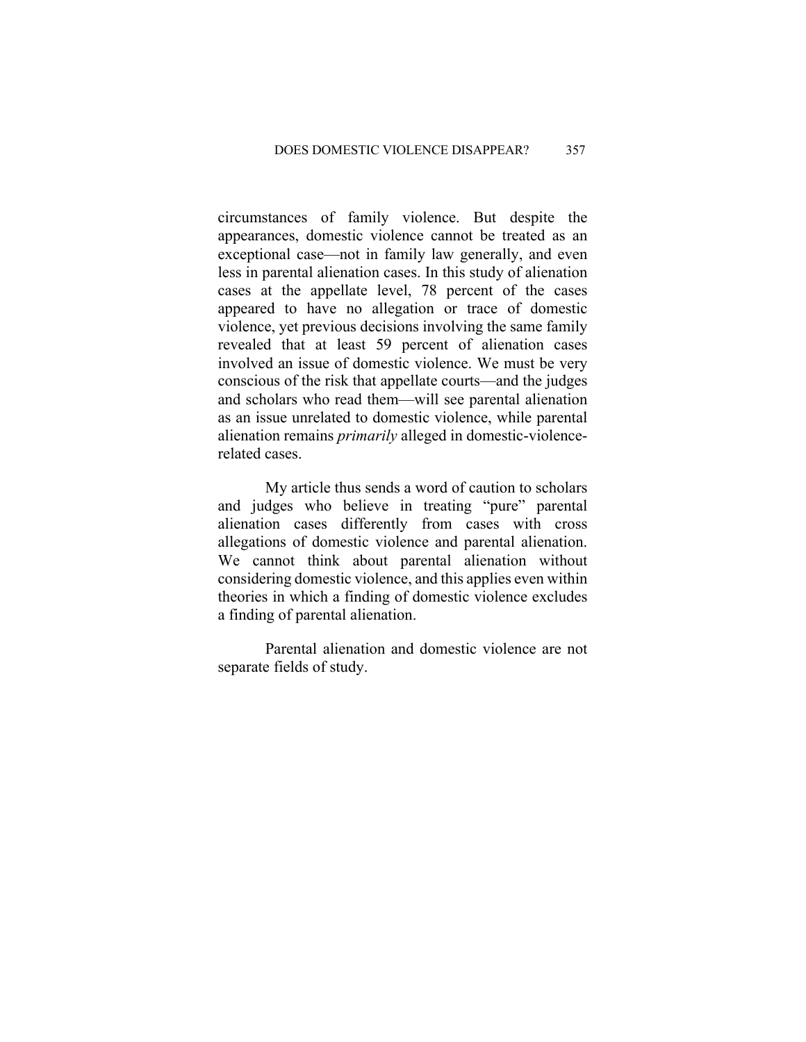circumstances of family violence. But despite the appearances, domestic violence cannot be treated as an exceptional case—not in family law generally, and even less in parental alienation cases. In this study of alienation cases at the appellate level, 78 percent of the cases appeared to have no allegation or trace of domestic violence, yet previous decisions involving the same family revealed that at least 59 percent of alienation cases involved an issue of domestic violence. We must be very conscious of the risk that appellate courts—and the judges and scholars who read them—will see parental alienation as an issue unrelated to domestic violence, while parental alienation remains *primarily* alleged in domestic-violence-related cases.

My article thus sends a word of caution to scholars and judges who believe in treating "pure" parental alienation cases differently from cases with cross allegations of domestic violence and parental alienation. We cannot think about parental alienation without considering domestic violence, and this applies even within theories in which a finding of domestic violence excludes a finding of parental alienation.

Parental alienation and domestic violence are not separate fields of study.